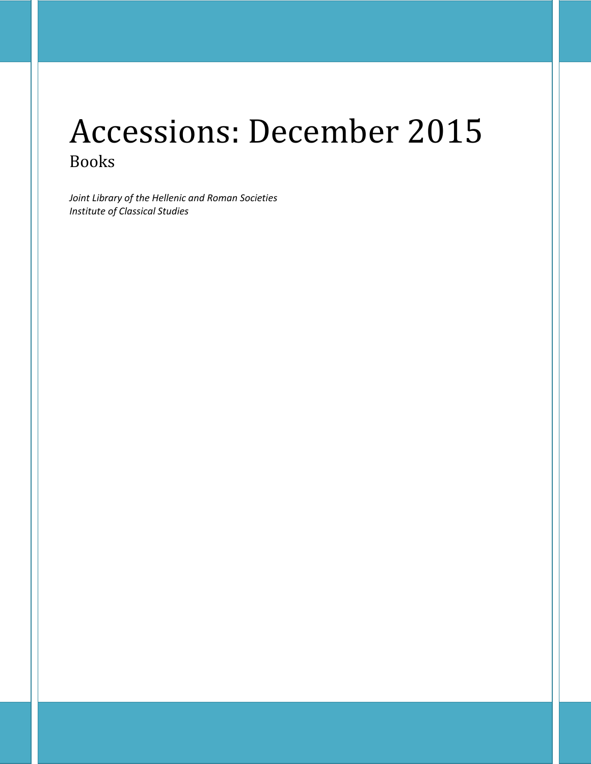# Accessions: December 2015

## Books

*Joint Library of the Hellenic and Roman Societies*
*Institute of Classical Studies*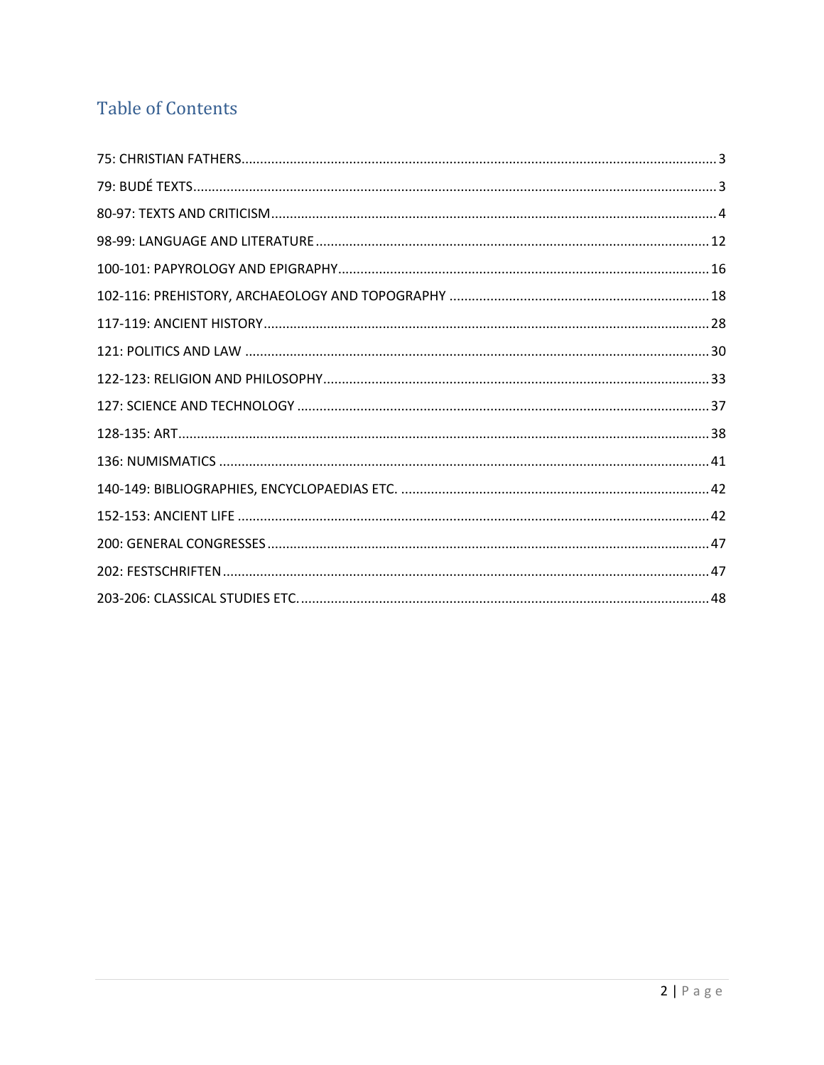# Table of Contents

75: CHRISTIAN FATHERS .......... 3
79: BUDÉ TEXTS .......... 3
80-97: TEXTS AND CRITICISM .......... 4
98-99: LANGUAGE AND LITERATURE .......... 12
100-101: PAPYROLOGY AND EPIGRAPHY .......... 16
102-116: PREHISTORY, ARCHAEOLOGY AND TOPOGRAPHY .......... 18
117-119: ANCIENT HISTORY .......... 28
121: POLITICS AND LAW .......... 30
122-123: RELIGION AND PHILOSOPHY .......... 33
127: SCIENCE AND TECHNOLOGY .......... 37
128-135: ART .......... 38
136: NUMISMATICS .......... 41
140-149: BIBLIOGRAPHIES, ENCYCLOPAEDIAS ETC. .......... 42
152-153: ANCIENT LIFE .......... 42
200: GENERAL CONGRESSES .......... 47
202: FESTSCHRIFTEN .......... 47
203-206: CLASSICAL STUDIES ETC. .......... 48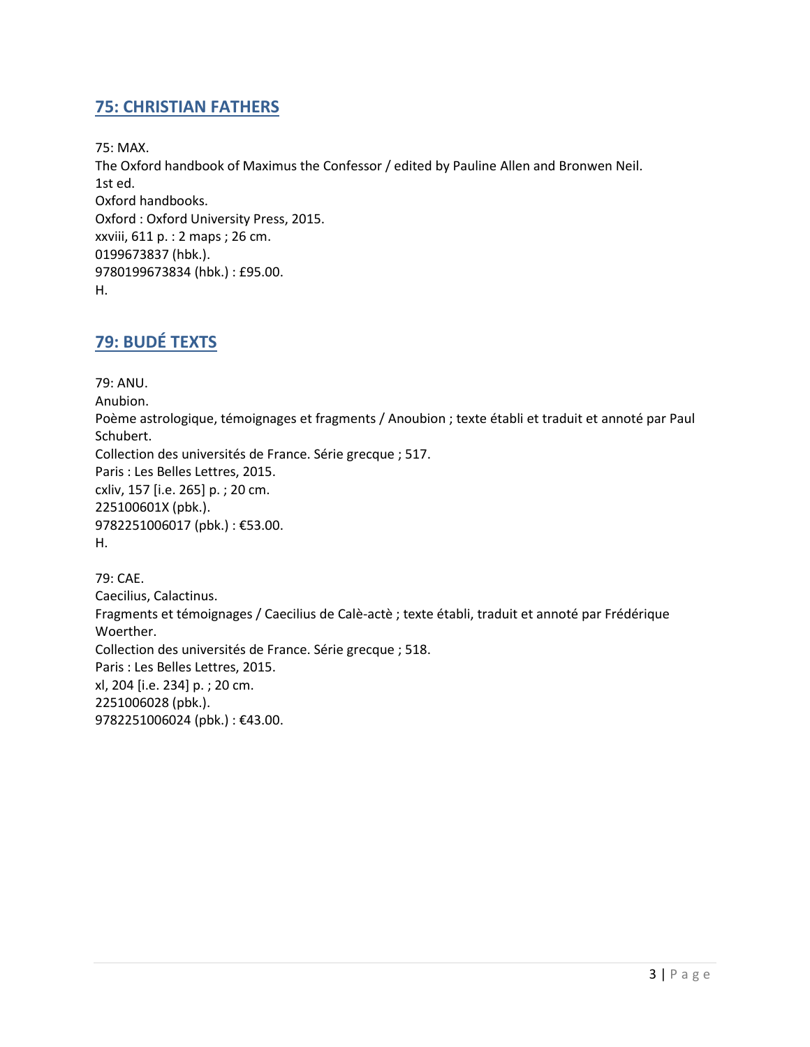## 75: CHRISTIAN FATHERS

75: MAX.
The Oxford handbook of Maximus the Confessor / edited by Pauline Allen and Bronwen Neil.
1st ed.
Oxford handbooks.
Oxford : Oxford University Press, 2015.
xxviii, 611 p. : 2 maps ; 26 cm.
0199673837 (hbk.).
9780199673834 (hbk.) : £95.00.
H.

## 79: BUDÉ TEXTS

79: ANU.
Anubion.
Poème astrologique, témoignages et fragments / Anoubion ; texte établi et traduit et annoté par Paul Schubert.
Collection des universités de France. Série grecque ; 517.
Paris : Les Belles Lettres, 2015.
cxliv, 157 [i.e. 265] p. ; 20 cm.
225100601X (pbk.).
9782251006017 (pbk.) : €53.00.
H.

79: CAE.
Caecilius, Calactinus.
Fragments et témoignages / Caecilius de Calè-actè ; texte établi, traduit et annoté par Frédérique Woerther.
Collection des universités de France. Série grecque ; 518.
Paris : Les Belles Lettres, 2015.
xl, 204 [i.e. 234] p. ; 20 cm.
2251006028 (pbk.).
9782251006024 (pbk.) : €43.00.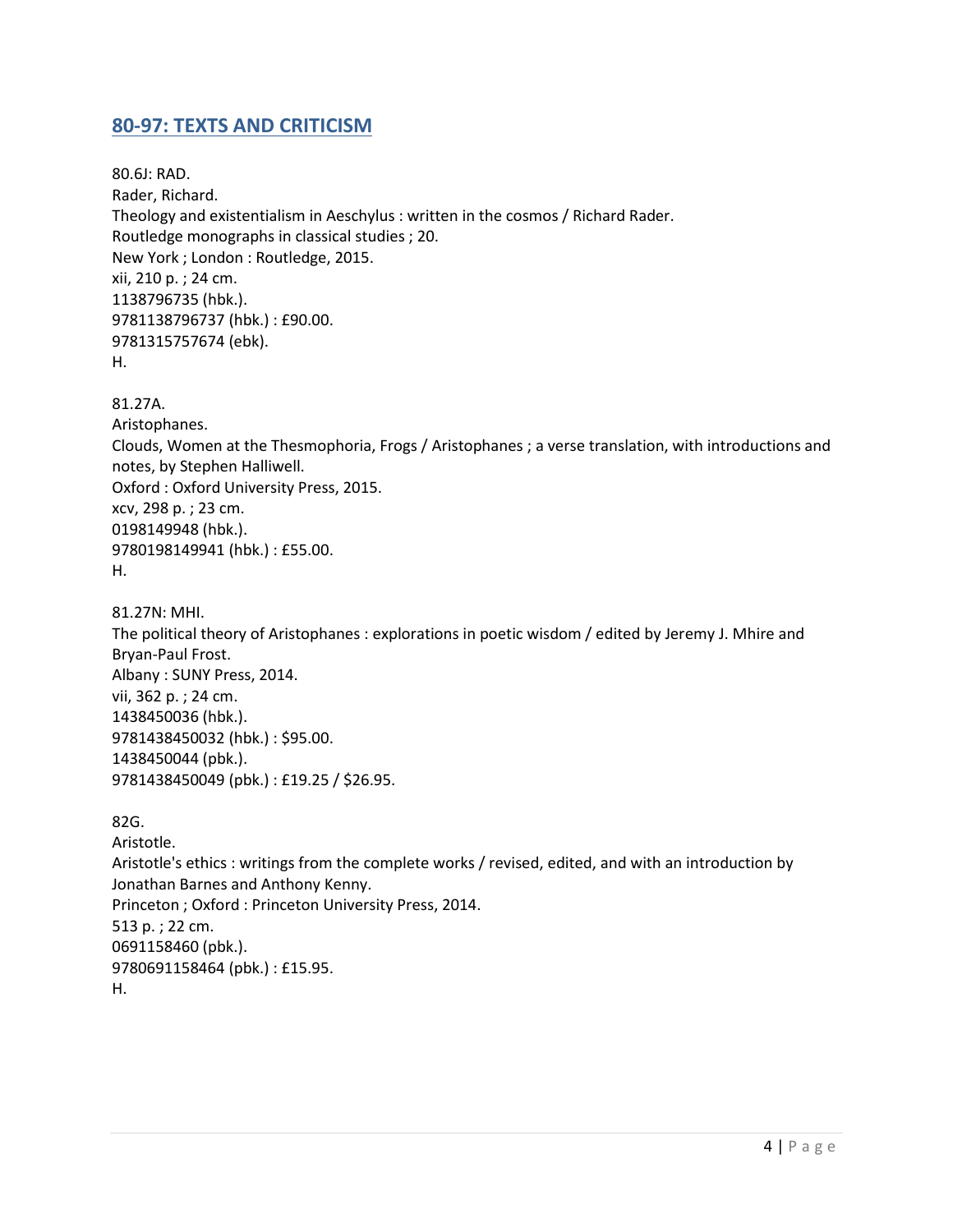## 80-97: TEXTS AND CRITICISM

80.6J: RAD.
Rader, Richard.
Theology and existentialism in Aeschylus : written in the cosmos / Richard Rader.
Routledge monographs in classical studies ; 20.
New York ; London : Routledge, 2015.
xii, 210 p. ; 24 cm.
1138796735 (hbk.).
9781138796737 (hbk.) : £90.00.
9781315757674 (ebk).
H.

81.27A.
Aristophanes.
Clouds, Women at the Thesmophoria, Frogs / Aristophanes ; a verse translation, with introductions and notes, by Stephen Halliwell.
Oxford : Oxford University Press, 2015.
xcv, 298 p. ; 23 cm.
0198149948 (hbk.).
9780198149941 (hbk.) : £55.00.
H.

81.27N: MHI.
The political theory of Aristophanes : explorations in poetic wisdom / edited by Jeremy J. Mhire and Bryan-Paul Frost.
Albany : SUNY Press, 2014.
vii, 362 p. ; 24 cm.
1438450036 (hbk.).
9781438450032 (hbk.) : $95.00.
1438450044 (pbk.).
9781438450049 (pbk.) : £19.25 / $26.95.

82G.
Aristotle.
Aristotle's ethics : writings from the complete works / revised, edited, and with an introduction by Jonathan Barnes and Anthony Kenny.
Princeton ; Oxford : Princeton University Press, 2014.
513 p. ; 22 cm.
0691158460 (pbk.).
9780691158464 (pbk.) : £15.95.
H.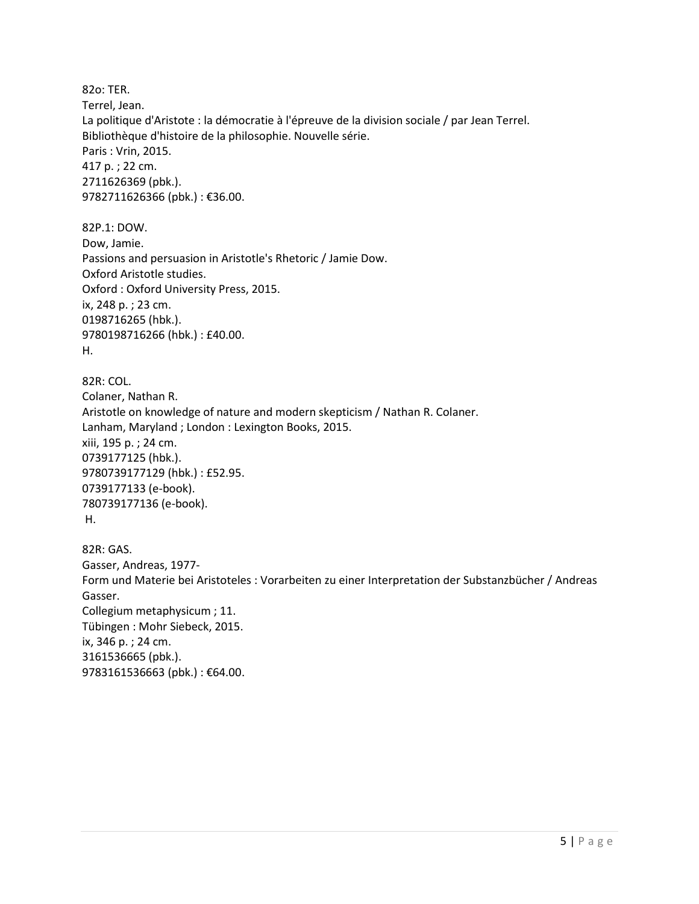82o: TER.
Terrel, Jean.
La politique d'Aristote : la démocratie à l'épreuve de la division sociale / par Jean Terrel.
Bibliothèque d'histoire de la philosophie. Nouvelle série.
Paris : Vrin, 2015.
417 p. ; 22 cm.
2711626369 (pbk.).
9782711626366 (pbk.) : €36.00.

82P.1: DOW.
Dow, Jamie.
Passions and persuasion in Aristotle's Rhetoric / Jamie Dow.
Oxford Aristotle studies.
Oxford : Oxford University Press, 2015.
ix, 248 p. ; 23 cm.
0198716265 (hbk.).
9780198716266 (hbk.) : £40.00.
H.

82R: COL.
Colaner, Nathan R.
Aristotle on knowledge of nature and modern skepticism / Nathan R. Colaner.
Lanham, Maryland ; London : Lexington Books, 2015.
xiii, 195 p. ; 24 cm.
0739177125 (hbk.).
9780739177129 (hbk.) : £52.95.
0739177133 (e-book).
780739177136 (e-book).
H.

82R: GAS.
Gasser, Andreas, 1977-
Form und Materie bei Aristoteles : Vorarbeiten zu einer Interpretation der Substanzbücher / Andreas Gasser.
Collegium metaphysicum ; 11.
Tübingen : Mohr Siebeck, 2015.
ix, 346 p. ; 24 cm.
3161536665 (pbk.).
9783161536663 (pbk.) : €64.00.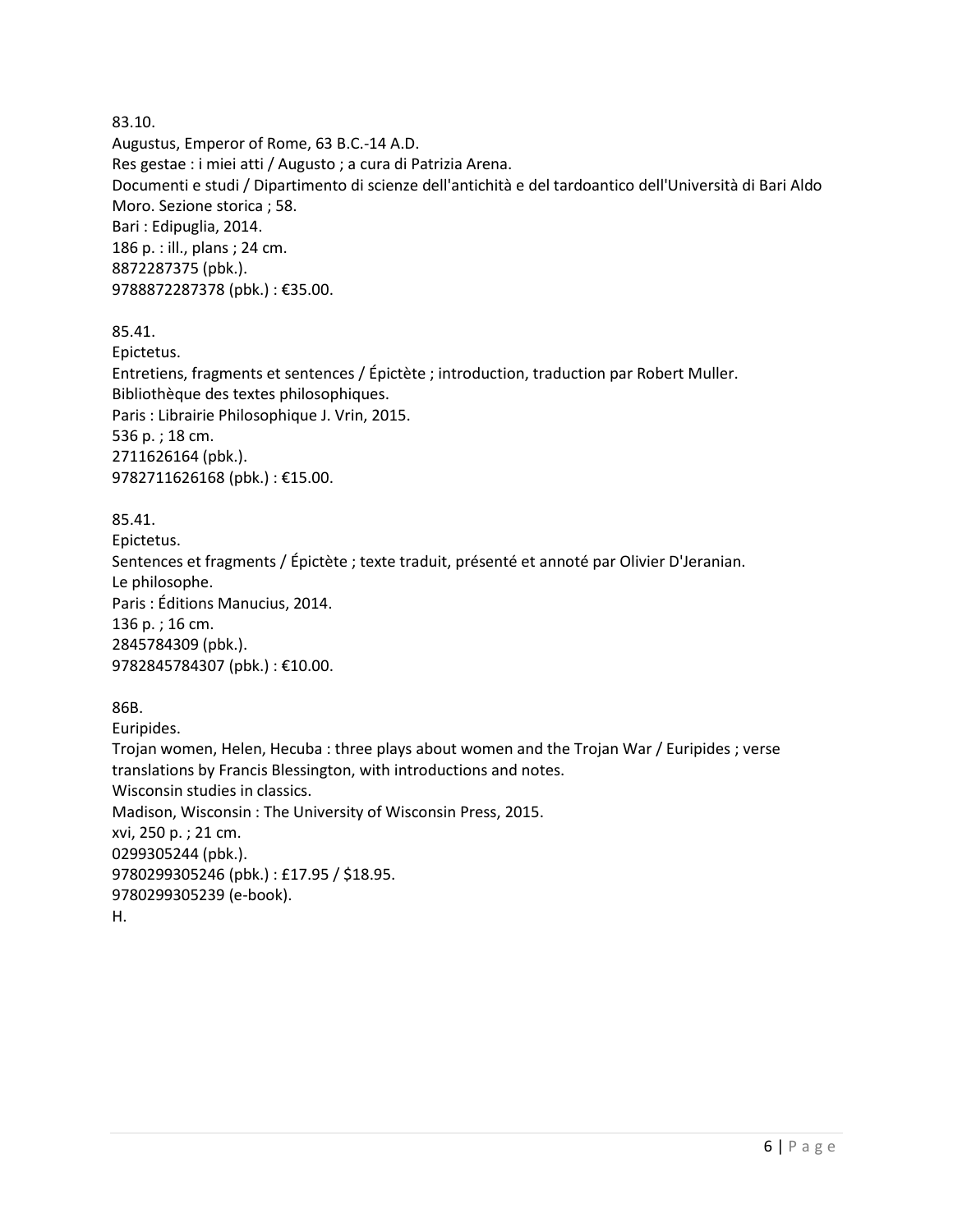83.10.
Augustus, Emperor of Rome, 63 B.C.-14 A.D.
Res gestae : i miei atti / Augusto ; a cura di Patrizia Arena.
Documenti e studi / Dipartimento di scienze dell'antichità e del tardoantico dell'Università di Bari Aldo Moro. Sezione storica ; 58.
Bari : Edipuglia, 2014.
186 p. : ill., plans ; 24 cm.
8872287375 (pbk.).
9788872287378 (pbk.) : €35.00.

85.41.
Epictetus.
Entretiens, fragments et sentences / Épictète ; introduction, traduction par Robert Muller.
Bibliothèque des textes philosophiques.
Paris : Librairie Philosophique J. Vrin, 2015.
536 p. ; 18 cm.
2711626164 (pbk.).
9782711626168 (pbk.) : €15.00.

85.41.
Epictetus.
Sentences et fragments / Épictète ; texte traduit, présenté et annoté par Olivier D'Jeranian.
Le philosophe.
Paris : Éditions Manucius, 2014.
136 p. ; 16 cm.
2845784309 (pbk.).
9782845784307 (pbk.) : €10.00.

86B.
Euripides.
Trojan women, Helen, Hecuba : three plays about women and the Trojan War / Euripides ; verse translations by Francis Blessington, with introductions and notes.
Wisconsin studies in classics.
Madison, Wisconsin : The University of Wisconsin Press, 2015.
xvi, 250 p. ; 21 cm.
0299305244 (pbk.).
9780299305246 (pbk.) : £17.95 / $18.95.
9780299305239 (e-book).
H.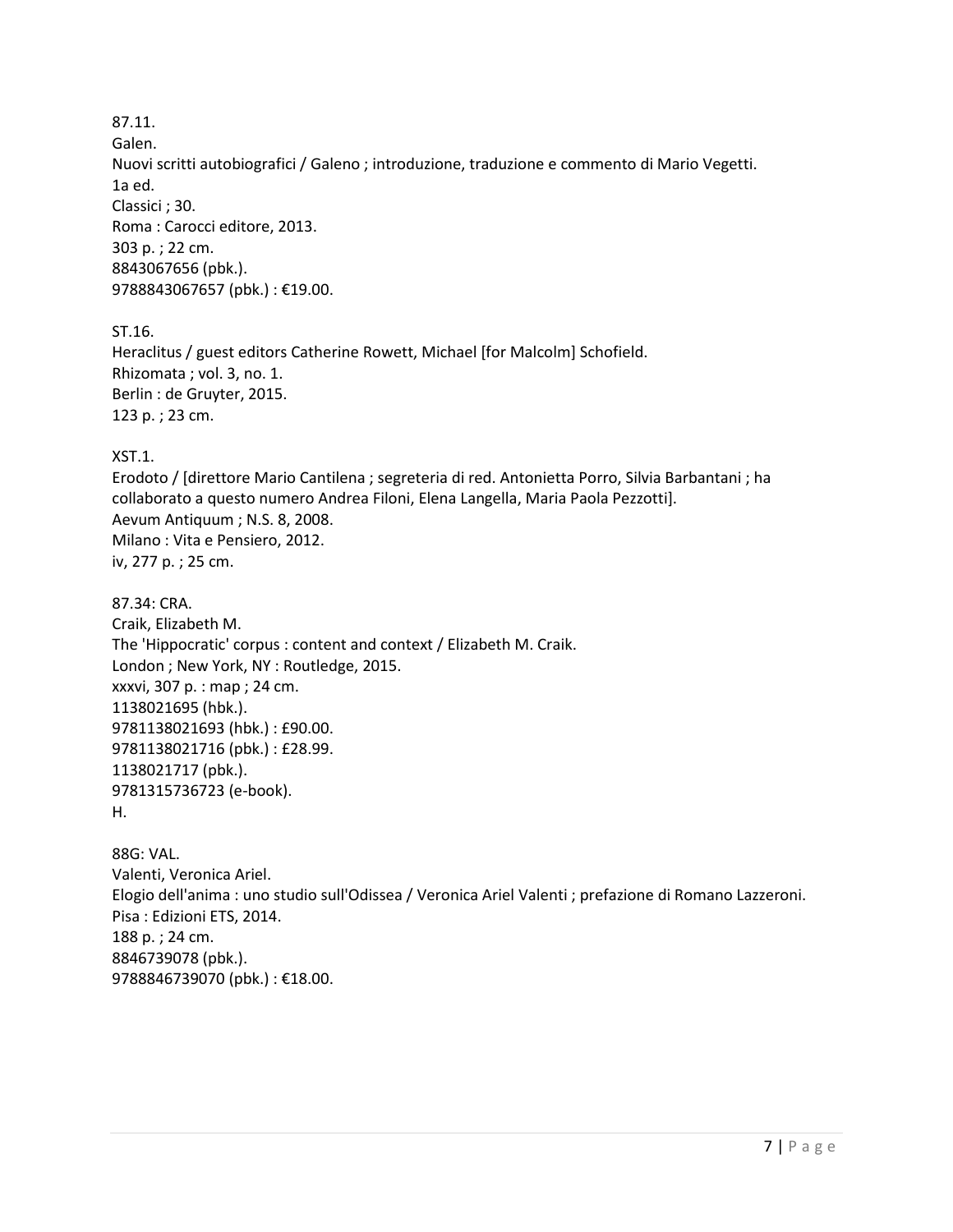87.11.
Galen.
Nuovi scritti autobiografici / Galeno ; introduzione, traduzione e commento di Mario Vegetti.
1a ed.
Classici ; 30.
Roma : Carocci editore, 2013.
303 p. ; 22 cm.
8843067656 (pbk.).
9788843067657 (pbk.) : €19.00.

ST.16.
Heraclitus / guest editors Catherine Rowett, Michael [for Malcolm] Schofield.
Rhizomata ; vol. 3, no. 1.
Berlin : de Gruyter, 2015.
123 p. ; 23 cm.

XST.1.
Erodoto / [direttore Mario Cantilena ; segreteria di red. Antonietta Porro, Silvia Barbantani ; ha collaborato a questo numero Andrea Filoni, Elena Langella, Maria Paola Pezzotti].
Aevum Antiquum ; N.S. 8, 2008.
Milano : Vita e Pensiero, 2012.
iv, 277 p. ; 25 cm.

87.34: CRA.
Craik, Elizabeth M.
The 'Hippocratic' corpus : content and context / Elizabeth M. Craik.
London ; New York, NY : Routledge, 2015.
xxxvi, 307 p. : map ; 24 cm.
1138021695 (hbk.).
9781138021693 (hbk.) : £90.00.
9781138021716 (pbk.) : £28.99.
1138021717 (pbk.).
9781315736723 (e-book).
H.

88G: VAL.
Valenti, Veronica Ariel.
Elogio dell'anima : uno studio sull'Odissea / Veronica Ariel Valenti ; prefazione di Romano Lazzeroni.
Pisa : Edizioni ETS, 2014.
188 p. ; 24 cm.
8846739078 (pbk.).
9788846739070 (pbk.) : €18.00.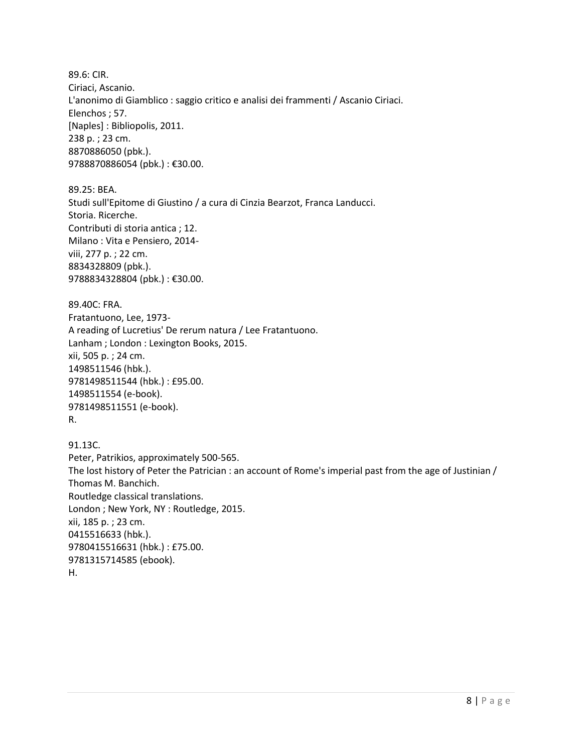89.6: CIR.
Ciriaci, Ascanio.
L'anonimo di Giamblico : saggio critico e analisi dei frammenti / Ascanio Ciriaci.
Elenchos ; 57.
[Naples] : Bibliopolis, 2011.
238 p. ; 23 cm.
8870886050 (pbk.).
9788870886054 (pbk.) : €30.00.

89.25: BEA.
Studi sull'Epitome di Giustino / a cura di Cinzia Bearzot, Franca Landucci.
Storia. Ricerche.
Contributi di storia antica ; 12.
Milano : Vita e Pensiero, 2014-
viii, 277 p. ; 22 cm.
8834328809 (pbk.).
9788834328804 (pbk.) : €30.00.

89.40C: FRA.
Fratantuono, Lee, 1973-
A reading of Lucretius' De rerum natura / Lee Fratantuono.
Lanham ; London : Lexington Books, 2015.
xii, 505 p. ; 24 cm.
1498511546 (hbk.).
9781498511544 (hbk.) : £95.00.
1498511554 (e-book).
9781498511551 (e-book).
R.

91.13C.
Peter, Patrikios, approximately 500-565.
The lost history of Peter the Patrician : an account of Rome's imperial past from the age of Justinian / Thomas M. Banchich.
Routledge classical translations.
London ; New York, NY : Routledge, 2015.
xii, 185 p. ; 23 cm.
0415516633 (hbk.).
9780415516631 (hbk.) : £75.00.
9781315714585 (ebook).
H.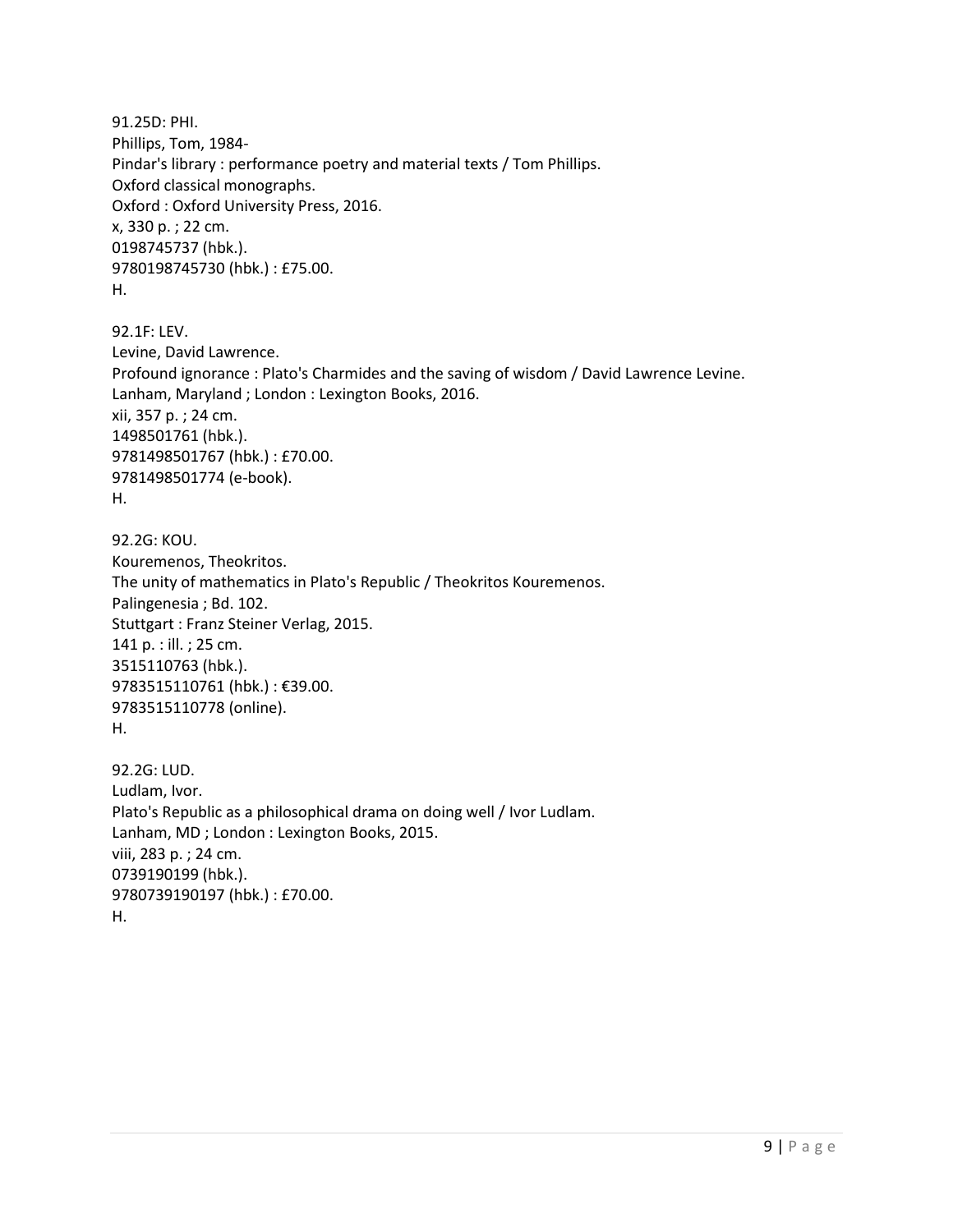91.25D: PHI.
Phillips, Tom, 1984-
Pindar's library : performance poetry and material texts / Tom Phillips.
Oxford classical monographs.
Oxford : Oxford University Press, 2016.
x, 330 p. ; 22 cm.
0198745737 (hbk.).
9780198745730 (hbk.) : £75.00.
H.

92.1F: LEV.
Levine, David Lawrence.
Profound ignorance : Plato's Charmides and the saving of wisdom / David Lawrence Levine.
Lanham, Maryland ; London : Lexington Books, 2016.
xii, 357 p. ; 24 cm.
1498501761 (hbk.).
9781498501767 (hbk.) : £70.00.
9781498501774 (e-book).
H.

92.2G: KOU.
Kouremenos, Theokritos.
The unity of mathematics in Plato's Republic / Theokritos Kouremenos.
Palingenesia ; Bd. 102.
Stuttgart : Franz Steiner Verlag, 2015.
141 p. : ill. ; 25 cm.
3515110763 (hbk.).
9783515110761 (hbk.) : €39.00.
9783515110778 (online).
H.

92.2G: LUD.
Ludlam, Ivor.
Plato's Republic as a philosophical drama on doing well / Ivor Ludlam.
Lanham, MD ; London : Lexington Books, 2015.
viii, 283 p. ; 24 cm.
0739190199 (hbk.).
9780739190197 (hbk.) : £70.00.
H.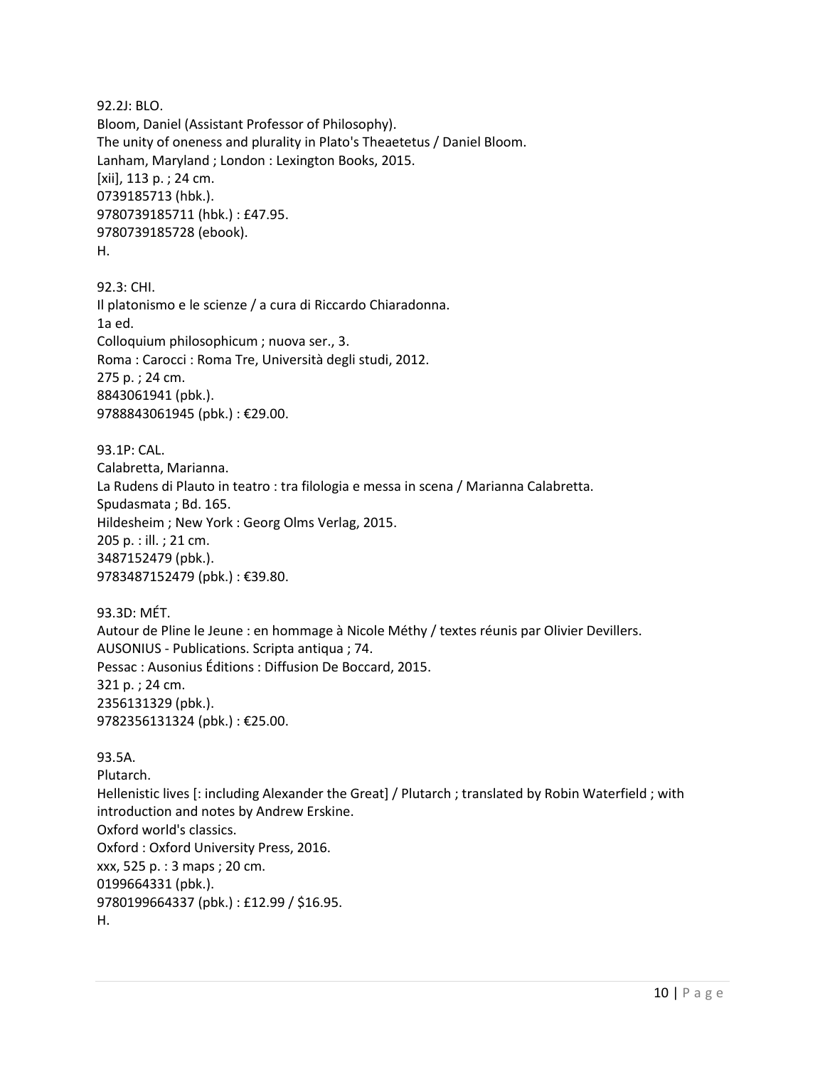92.2J: BLO.
Bloom, Daniel (Assistant Professor of Philosophy).
The unity of oneness and plurality in Plato's Theaetetus / Daniel Bloom.
Lanham, Maryland ; London : Lexington Books, 2015.
[xii], 113 p. ; 24 cm.
0739185713 (hbk.).
9780739185711 (hbk.) : £47.95.
9780739185728 (ebook).
H.

92.3: CHI.
Il platonismo e le scienze / a cura di Riccardo Chiaradonna.
1a ed.
Colloquium philosophicum ; nuova ser., 3.
Roma : Carocci : Roma Tre, Università degli studi, 2012.
275 p. ; 24 cm.
8843061941 (pbk.).
9788843061945 (pbk.) : €29.00.

93.1P: CAL.
Calabretta, Marianna.
La Rudens di Plauto in teatro : tra filologia e messa in scena / Marianna Calabretta.
Spudasmata ; Bd. 165.
Hildesheim ; New York : Georg Olms Verlag, 2015.
205 p. : ill. ; 21 cm.
3487152479 (pbk.).
9783487152479 (pbk.) : €39.80.

93.3D: MÉT.
Autour de Pline le Jeune : en hommage à Nicole Méthy / textes réunis par Olivier Devillers.
AUSONIUS - Publications. Scripta antiqua ; 74.
Pessac : Ausonius Éditions : Diffusion De Boccard, 2015.
321 p. ; 24 cm.
2356131329 (pbk.).
9782356131324 (pbk.) : €25.00.

93.5A.
Plutarch.
Hellenistic lives [: including Alexander the Great] / Plutarch ; translated by Robin Waterfield ; with introduction and notes by Andrew Erskine.
Oxford world's classics.
Oxford : Oxford University Press, 2016.
xxx, 525 p. : 3 maps ; 20 cm.
0199664331 (pbk.).
9780199664337 (pbk.) : £12.99 / $16.95.
H.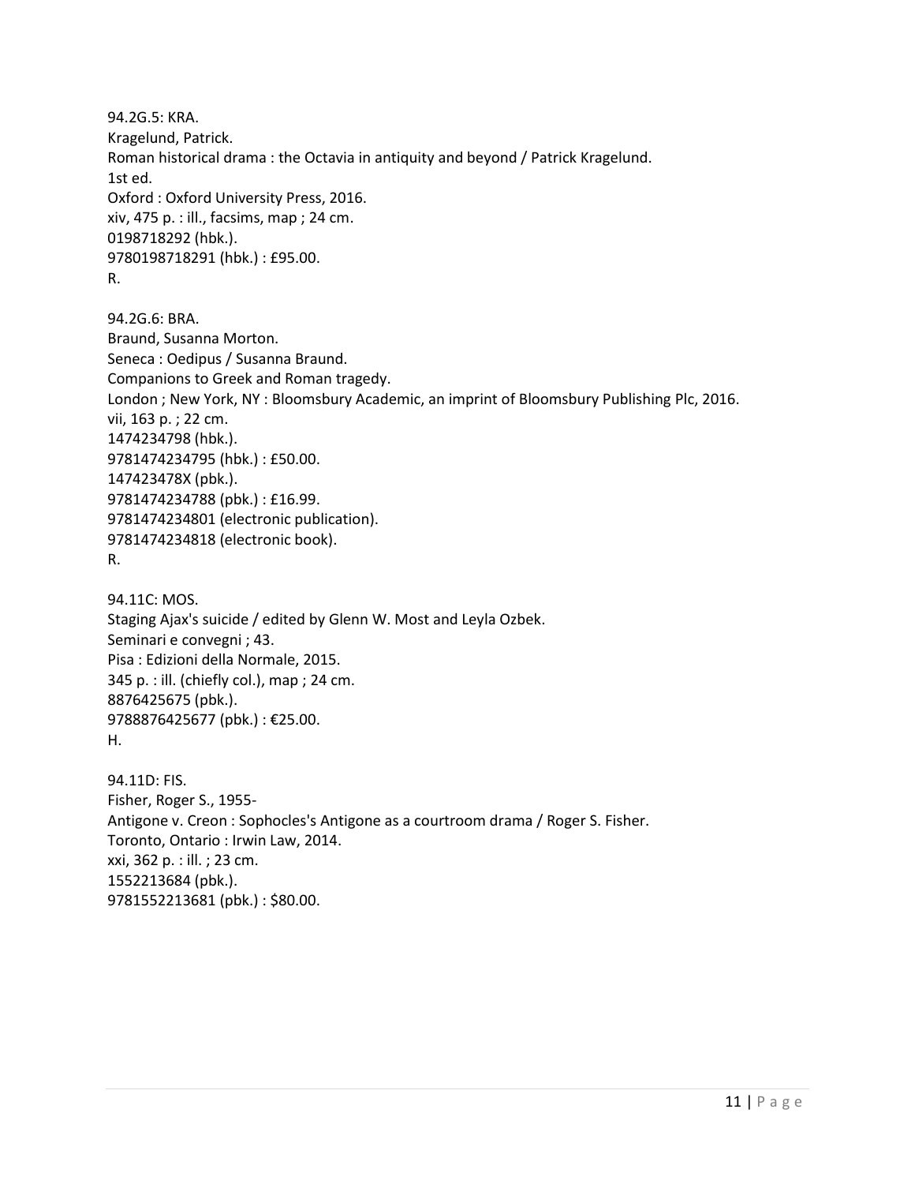94.2G.5: KRA.
Kragelund, Patrick.
Roman historical drama : the Octavia in antiquity and beyond / Patrick Kragelund.
1st ed.
Oxford : Oxford University Press, 2016.
xiv, 475 p. : ill., facsims, map ; 24 cm.
0198718292 (hbk.).
9780198718291 (hbk.) : £95.00.
R.

94.2G.6: BRA.
Braund, Susanna Morton.
Seneca : Oedipus / Susanna Braund.
Companions to Greek and Roman tragedy.
London ; New York, NY : Bloomsbury Academic, an imprint of Bloomsbury Publishing Plc, 2016.
vii, 163 p. ; 22 cm.
1474234798 (hbk.).
9781474234795 (hbk.) : £50.00.
147423478X (pbk.).
9781474234788 (pbk.) : £16.99.
9781474234801 (electronic publication).
9781474234818 (electronic book).
R.

94.11C: MOS.
Staging Ajax's suicide / edited by Glenn W. Most and Leyla Ozbek.
Seminari e convegni ; 43.
Pisa : Edizioni della Normale, 2015.
345 p. : ill. (chiefly col.), map ; 24 cm.
8876425675 (pbk.).
9788876425677 (pbk.) : €25.00.
H.

94.11D: FIS.
Fisher, Roger S., 1955-
Antigone v. Creon : Sophocles's Antigone as a courtroom drama / Roger S. Fisher.
Toronto, Ontario : Irwin Law, 2014.
xxi, 362 p. : ill. ; 23 cm.
1552213684 (pbk.).
9781552213681 (pbk.) : $80.00.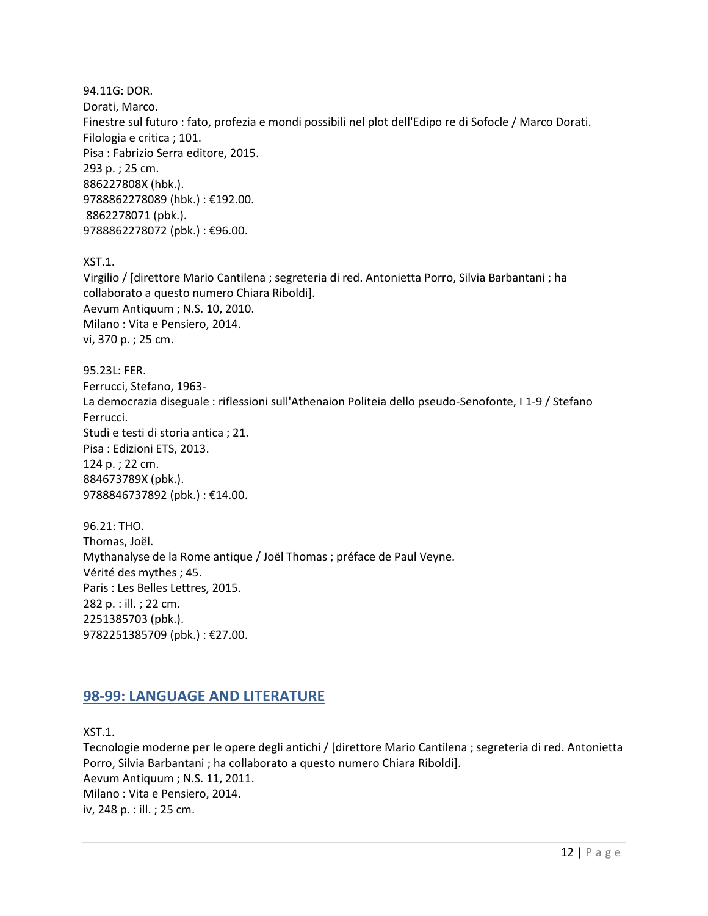94.11G: DOR.
Dorati, Marco.
Finestre sul futuro : fato, profezia e mondi possibili nel plot dell'Edipo re di Sofocle / Marco Dorati.
Filologia e critica ; 101.
Pisa : Fabrizio Serra editore, 2015.
293 p. ; 25 cm.
886227808X (hbk.).
9788862278089 (hbk.) : €192.00.
8862278071 (pbk.).
9788862278072 (pbk.) : €96.00.

XST.1.
Virgilio / [direttore Mario Cantilena ; segreteria di red. Antonietta Porro, Silvia Barbantani ; ha collaborato a questo numero Chiara Riboldi].
Aevum Antiquum ; N.S. 10, 2010.
Milano : Vita e Pensiero, 2014.
vi, 370 p. ; 25 cm.

95.23L: FER.
Ferrucci, Stefano, 1963-
La democrazia diseguale : riflessioni sull'Athenaion Politeia dello pseudo-Senofonte, I 1-9 / Stefano Ferrucci.
Studi e testi di storia antica ; 21.
Pisa : Edizioni ETS, 2013.
124 p. ; 22 cm.
884673789X (pbk.).
9788846737892 (pbk.) : €14.00.

96.21: THO.
Thomas, Joël.
Mythanalyse de la Rome antique / Joël Thomas ; préface de Paul Veyne.
Vérité des mythes ; 45.
Paris : Les Belles Lettres, 2015.
282 p. : ill. ; 22 cm.
2251385703 (pbk.).
9782251385709 (pbk.) : €27.00.

## 98-99: LANGUAGE AND LITERATURE

XST.1.
Tecnologie moderne per le opere degli antichi / [direttore Mario Cantilena ; segreteria di red. Antonietta Porro, Silvia Barbantani ; ha collaborato a questo numero Chiara Riboldi].
Aevum Antiquum ; N.S. 11, 2011.
Milano : Vita e Pensiero, 2014.
iv, 248 p. : ill. ; 25 cm.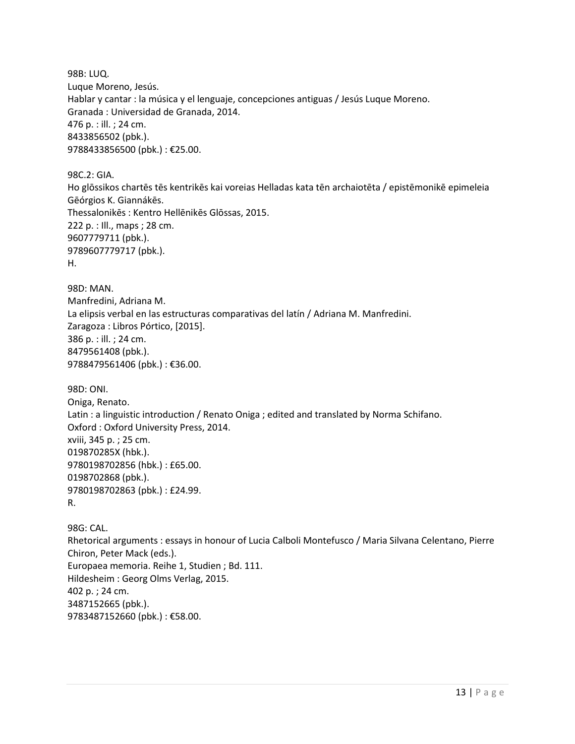98B: LUQ.
Luque Moreno, Jesús.
Hablar y cantar : la música y el lenguaje, concepciones antiguas / Jesús Luque Moreno.
Granada : Universidad de Granada, 2014.
476 p. : ill. ; 24 cm.
8433856502 (pbk.).
9788433856500 (pbk.) : €25.00.

98C.2: GIA.
Ho glōssikos chartēs tēs kentrikēs kai voreias Helladas kata tēn archaiotēta / epistēmonikē epimeleia Gēórgios K. Giannákēs.
Thessalonikēs : Kentro Hellēnikēs Glōssas, 2015.
222 p. : Ill., maps ; 28 cm.
9607779711 (pbk.).
9789607779717 (pbk.).
H.

98D: MAN.
Manfredini, Adriana M.
La elipsis verbal en las estructuras comparativas del latín / Adriana M. Manfredini.
Zaragoza : Libros Pórtico, [2015].
386 p. : ill. ; 24 cm.
8479561408 (pbk.).
9788479561406 (pbk.) : €36.00.

98D: ONI.
Oniga, Renato.
Latin : a linguistic introduction / Renato Oniga ; edited and translated by Norma Schifano.
Oxford : Oxford University Press, 2014.
xviii, 345 p. ; 25 cm.
019870285X (hbk.).
9780198702856 (hbk.) : £65.00.
0198702868 (pbk.).
9780198702863 (pbk.) : £24.99.
R.

98G: CAL.
Rhetorical arguments : essays in honour of Lucia Calboli Montefusco / Maria Silvana Celentano, Pierre Chiron, Peter Mack (eds.).
Europaea memoria. Reihe 1, Studien ; Bd. 111.
Hildesheim : Georg Olms Verlag, 2015.
402 p. ; 24 cm.
3487152665 (pbk.).
9783487152660 (pbk.) : €58.00.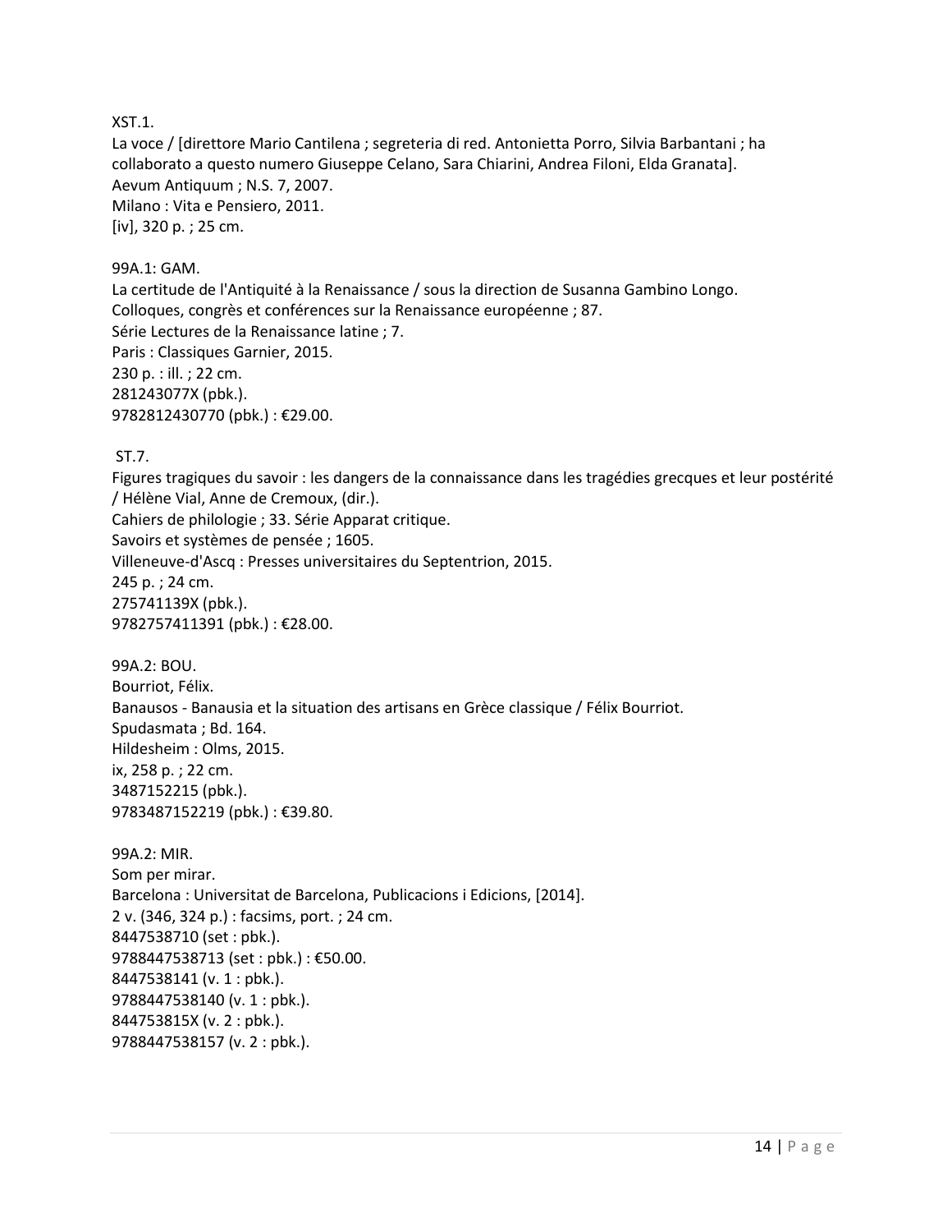XST.1.
La voce / [direttore Mario Cantilena ; segreteria di red. Antonietta Porro, Silvia Barbantani ; ha collaborato a questo numero Giuseppe Celano, Sara Chiarini, Andrea Filoni, Elda Granata].
Aevum Antiquum ; N.S. 7, 2007.
Milano : Vita e Pensiero, 2011.
[iv], 320 p. ; 25 cm.

99A.1: GAM.
La certitude de l'Antiquité à la Renaissance / sous la direction de Susanna Gambino Longo.
Colloques, congrès et conférences sur la Renaissance européenne ; 87.
Série Lectures de la Renaissance latine ; 7.
Paris : Classiques Garnier, 2015.
230 p. : ill. ; 22 cm.
281243077X (pbk.).
9782812430770 (pbk.) : €29.00.

ST.7.
Figures tragiques du savoir : les dangers de la connaissance dans les tragédies grecques et leur postérité / Hélène Vial, Anne de Cremoux, (dir.).
Cahiers de philologie ; 33. Série Apparat critique.
Savoirs et systèmes de pensée ; 1605.
Villeneuve-d'Ascq : Presses universitaires du Septentrion, 2015.
245 p. ; 24 cm.
275741139X (pbk.).
9782757411391 (pbk.) : €28.00.

99A.2: BOU.
Bourriot, Félix.
Banausos - Banausia et la situation des artisans en Grèce classique / Félix Bourriot.
Spudasmata ; Bd. 164.
Hildesheim : Olms, 2015.
ix, 258 p. ; 22 cm.
3487152215 (pbk.).
9783487152219 (pbk.) : €39.80.

99A.2: MIR.
Som per mirar.
Barcelona : Universitat de Barcelona, Publicacions i Edicions, [2014].
2 v. (346, 324 p.) : facsims, port. ; 24 cm.
8447538710 (set : pbk.).
9788447538713 (set : pbk.) : €50.00.
8447538141 (v. 1 : pbk.).
9788447538140 (v. 1 : pbk.).
844753815X (v. 2 : pbk.).
9788447538157 (v. 2 : pbk.).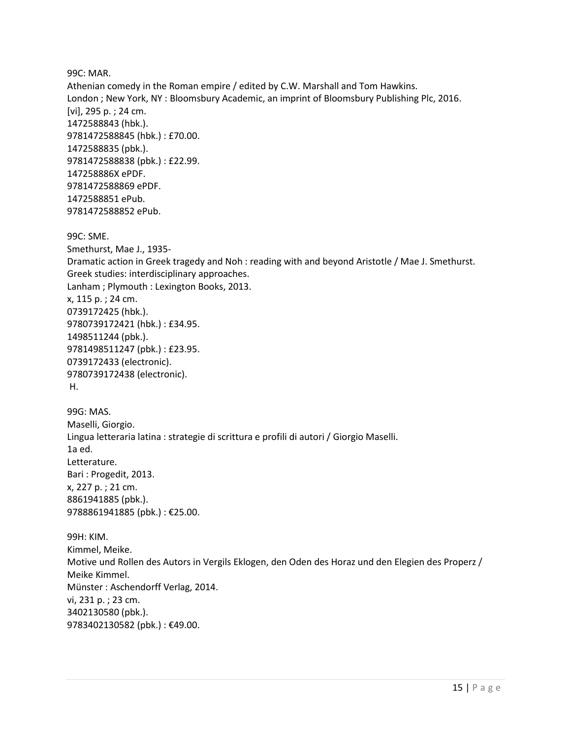99C: MAR.
Athenian comedy in the Roman empire / edited by C.W. Marshall and Tom Hawkins.
London ; New York, NY : Bloomsbury Academic, an imprint of Bloomsbury Publishing Plc, 2016.
[vi], 295 p. ; 24 cm.
1472588843 (hbk.).
9781472588845 (hbk.) : £70.00.
1472588835 (pbk.).
9781472588838 (pbk.) : £22.99.
147258886X ePDF.
9781472588869 ePDF.
1472588851 ePub.
9781472588852 ePub.

99C: SME.
Smethurst, Mae J., 1935-
Dramatic action in Greek tragedy and Noh : reading with and beyond Aristotle / Mae J. Smethurst.
Greek studies: interdisciplinary approaches.
Lanham ; Plymouth : Lexington Books, 2013.
x, 115 p. ; 24 cm.
0739172425 (hbk.).
9780739172421 (hbk.) : £34.95.
1498511244 (pbk.).
9781498511247 (pbk.) : £23.95.
0739172433 (electronic).
9780739172438 (electronic).
H.

99G: MAS.
Maselli, Giorgio.
Lingua letteraria latina : strategie di scrittura e profili di autori / Giorgio Maselli.
1a ed.
Letterature.
Bari : Progedit, 2013.
x, 227 p. ; 21 cm.
8861941885 (pbk.).
9788861941885 (pbk.) : €25.00.

99H: KIM.
Kimmel, Meike.
Motive und Rollen des Autors in Vergils Eklogen, den Oden des Horaz und den Elegien des Properz / Meike Kimmel.
Münster : Aschendorff Verlag, 2014.
vi, 231 p. ; 23 cm.
3402130580 (pbk.).
9783402130582 (pbk.) : €49.00.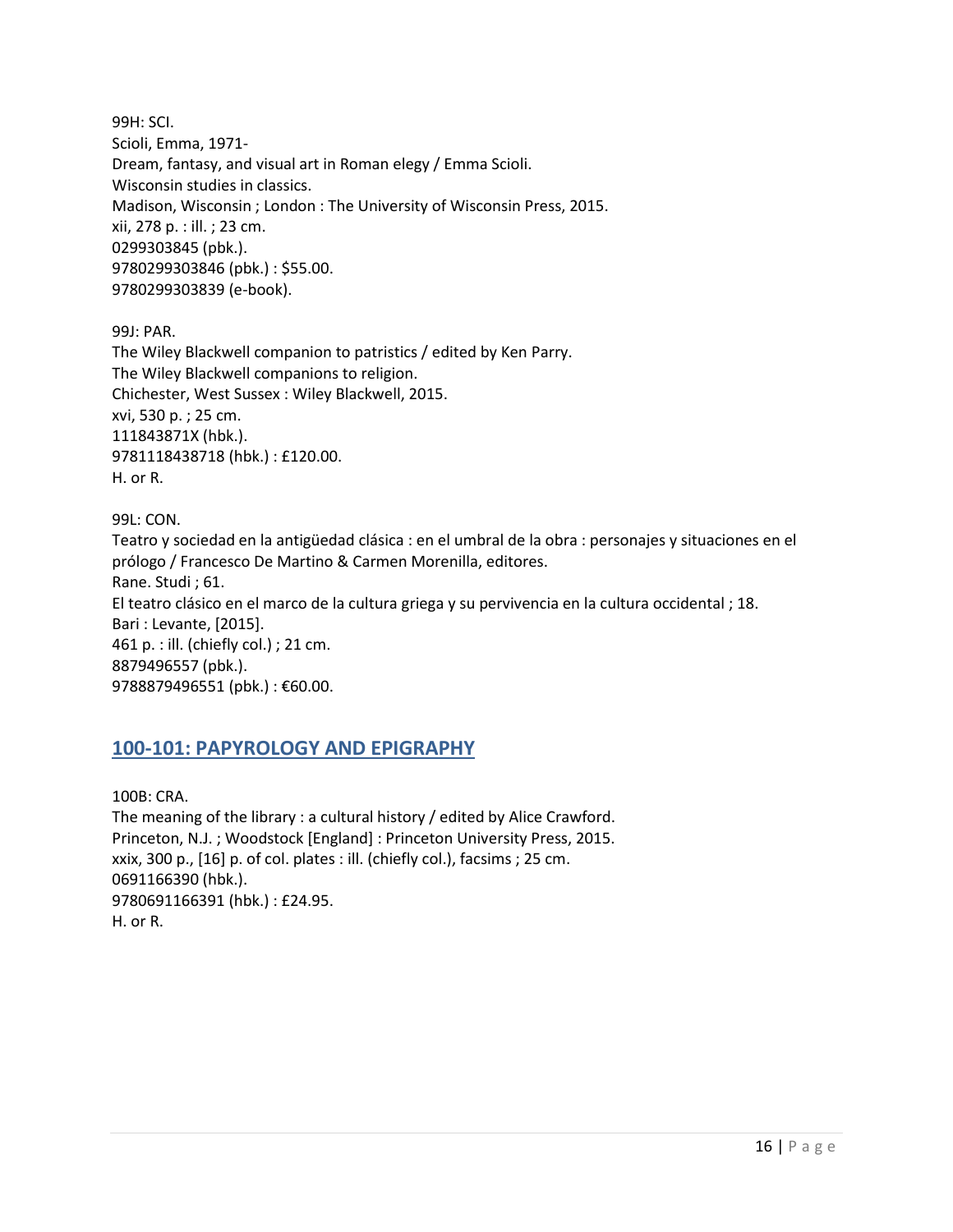99H: SCI.
Scioli, Emma, 1971-
Dream, fantasy, and visual art in Roman elegy / Emma Scioli.
Wisconsin studies in classics.
Madison, Wisconsin ; London : The University of Wisconsin Press, 2015.
xii, 278 p. : ill. ; 23 cm.
0299303845 (pbk.).
9780299303846 (pbk.) : $55.00.
9780299303839 (e-book).

99J: PAR.
The Wiley Blackwell companion to patristics / edited by Ken Parry.
The Wiley Blackwell companions to religion.
Chichester, West Sussex : Wiley Blackwell, 2015.
xvi, 530 p. ; 25 cm.
111843871X (hbk.).
9781118438718 (hbk.) : £120.00.
H. or R.

99L: CON.
Teatro y sociedad en la antigüedad clásica : en el umbral de la obra : personajes y situaciones en el prólogo / Francesco De Martino & Carmen Morenilla, editores.
Rane. Studi ; 61.
El teatro clásico en el marco de la cultura griega y su pervivencia en la cultura occidental ; 18.
Bari : Levante, [2015].
461 p. : ill. (chiefly col.) ; 21 cm.
8879496557 (pbk.).
9788879496551 (pbk.) : €60.00.

## 100-101: PAPYROLOGY AND EPIGRAPHY

100B: CRA.
The meaning of the library : a cultural history / edited by Alice Crawford.
Princeton, N.J. ; Woodstock [England] : Princeton University Press, 2015.
xxix, 300 p., [16] p. of col. plates : ill. (chiefly col.), facsims ; 25 cm.
0691166390 (hbk.).
9780691166391 (hbk.) : £24.95.
H. or R.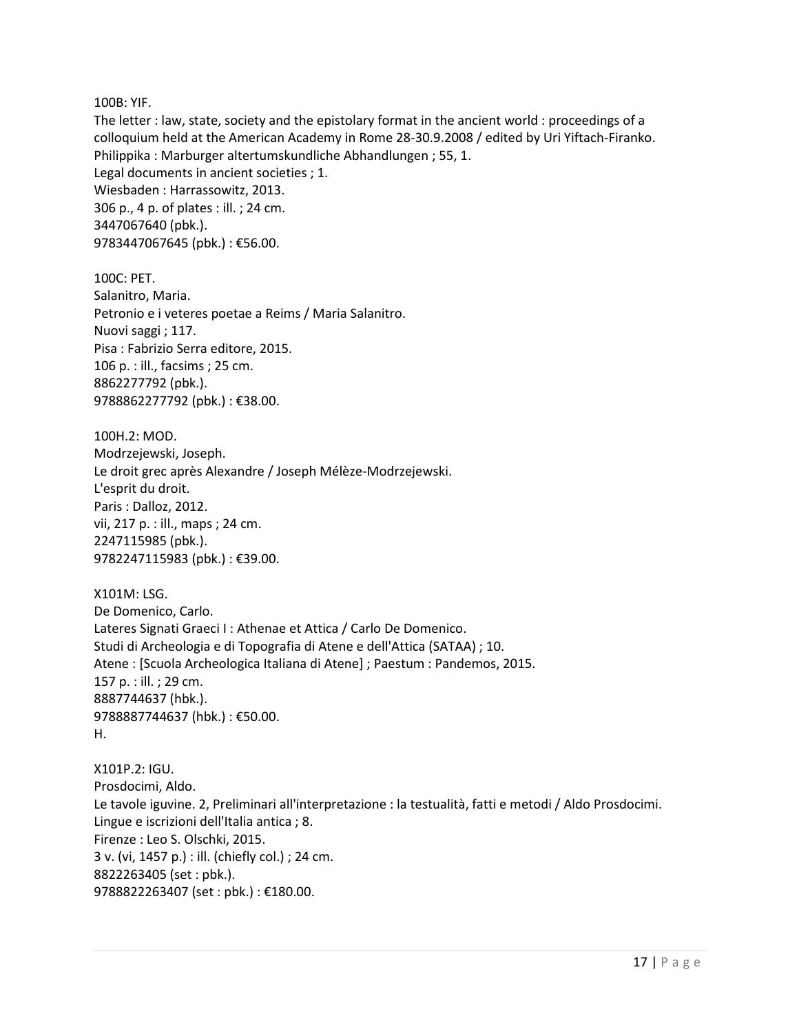100B: YIF.
The letter : law, state, society and the epistolary format in the ancient world : proceedings of a colloquium held at the American Academy in Rome 28-30.9.2008 / edited by Uri Yiftach-Firanko.
Philippika : Marburger altertumskundliche Abhandlungen ; 55, 1.
Legal documents in ancient societies ; 1.
Wiesbaden : Harrassowitz, 2013.
306 p., 4 p. of plates : ill. ; 24 cm.
3447067640 (pbk.).
9783447067645 (pbk.) : €56.00.

100C: PET.
Salanitro, Maria.
Petronio e i veteres poetae a Reims / Maria Salanitro.
Nuovi saggi ; 117.
Pisa : Fabrizio Serra editore, 2015.
106 p. : ill., facsims ; 25 cm.
8862277792 (pbk.).
9788862277792 (pbk.) : €38.00.

100H.2: MOD.
Modrzejewski, Joseph.
Le droit grec après Alexandre / Joseph Mélèze-Modrzejewski.
L'esprit du droit.
Paris : Dalloz, 2012.
vii, 217 p. : ill., maps ; 24 cm.
2247115985 (pbk.).
9782247115983 (pbk.) : €39.00.

X101M: LSG.
De Domenico, Carlo.
Lateres Signati Graeci I : Athenae et Attica / Carlo De Domenico.
Studi di Archeologia e di Topografia di Atene e dell'Attica (SATAA) ; 10.
Atene : [Scuola Archeologica Italiana di Atene] ; Paestum : Pandemos, 2015.
157 p. : ill. ; 29 cm.
8887744637 (hbk.).
9788887744637 (hbk.) : €50.00.
H.

X101P.2: IGU.
Prosdocimi, Aldo.
Le tavole iguvine. 2, Preliminari all'interpretazione : la testualità, fatti e metodi / Aldo Prosdocimi.
Lingue e iscrizioni dell'Italia antica ; 8.
Firenze : Leo S. Olschki, 2015.
3 v. (vi, 1457 p.) : ill. (chiefly col.) ; 24 cm.
8822263405 (set : pbk.).
9788822263407 (set : pbk.) : €180.00.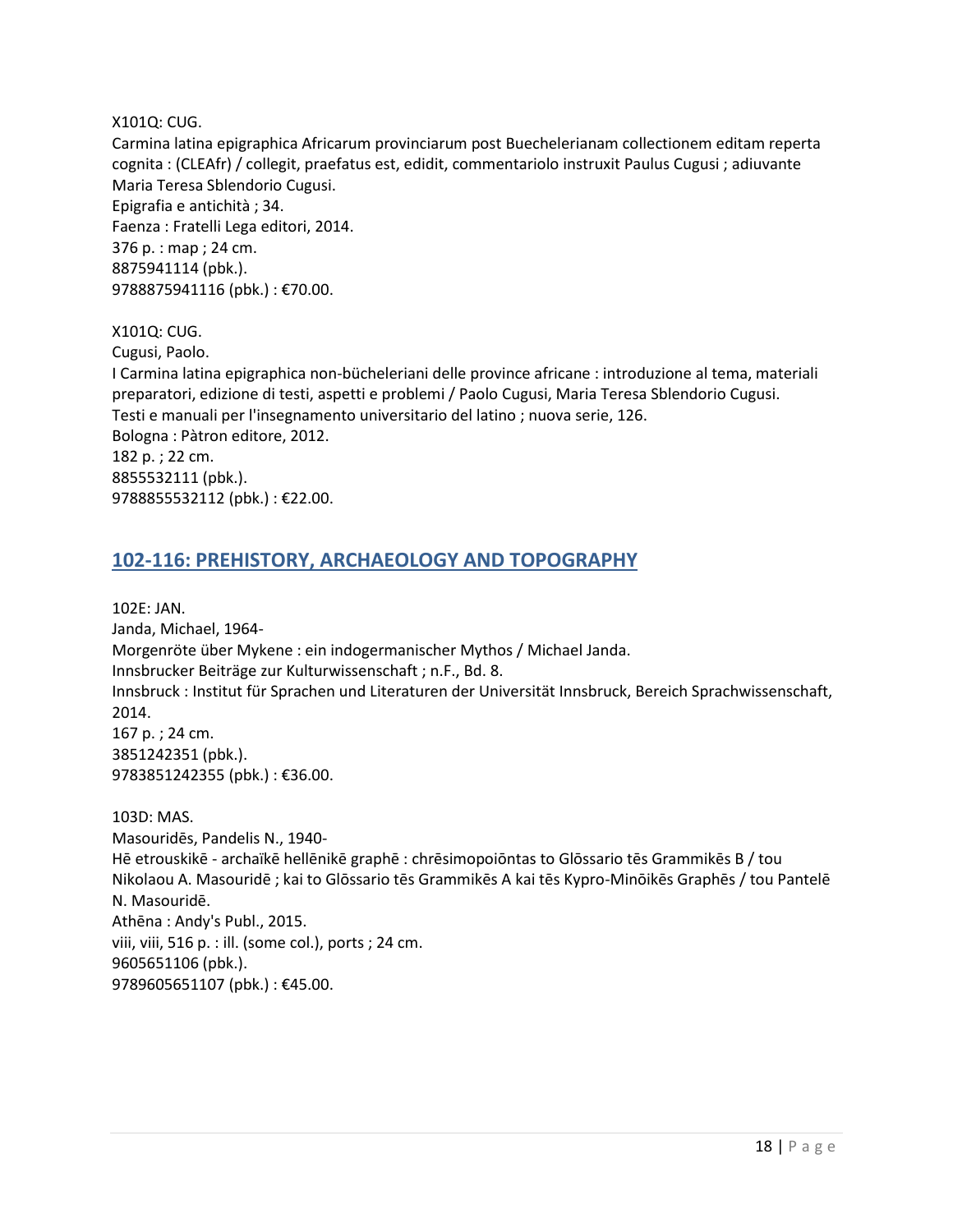X101Q: CUG.
Carmina latina epigraphica Africarum provinciarum post Buechelerianam collectionem editam reperta cognita : (CLEAfr) / collegit, praefatus est, edidit, commentariolo instruxit Paulus Cugusi ; adiuvante Maria Teresa Sblendorio Cugusi.
Epigrafia e antichità ; 34.
Faenza : Fratelli Lega editori, 2014.
376 p. : map ; 24 cm.
8875941114 (pbk.).
9788875941116 (pbk.) : €70.00.

X101Q: CUG.
Cugusi, Paolo.
I Carmina latina epigraphica non-bücheleriani delle province africane : introduzione al tema, materiali preparatori, edizione di testi, aspetti e problemi / Paolo Cugusi, Maria Teresa Sblendorio Cugusi.
Testi e manuali per l'insegnamento universitario del latino ; nuova serie, 126.
Bologna : Pàtron editore, 2012.
182 p. ; 22 cm.
8855532111 (pbk.).
9788855532112 (pbk.) : €22.00.

## 102-116: PREHISTORY, ARCHAEOLOGY AND TOPOGRAPHY

102E: JAN.
Janda, Michael, 1964-
Morgenröte über Mykene : ein indogermanischer Mythos / Michael Janda.
Innsbrucker Beiträge zur Kulturwissenschaft ; n.F., Bd. 8.
Innsbruck : Institut für Sprachen und Literaturen der Universität Innsbruck, Bereich Sprachwissenschaft, 2014.
167 p. ; 24 cm.
3851242351 (pbk.).
9783851242355 (pbk.) : €36.00.

103D: MAS.
Masouridēs, Pandelis N., 1940-
Hē etrouskikē - archaïkē hellēnikē graphē : chrēsimopoiōntas to Glōssario tēs Grammikēs B / tou Nikolaou A. Masouridē ; kai to Glōssario tēs Grammikēs A kai tēs Kypro-Minōikēs Graphēs / tou Pantelē N. Masouridē.
Athēna : Andy's Publ., 2015.
viii, viii, 516 p. : ill. (some col.), ports ; 24 cm.
9605651106 (pbk.).
9789605651107 (pbk.) : €45.00.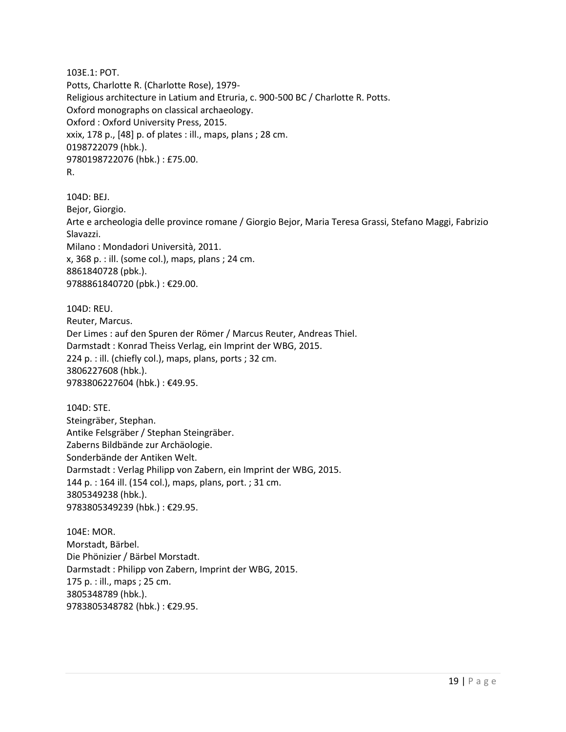103E.1: POT.
Potts, Charlotte R. (Charlotte Rose), 1979-
Religious architecture in Latium and Etruria, c. 900-500 BC / Charlotte R. Potts.
Oxford monographs on classical archaeology.
Oxford : Oxford University Press, 2015.
xxix, 178 p., [48] p. of plates : ill., maps, plans ; 28 cm.
0198722079 (hbk.).
9780198722076 (hbk.) : £75.00.
R.

104D: BEJ.
Bejor, Giorgio.
Arte e archeologia delle province romane / Giorgio Bejor, Maria Teresa Grassi, Stefano Maggi, Fabrizio Slavazzi.
Milano : Mondadori Università, 2011.
x, 368 p. : ill. (some col.), maps, plans ; 24 cm.
8861840728 (pbk.).
9788861840720 (pbk.) : €29.00.

104D: REU.
Reuter, Marcus.
Der Limes : auf den Spuren der Römer / Marcus Reuter, Andreas Thiel.
Darmstadt : Konrad Theiss Verlag, ein Imprint der WBG, 2015.
224 p. : ill. (chiefly col.), maps, plans, ports ; 32 cm.
3806227608 (hbk.).
9783806227604 (hbk.) : €49.95.

104D: STE.
Steingräber, Stephan.
Antike Felsgräber / Stephan Steingräber.
Zaberns Bildbände zur Archäologie.
Sonderbände der Antiken Welt.
Darmstadt : Verlag Philipp von Zabern, ein Imprint der WBG, 2015.
144 p. : 164 ill. (154 col.), maps, plans, port. ; 31 cm.
3805349238 (hbk.).
9783805349239 (hbk.) : €29.95.

104E: MOR.
Morstadt, Bärbel.
Die Phönizier / Bärbel Morstadt.
Darmstadt : Philipp von Zabern, Imprint der WBG, 2015.
175 p. : ill., maps ; 25 cm.
3805348789 (hbk.).
9783805348782 (hbk.) : €29.95.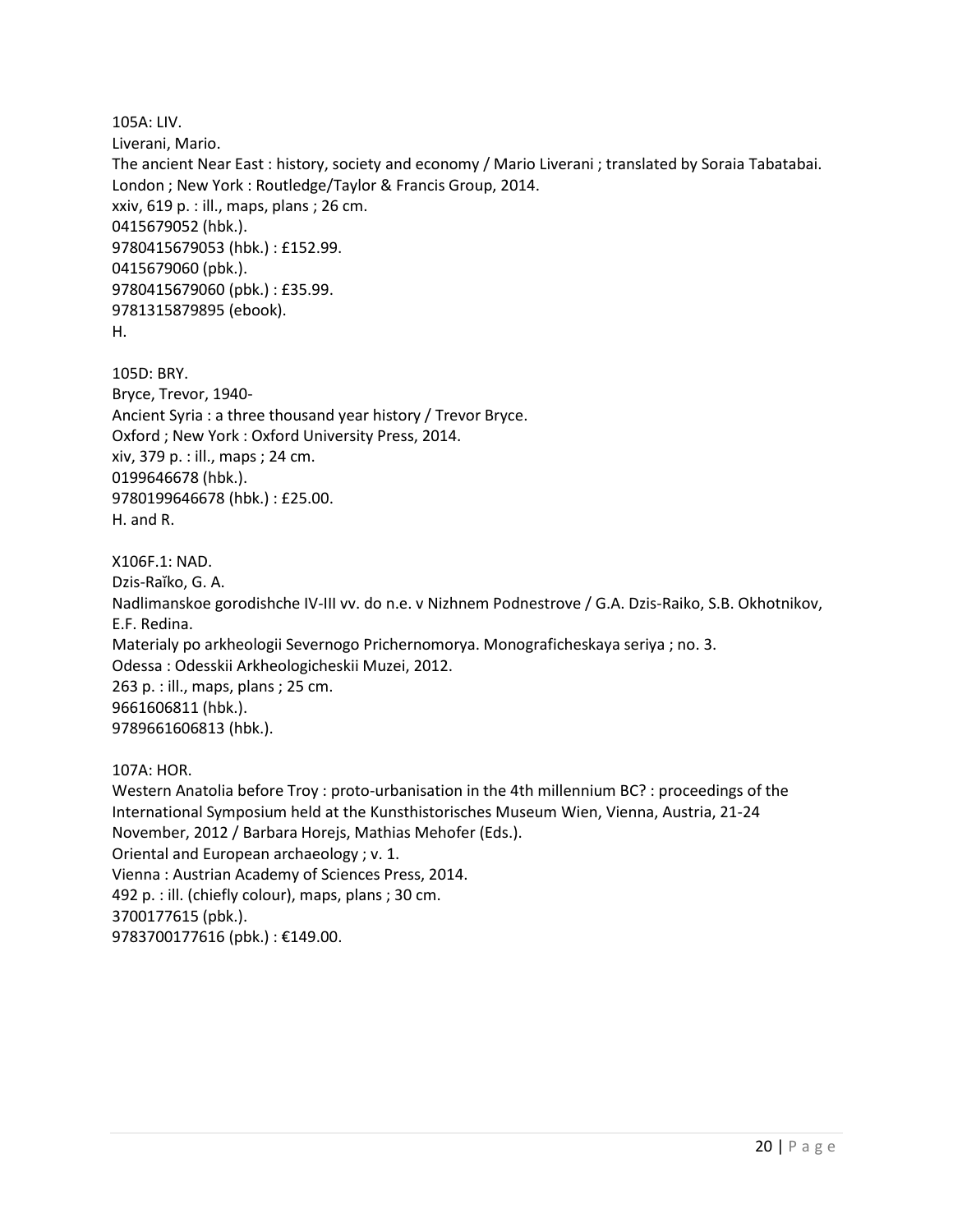105A: LIV.
Liverani, Mario.
The ancient Near East : history, society and economy / Mario Liverani ; translated by Soraia Tabatabai.
London ; New York : Routledge/Taylor & Francis Group, 2014.
xxiv, 619 p. : ill., maps, plans ; 26 cm.
0415679052 (hbk.).
9780415679053 (hbk.) : £152.99.
0415679060 (pbk.).
9780415679060 (pbk.) : £35.99.
9781315879895 (ebook).
H.

105D: BRY.
Bryce, Trevor, 1940-
Ancient Syria : a three thousand year history / Trevor Bryce.
Oxford ; New York : Oxford University Press, 2014.
xiv, 379 p. : ill., maps ; 24 cm.
0199646678 (hbk.).
9780199646678 (hbk.) : £25.00.
H. and R.

X106F.1: NAD.
Dzis-Raĭko, G. A.
Nadlimanskoe gorodishche IV-III vv. do n.e. v Nizhnem Podnestrove / G.A. Dzis-Raiko, S.B. Okhotnikov, E.F. Redina.
Materialy po arkheologii Severnogo Prichernomorya. Monograficheskaya seriya ; no. 3.
Odessa : Odesskii Arkheologicheskii Muzei, 2012.
263 p. : ill., maps, plans ; 25 cm.
9661606811 (hbk.).
9789661606813 (hbk.).

107A: HOR.
Western Anatolia before Troy : proto-urbanisation in the 4th millennium BC? : proceedings of the International Symposium held at the Kunsthistorisches Museum Wien, Vienna, Austria, 21-24 November, 2012 / Barbara Horejs, Mathias Mehofer (Eds.).
Oriental and European archaeology ; v. 1.
Vienna : Austrian Academy of Sciences Press, 2014.
492 p. : ill. (chiefly colour), maps, plans ; 30 cm.
3700177615 (pbk.).
9783700177616 (pbk.) : €149.00.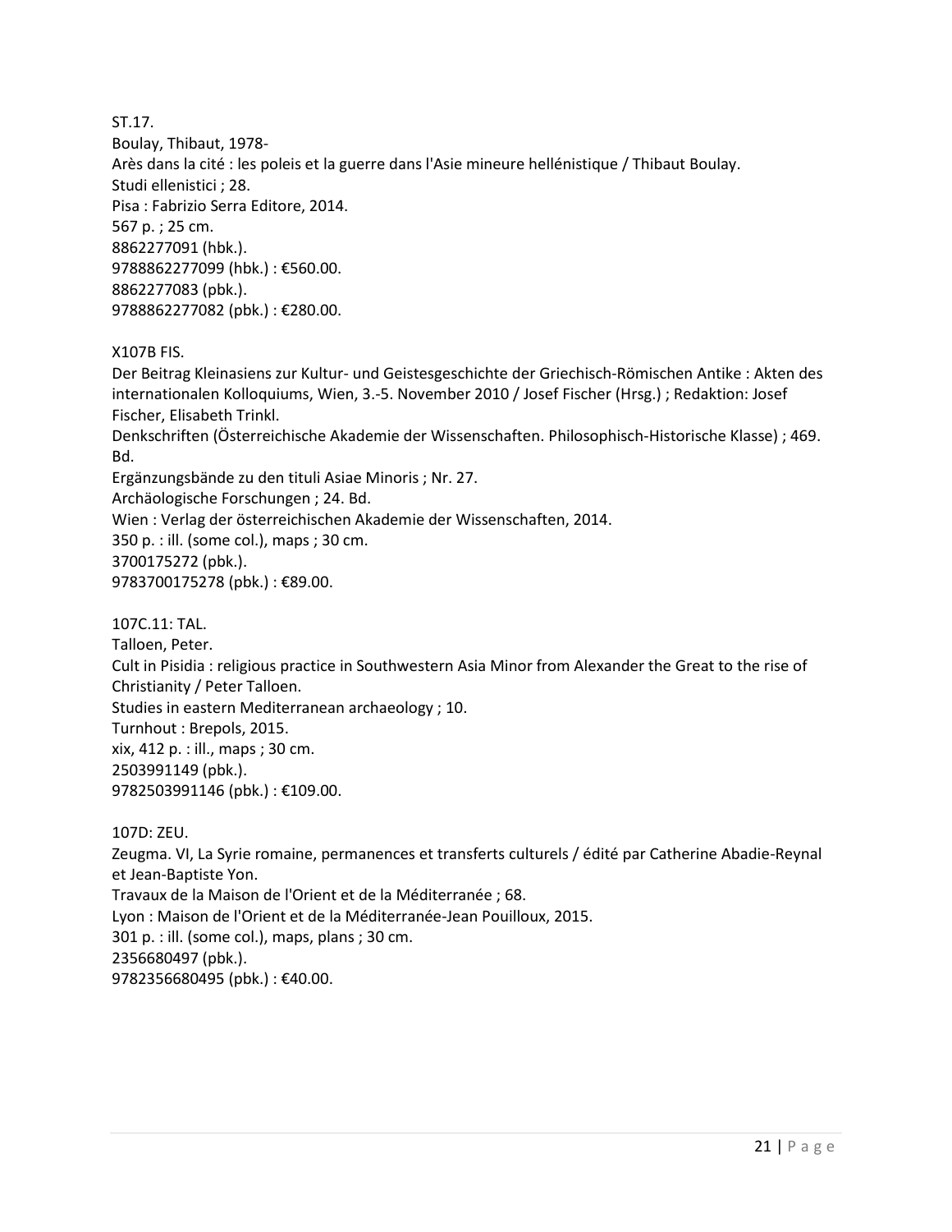ST.17.
Boulay, Thibaut, 1978-
Arès dans la cité : les poleis et la guerre dans l'Asie mineure hellénistique / Thibaut Boulay.
Studi ellenistici ; 28.
Pisa : Fabrizio Serra Editore, 2014.
567 p. ; 25 cm.
8862277091 (hbk.).
9788862277099 (hbk.) : €560.00.
8862277083 (pbk.).
9788862277082 (pbk.) : €280.00.

X107B FIS.
Der Beitrag Kleinasiens zur Kultur- und Geistesgeschichte der Griechisch-Römischen Antike : Akten des internationalen Kolloquiums, Wien, 3.-5. November 2010 / Josef Fischer (Hrsg.) ; Redaktion: Josef Fischer, Elisabeth Trinkl.
Denkschriften (Österreichische Akademie der Wissenschaften. Philosophisch-Historische Klasse) ; 469. Bd.
Ergänzungsbände zu den tituli Asiae Minoris ; Nr. 27.
Archäologische Forschungen ; 24. Bd.
Wien : Verlag der österreichischen Akademie der Wissenschaften, 2014.
350 p. : ill. (some col.), maps ; 30 cm.
3700175272 (pbk.).
9783700175278 (pbk.) : €89.00.

107C.11: TAL.
Talloen, Peter.
Cult in Pisidia : religious practice in Southwestern Asia Minor from Alexander the Great to the rise of Christianity / Peter Talloen.
Studies in eastern Mediterranean archaeology ; 10.
Turnhout : Brepols, 2015.
xix, 412 p. : ill., maps ; 30 cm.
2503991149 (pbk.).
9782503991146 (pbk.) : €109.00.

107D: ZEU.
Zeugma. VI, La Syrie romaine, permanences et transferts culturels / édité par Catherine Abadie-Reynal et Jean-Baptiste Yon.
Travaux de la Maison de l'Orient et de la Méditerranée ; 68.
Lyon : Maison de l'Orient et de la Méditerranée-Jean Pouilloux, 2015.
301 p. : ill. (some col.), maps, plans ; 30 cm.
2356680497 (pbk.).
9782356680495 (pbk.) : €40.00.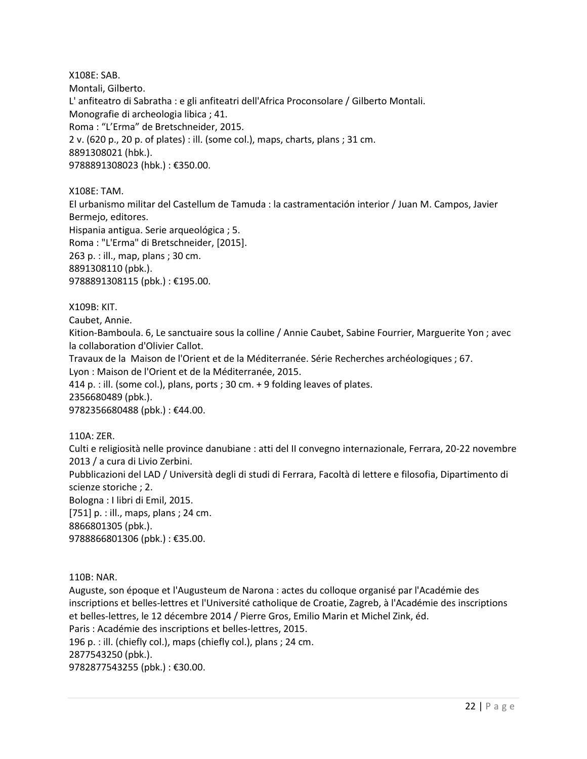X108E: SAB.
Montali, Gilberto.
L' anfiteatro di Sabratha : e gli anfiteatri dell'Africa Proconsolare / Gilberto Montali.
Monografie di archeologia libica ; 41.
Roma : “L’Erma” de Bretschneider, 2015.
2 v. (620 p., 20 p. of plates) : ill. (some col.), maps, charts, plans ; 31 cm.
8891308021 (hbk.).
9788891308023 (hbk.) : €350.00.

X108E: TAM.
El urbanismo militar del Castellum de Tamuda : la castramentación interior / Juan M. Campos, Javier Bermejo, editores.
Hispania antigua. Serie arqueológica ; 5.
Roma : "L'Erma" di Bretschneider, [2015].
263 p. : ill., map, plans ; 30 cm.
8891308110 (pbk.).
9788891308115 (pbk.) : €195.00.

X109B: KIT.
Caubet, Annie.
Kition-Bamboula. 6, Le sanctuaire sous la colline / Annie Caubet, Sabine Fourrier, Marguerite Yon ; avec la collaboration d'Olivier Callot.
Travaux de la Maison de l'Orient et de la Méditerranée. Série Recherches archéologiques ; 67.
Lyon : Maison de l'Orient et de la Méditerranée, 2015.
414 p. : ill. (some col.), plans, ports ; 30 cm. + 9 folding leaves of plates.
2356680489 (pbk.).
9782356680488 (pbk.) : €44.00.

110A: ZER.
Culti e religiosità nelle province danubiane : atti del II convegno internazionale, Ferrara, 20-22 novembre 2013 / a cura di Livio Zerbini.
Pubblicazioni del LAD / Università degli di studi di Ferrara, Facoltà di lettere e filosofia, Dipartimento di scienze storiche ; 2.
Bologna : I libri di Emil, 2015.
[751] p. : ill., maps, plans ; 24 cm.
8866801305 (pbk.).
9788866801306 (pbk.) : €35.00.

110B: NAR.
Auguste, son époque et l'Augusteum de Narona : actes du colloque organisé par l'Académie des inscriptions et belles-lettres et l'Université catholique de Croatie, Zagreb, à l'Académie des inscriptions et belles-lettres, le 12 décembre 2014 / Pierre Gros, Emilio Marin et Michel Zink, éd.
Paris : Académie des inscriptions et belles-lettres, 2015.
196 p. : ill. (chiefly col.), maps (chiefly col.), plans ; 24 cm.
2877543250 (pbk.).
9782877543255 (pbk.) : €30.00.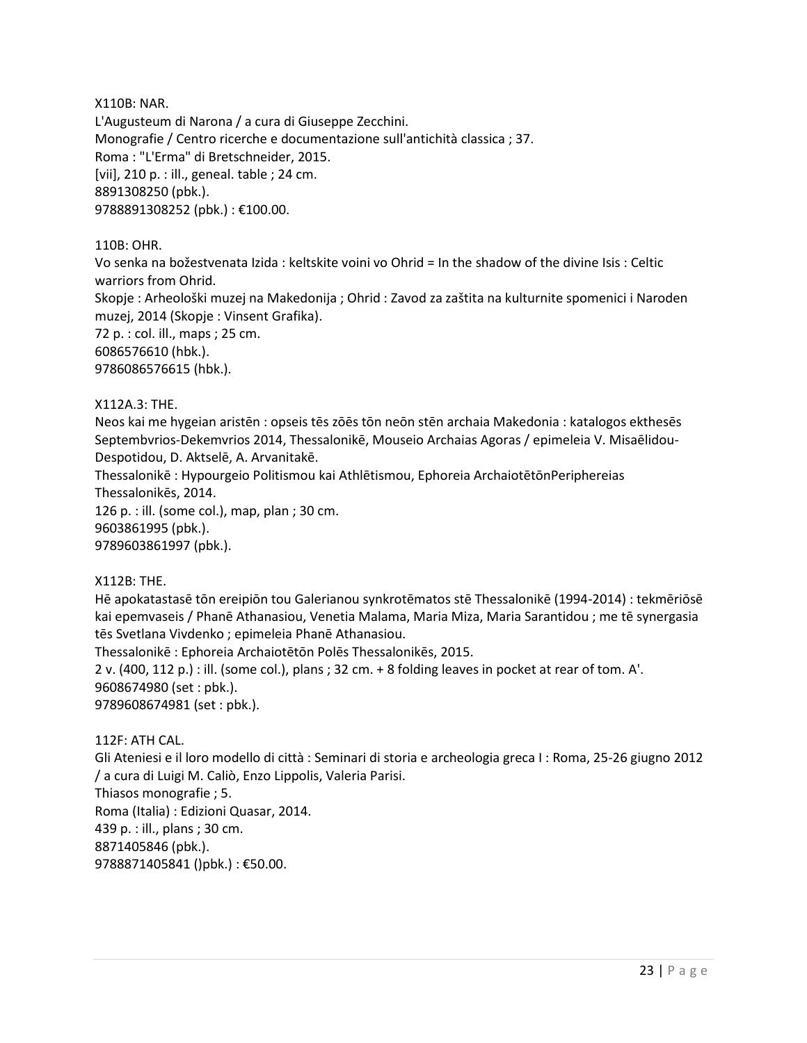X110B: NAR.
L'Augusteum di Narona / a cura di Giuseppe Zecchini.
Monografie / Centro ricerche e documentazione sull'antichità classica ; 37.
Roma : "L'Erma" di Bretschneider, 2015.
[vii], 210 p. : ill., geneal. table ; 24 cm.
8891308250 (pbk.).
9788891308252 (pbk.) : €100.00.

110B: OHR.
Vo senka na boževstvenata Izida : keltskite voini vo Ohrid = In the shadow of the divine Isis : Celtic warriors from Ohrid.
Skopje : Arheološki muzej na Makedonija ; Ohrid : Zavod za zaštita na kulturnite spomenici i Naroden muzej, 2014 (Skopje : Vinsent Grafika).
72 p. : col. ill., maps ; 25 cm.
6086576610 (hbk.).
9786086576615 (hbk.).

X112A.3: THE.
Neos kai me hygeian aristēn : opseis tēs zōēs tōn neōn stēn archaia Makedonia : katalogos ekthesēs Septembvrios-Dekemvrios 2014, Thessalonikē, Mouseio Archaias Agoras / epimeleia V. Misaēlidou-Despotidou, D. Aktselē, A. Arvanitakē.
Thessalonikē : Hypourgeio Politismou kai Athlētismou, Ephoreia ArchaiotētōnPeriphereias Thessalonikēs, 2014.
126 p. : ill. (some col.), map, plan ; 30 cm.
9603861995 (pbk.).
9789603861997 (pbk.).

X112B: THE.
Hē apokatastasē tōn ereipiōn tou Galerianou synkrotēmatos stē Thessalonikē (1994-2014) : tekmēriōsē kai epemvaseis / Phanē Athanasiou, Venetia Malama, Maria Miza, Maria Sarantidou ; me tē synergasia tēs Svetlana Vivdenko ; epimeleia Phanē Athanasiou.
Thessalonikē : Ephoreia Archaiotētōn Polēs Thessalonikēs, 2015.
2 v. (400, 112 p.) : ill. (some col.), plans ; 32 cm. + 8 folding leaves in pocket at rear of tom. A'.
9608674980 (set : pbk.).
9789608674981 (set : pbk.).

112F: ATH CAL.
Gli Ateniesi e il loro modello di città : Seminari di storia e archeologia greca I : Roma, 25-26 giugno 2012 / a cura di Luigi M. Caliò, Enzo Lippolis, Valeria Parisi.
Thiasos monografie ; 5.
Roma (Italia) : Edizioni Quasar, 2014.
439 p. : ill., plans ; 30 cm.
8871405846 (pbk.).
9788871405841 ()pbk.) : €50.00.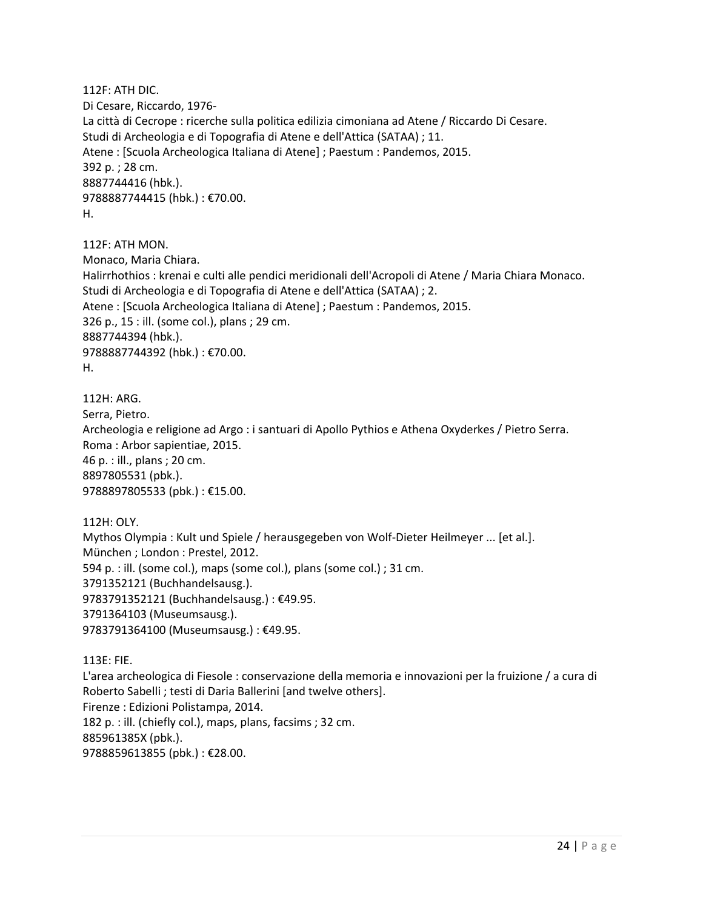112F: ATH DIC.
Di Cesare, Riccardo, 1976-
La città di Cecrope : ricerche sulla politica edilizia cimoniana ad Atene / Riccardo Di Cesare.
Studi di Archeologia e di Topografia di Atene e dell'Attica (SATAA) ; 11.
Atene : [Scuola Archeologica Italiana di Atene] ; Paestum : Pandemos, 2015.
392 p. ; 28 cm.
8887744416 (hbk.).
9788887744415 (hbk.) : €70.00.
H.

112F: ATH MON.
Monaco, Maria Chiara.
Halirrhothios : krenai e culti alle pendici meridionali dell'Acropoli di Atene / Maria Chiara Monaco.
Studi di Archeologia e di Topografia di Atene e dell'Attica (SATAA) ; 2.
Atene : [Scuola Archeologica Italiana di Atene] ; Paestum : Pandemos, 2015.
326 p., 15 : ill. (some col.), plans ; 29 cm.
8887744394 (hbk.).
9788887744392 (hbk.) : €70.00.
H.

112H: ARG.
Serra, Pietro.
Archeologia e religione ad Argo : i santuari di Apollo Pythios e Athena Oxyderkes / Pietro Serra.
Roma : Arbor sapientiae, 2015.
46 p. : ill., plans ; 20 cm.
8897805531 (pbk.).
9788897805533 (pbk.) : €15.00.

112H: OLY.
Mythos Olympia : Kult und Spiele / herausgegeben von Wolf-Dieter Heilmeyer ... [et al.].
München ; London : Prestel, 2012.
594 p. : ill. (some col.), maps (some col.), plans (some col.) ; 31 cm.
3791352121 (Buchhandelsausg.).
9783791352121 (Buchhandelsausg.) : €49.95.
3791364103 (Museumsausg.).
9783791364100 (Museumsausg.) : €49.95.

113E: FIE.
L'area archeologica di Fiesole : conservazione della memoria e innovazioni per la fruizione / a cura di Roberto Sabelli ; testi di Daria Ballerini [and twelve others].
Firenze : Edizioni Polistampa, 2014.
182 p. : ill. (chiefly col.), maps, plans, facsims ; 32 cm.
885961385X (pbk.).
9788859613855 (pbk.) : €28.00.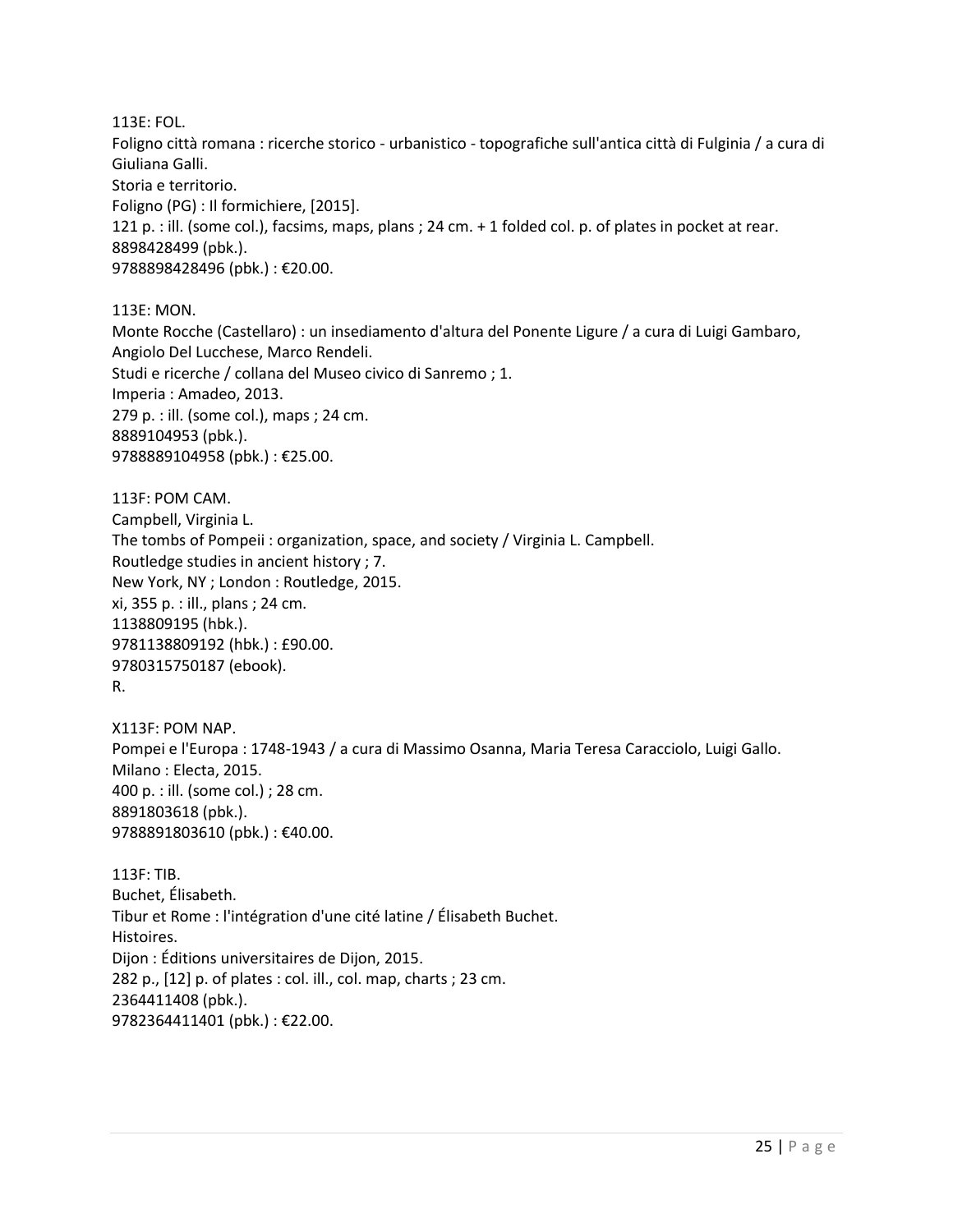113E: FOL.
Foligno città romana : ricerche storico - urbanistico - topografiche sull'antica città di Fulginia / a cura di Giuliana Galli.
Storia e territorio.
Foligno (PG) : Il formichiere, [2015].
121 p. : ill. (some col.), facsims, maps, plans ; 24 cm. + 1 folded col. p. of plates in pocket at rear.
8898428499 (pbk.).
9788898428496 (pbk.) : €20.00.

113E: MON.
Monte Rocche (Castellaro) : un insediamento d'altura del Ponente Ligure / a cura di Luigi Gambaro, Angiolo Del Lucchese, Marco Rendeli.
Studi e ricerche / collana del Museo civico di Sanremo ; 1.
Imperia : Amadeo, 2013.
279 p. : ill. (some col.), maps ; 24 cm.
8889104953 (pbk.).
9788889104958 (pbk.) : €25.00.

113F: POM CAM.
Campbell, Virginia L.
The tombs of Pompeii : organization, space, and society / Virginia L. Campbell.
Routledge studies in ancient history ; 7.
New York, NY ; London : Routledge, 2015.
xi, 355 p. : ill., plans ; 24 cm.
1138809195 (hbk.).
9781138809192 (hbk.) : £90.00.
9780315750187 (ebook).
R.

X113F: POM NAP.
Pompei e l'Europa : 1748-1943 / a cura di Massimo Osanna, Maria Teresa Caracciolo, Luigi Gallo.
Milano : Electa, 2015.
400 p. : ill. (some col.) ; 28 cm.
8891803618 (pbk.).
9788891803610 (pbk.) : €40.00.

113F: TIB.
Buchet, Élisabeth.
Tibur et Rome : l'intégration d'une cité latine / Élisabeth Buchet.
Histoires.
Dijon : Éditions universitaires de Dijon, 2015.
282 p., [12] p. of plates : col. ill., col. map, charts ; 23 cm.
2364411408 (pbk.).
9782364411401 (pbk.) : €22.00.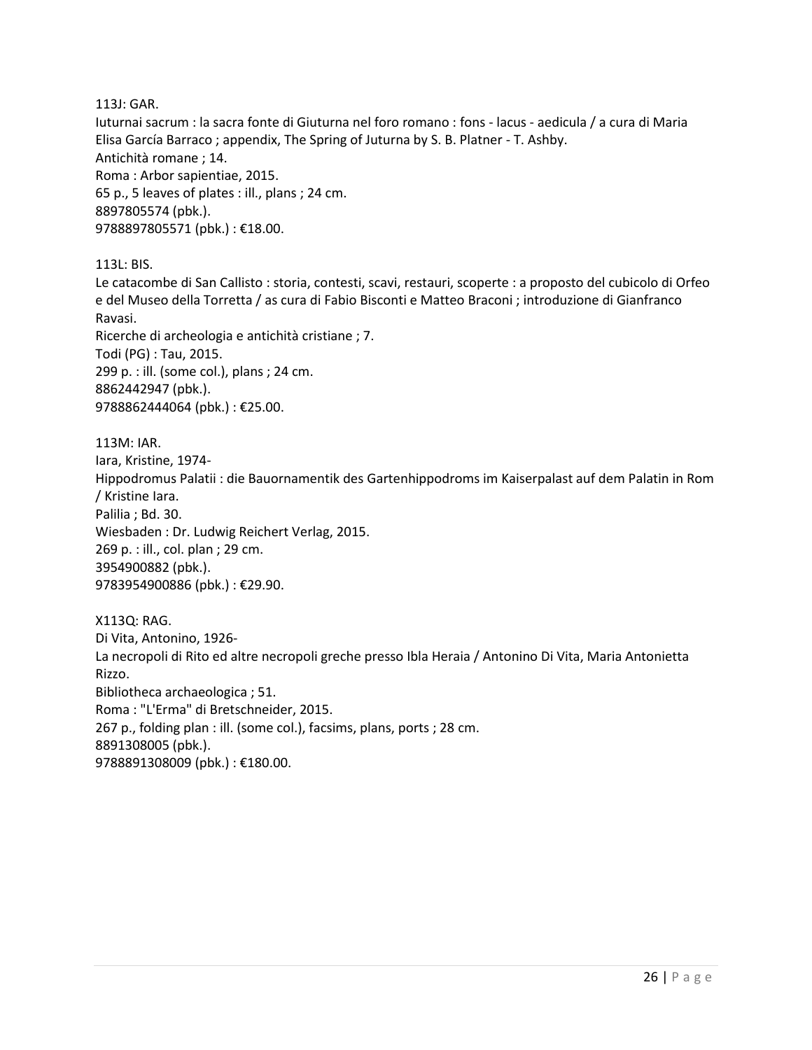113J: GAR.
Iuturnai sacrum : la sacra fonte di Giuturna nel foro romano : fons - lacus - aedicula / a cura di Maria Elisa García Barraco ; appendix, The Spring of Juturna by S. B. Platner - T. Ashby.
Antichità romane ; 14.
Roma : Arbor sapientiae, 2015.
65 p., 5 leaves of plates : ill., plans ; 24 cm.
8897805574 (pbk.).
9788897805571 (pbk.) : €18.00.

113L: BIS.
Le catacombe di San Callisto : storia, contesti, scavi, restauri, scoperte : a proposto del cubicolo di Orfeo e del Museo della Torretta / as cura di Fabio Bisconti e Matteo Braconi ; introduzione di Gianfranco Ravasi.
Ricerche di archeologia e antichità cristiane ; 7.
Todi (PG) : Tau, 2015.
299 p. : ill. (some col.), plans ; 24 cm.
8862442947 (pbk.).
9788862444064 (pbk.) : €25.00.

113M: IAR.
Iara, Kristine, 1974-
Hippodromus Palatii : die Bauornamentik des Gartenhippodroms im Kaiserpalast auf dem Palatin in Rom / Kristine Iara.
Palilia ; Bd. 30.
Wiesbaden : Dr. Ludwig Reichert Verlag, 2015.
269 p. : ill., col. plan ; 29 cm.
3954900882 (pbk.).
9783954900886 (pbk.) : €29.90.

X113Q: RAG.
Di Vita, Antonino, 1926-
La necropoli di Rito ed altre necropoli greche presso Ibla Heraia / Antonino Di Vita, Maria Antonietta Rizzo.
Bibliotheca archaeologica ; 51.
Roma : "L'Erma" di Bretschneider, 2015.
267 p., folding plan : ill. (some col.), facsims, plans, ports ; 28 cm.
8891308005 (pbk.).
9788891308009 (pbk.) : €180.00.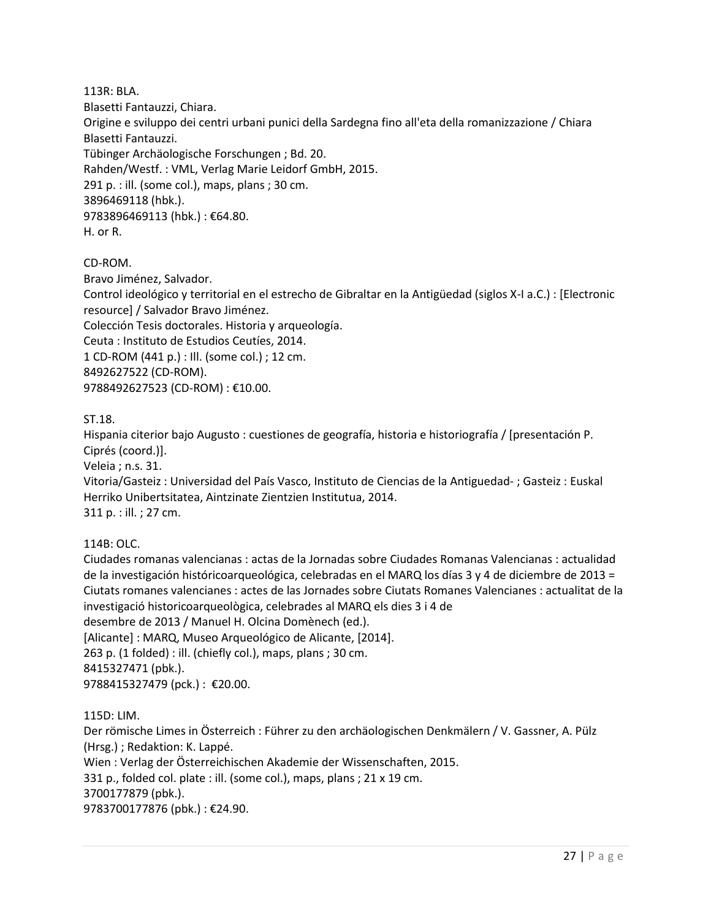113R: BLA.
Blasetti Fantauzzi, Chiara.
Origine e sviluppo dei centri urbani punici della Sardegna fino all'eta della romanizzazione / Chiara Blasetti Fantauzzi.
Tübinger Archäologische Forschungen ; Bd. 20.
Rahden/Westf. : VML, Verlag Marie Leidorf GmbH, 2015.
291 p. : ill. (some col.), maps, plans ; 30 cm.
3896469118 (hbk.).
9783896469113 (hbk.) : €64.80.
H. or R.

CD-ROM.
Bravo Jiménez, Salvador.
Control ideológico y territorial en el estrecho de Gibraltar en la Antigüedad (siglos X-I a.C.) : [Electronic resource] / Salvador Bravo Jiménez.
Colección Tesis doctorales. Historia y arqueología.
Ceuta : Instituto de Estudios Ceutíes, 2014.
1 CD-ROM (441 p.) : Ill. (some col.) ; 12 cm.
8492627522 (CD-ROM).
9788492627523 (CD-ROM) : €10.00.

ST.18.
Hispania citerior bajo Augusto : cuestiones de geografía, historia e historiografía / [presentación P. Ciprés (coord.)].
Veleia ; n.s. 31.
Vitoria/Gasteiz : Universidad del País Vasco, Instituto de Ciencias de la Antiguedad- ; Gasteiz : Euskal Herriko Unibertsitatea, Aintzinate Zientzien Institutua, 2014.
311 p. : ill. ; 27 cm.

114B: OLC.
Ciudades romanas valencianas : actas de la Jornadas sobre Ciudades Romanas Valencianas : actualidad de la investigación históricoarqueológica, celebradas en el MARQ los días 3 y 4 de diciembre de 2013 = Ciutats romanes valencianes : actes de las Jornades sobre Ciutats Romanes Valencianes : actualitat de la investigació historicoarqueològica, celebrades al MARQ els dies 3 i 4 de
desembre de 2013 / Manuel H. Olcina Domènech (ed.).
[Alicante] : MARQ, Museo Arqueológico de Alicante, [2014].
263 p. (1 folded) : ill. (chiefly col.), maps, plans ; 30 cm.
8415327471 (pbk.).
9788415327479 (pck.) : €20.00.

115D: LIM.
Der römische Limes in Österreich : Führer zu den archäologischen Denkmälern / V. Gassner, A. Pülz (Hrsg.) ; Redaktion: K. Lappé.
Wien : Verlag der Österreichischen Akademie der Wissenschaften, 2015.
331 p., folded col. plate : ill. (some col.), maps, plans ; 21 x 19 cm.
3700177879 (pbk.).
9783700177876 (pbk.) : €24.90.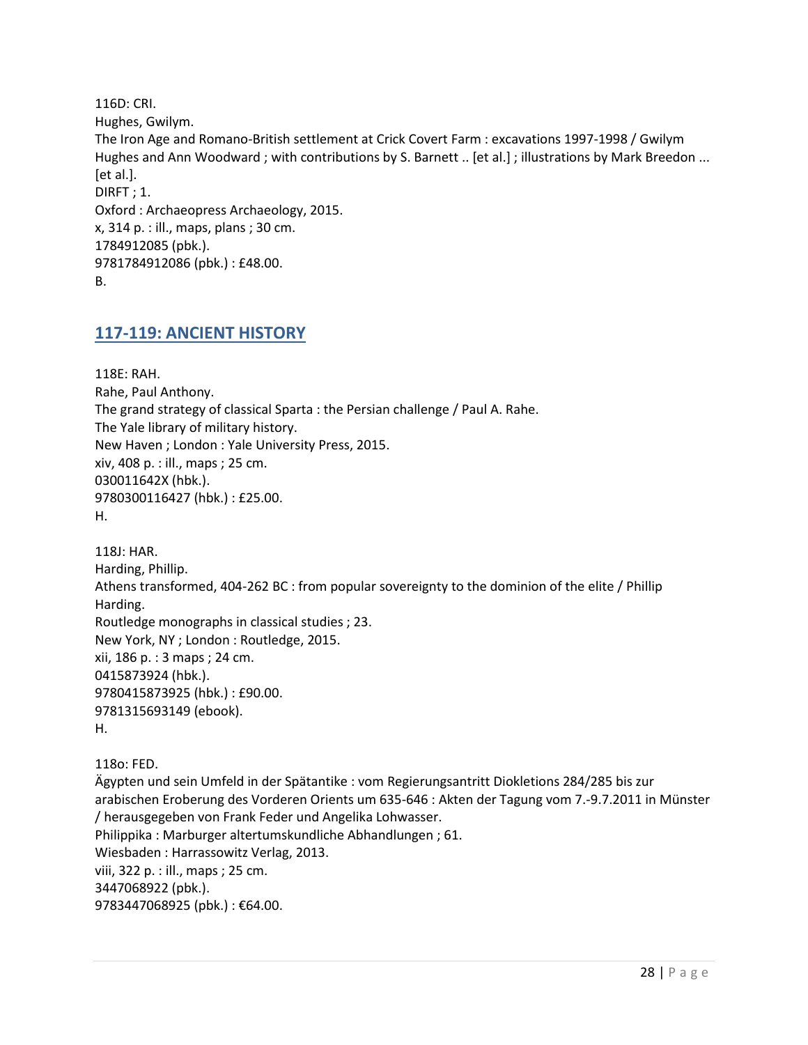116D: CRI.
Hughes, Gwilym.
The Iron Age and Romano-British settlement at Crick Covert Farm : excavations 1997-1998 / Gwilym Hughes and Ann Woodward ; with contributions by S. Barnett .. [et al.] ; illustrations by Mark Breedon ... [et al.].
DIRFT ; 1.
Oxford : Archaeopress Archaeology, 2015.
x, 314 p. : ill., maps, plans ; 30 cm.
1784912085 (pbk.).
9781784912086 (pbk.) : £48.00.
B.

## 117-119: ANCIENT HISTORY

118E: RAH.
Rahe, Paul Anthony.
The grand strategy of classical Sparta : the Persian challenge / Paul A. Rahe.
The Yale library of military history.
New Haven ; London : Yale University Press, 2015.
xiv, 408 p. : ill., maps ; 25 cm.
030011642X (hbk.).
9780300116427 (hbk.) : £25.00.
H.

118J: HAR.
Harding, Phillip.
Athens transformed, 404-262 BC : from popular sovereignty to the dominion of the elite / Phillip Harding.
Routledge monographs in classical studies ; 23.
New York, NY ; London : Routledge, 2015.
xii, 186 p. : 3 maps ; 24 cm.
0415873924 (hbk.).
9780415873925 (hbk.) : £90.00.
9781315693149 (ebook).
H.

118o: FED.
Ägypten und sein Umfeld in der Spätantike : vom Regierungsantritt Diokletions 284/285 bis zur arabischen Eroberung des Vorderen Orients um 635-646 : Akten der Tagung vom 7.-9.7.2011 in Münster / herausgegeben von Frank Feder und Angelika Lohwasser.
Philippika : Marburger altertumskundliche Abhandlungen ; 61.
Wiesbaden : Harrassowitz Verlag, 2013.
viii, 322 p. : ill., maps ; 25 cm.
3447068922 (pbk.).
9783447068925 (pbk.) : €64.00.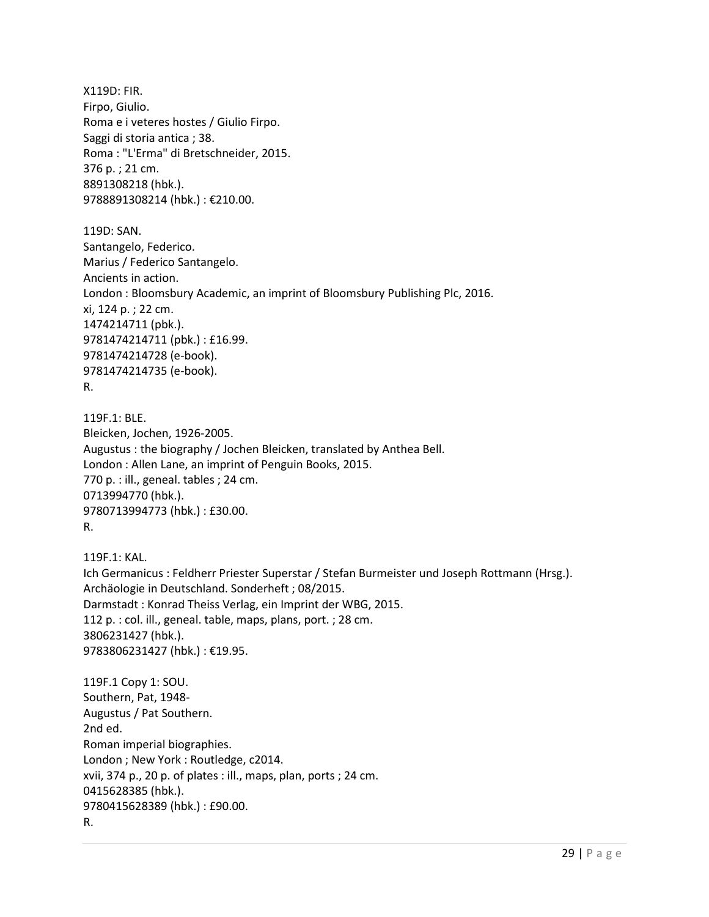X119D: FIR.
Firpo, Giulio.
Roma e i veteres hostes / Giulio Firpo.
Saggi di storia antica ; 38.
Roma : "L'Erma" di Bretschneider, 2015.
376 p. ; 21 cm.
8891308218 (hbk.).
9788891308214 (hbk.) : €210.00.

119D: SAN.
Santangelo, Federico.
Marius / Federico Santangelo.
Ancients in action.
London : Bloomsbury Academic, an imprint of Bloomsbury Publishing Plc, 2016.
xi, 124 p. ; 22 cm.
1474214711 (pbk.).
9781474214711 (pbk.) : £16.99.
9781474214728 (e-book).
9781474214735 (e-book).
R.

119F.1: BLE.
Bleicken, Jochen, 1926-2005.
Augustus : the biography / Jochen Bleicken, translated by Anthea Bell.
London : Allen Lane, an imprint of Penguin Books, 2015.
770 p. : ill., geneal. tables ; 24 cm.
0713994770 (hbk.).
9780713994773 (hbk.) : £30.00.
R.

119F.1: KAL.
Ich Germanicus : Feldherr Priester Superstar / Stefan Burmeister und Joseph Rottmann (Hrsg.).
Archäologie in Deutschland. Sonderheft ; 08/2015.
Darmstadt : Konrad Theiss Verlag, ein Imprint der WBG, 2015.
112 p. : col. ill., geneal. table, maps, plans, port. ; 28 cm.
3806231427 (hbk.).
9783806231427 (hbk.) : €19.95.

119F.1 Copy 1: SOU.
Southern, Pat, 1948-
Augustus / Pat Southern.
2nd ed.
Roman imperial biographies.
London ; New York : Routledge, c2014.
xvii, 374 p., 20 p. of plates : ill., maps, plan, ports ; 24 cm.
0415628385 (hbk.).
9780415628389 (hbk.) : £90.00.
R.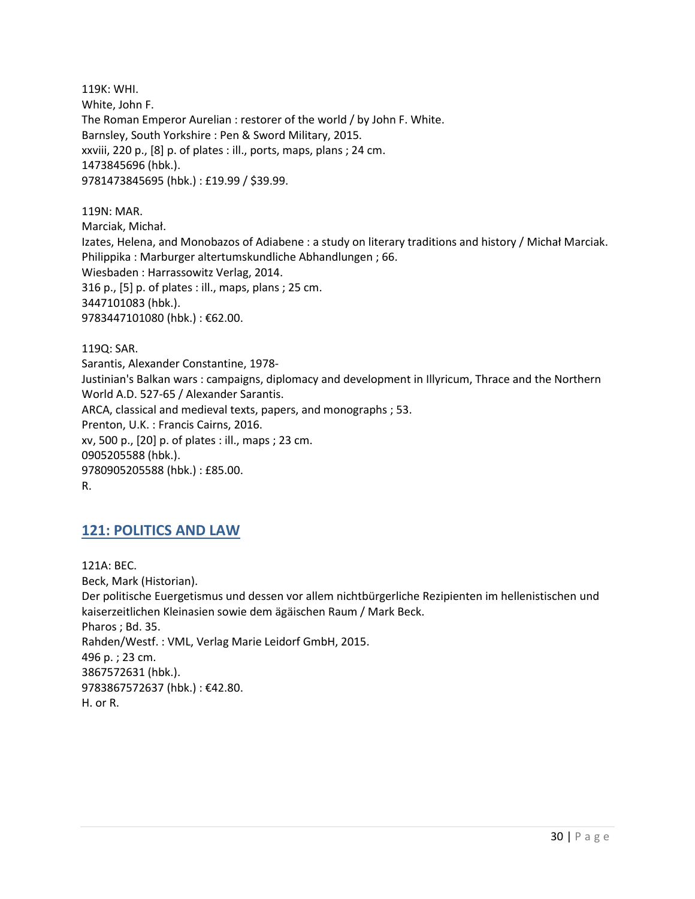119K: WHI.
White, John F.
The Roman Emperor Aurelian : restorer of the world / by John F. White.
Barnsley, South Yorkshire : Pen & Sword Military, 2015.
xxviii, 220 p., [8] p. of plates : ill., ports, maps, plans ; 24 cm.
1473845696 (hbk.).
9781473845695 (hbk.) : £19.99 / $39.99.

119N: MAR.
Marciak, Michał.
Izates, Helena, and Monobazos of Adiabene : a study on literary traditions and history / Michał Marciak.
Philippika : Marburger altertumskundliche Abhandlungen ; 66.
Wiesbaden : Harrassowitz Verlag, 2014.
316 p., [5] p. of plates : ill., maps, plans ; 25 cm.
3447101083 (hbk.).
9783447101080 (hbk.) : €62.00.

119Q: SAR.
Sarantis, Alexander Constantine, 1978-
Justinian's Balkan wars : campaigns, diplomacy and development in Illyricum, Thrace and the Northern World A.D. 527-65 / Alexander Sarantis.
ARCA, classical and medieval texts, papers, and monographs ; 53.
Prenton, U.K. : Francis Cairns, 2016.
xv, 500 p., [20] p. of plates : ill., maps ; 23 cm.
0905205588 (hbk.).
9780905205588 (hbk.) : £85.00.
R.

## 121: POLITICS AND LAW

121A: BEC.
Beck, Mark (Historian).
Der politische Euergetismus und dessen vor allem nichtbürgerliche Rezipienten im hellenistischen und kaiserzeitlichen Kleinasien sowie dem ägäischen Raum / Mark Beck.
Pharos ; Bd. 35.
Rahden/Westf. : VML, Verlag Marie Leidorf GmbH, 2015.
496 p. ; 23 cm.
3867572631 (hbk.).
9783867572637 (hbk.) : €42.80.
H. or R.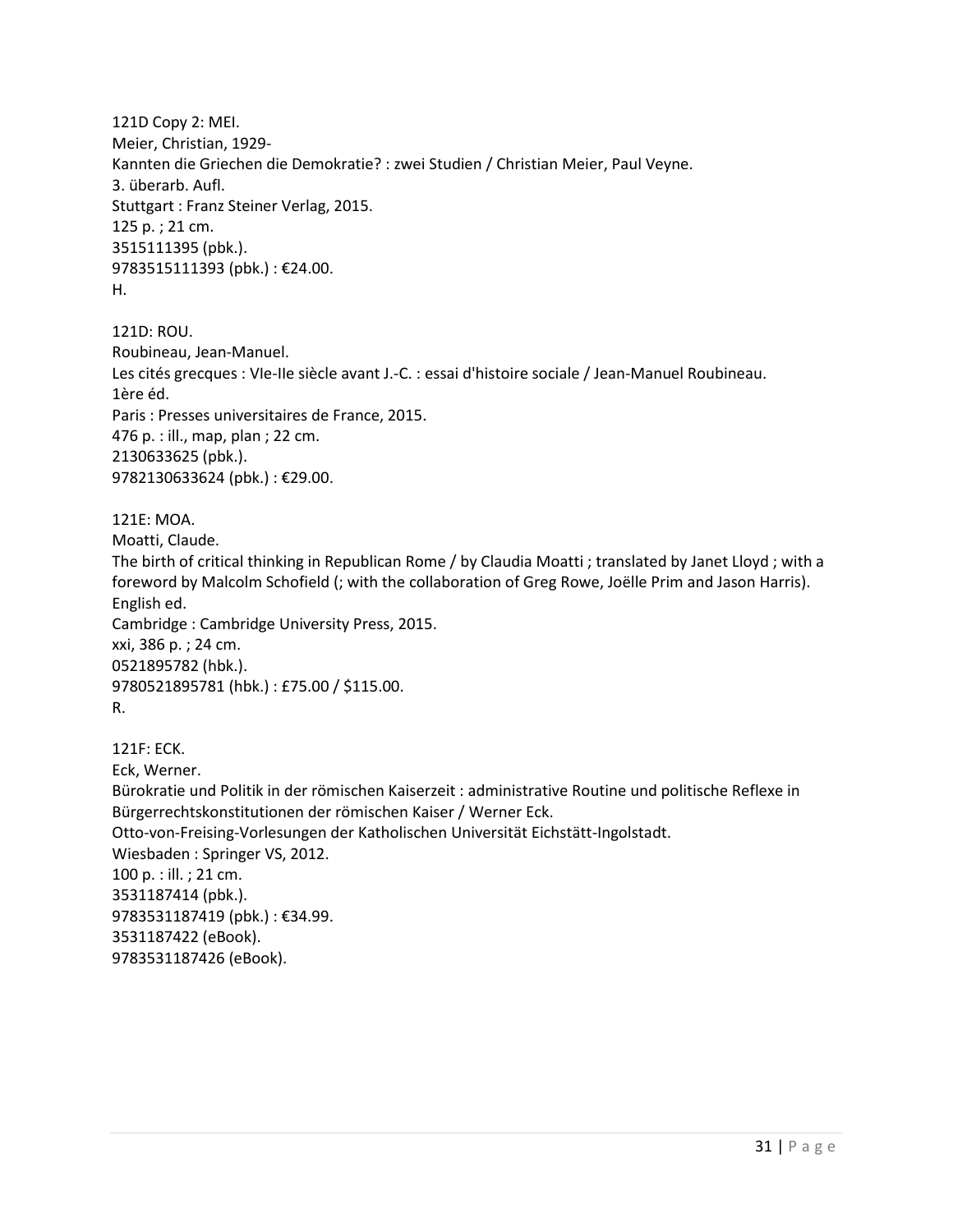121D Copy 2: MEI.
Meier, Christian, 1929-
Kannten die Griechen die Demokratie? : zwei Studien / Christian Meier, Paul Veyne.
3. überarb. Aufl.
Stuttgart : Franz Steiner Verlag, 2015.
125 p. ; 21 cm.
3515111395 (pbk.).
9783515111393 (pbk.) : €24.00.
H.

121D: ROU.
Roubineau, Jean-Manuel.
Les cités grecques : VIe-IIe siècle avant J.-C. : essai d'histoire sociale / Jean-Manuel Roubineau.
1ère éd.
Paris : Presses universitaires de France, 2015.
476 p. : ill., map, plan ; 22 cm.
2130633625 (pbk.).
9782130633624 (pbk.) : €29.00.

121E: MOA.
Moatti, Claude.
The birth of critical thinking in Republican Rome / by Claudia Moatti ; translated by Janet Lloyd ; with a foreword by Malcolm Schofield (; with the collaboration of Greg Rowe, Joëlle Prim and Jason Harris).
English ed.
Cambridge : Cambridge University Press, 2015.
xxi, 386 p. ; 24 cm.
0521895782 (hbk.).
9780521895781 (hbk.) : £75.00 / $115.00.
R.

121F: ECK.
Eck, Werner.
Bürokratie und Politik in der römischen Kaiserzeit : administrative Routine und politische Reflexe in Bürgerrechtskonstitutionen der römischen Kaiser / Werner Eck.
Otto-von-Freising-Vorlesungen der Katholischen Universität Eichstätt-Ingolstadt.
Wiesbaden : Springer VS, 2012.
100 p. : ill. ; 21 cm.
3531187414 (pbk.).
9783531187419 (pbk.) : €34.99.
3531187422 (eBook).
9783531187426 (eBook).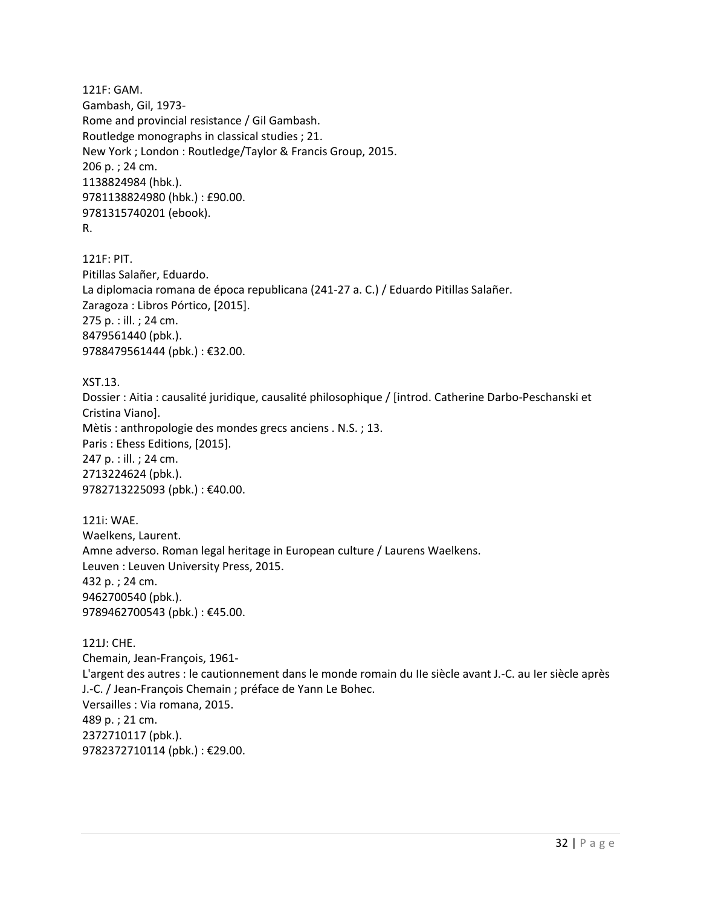121F: GAM.
Gambash, Gil, 1973-
Rome and provincial resistance / Gil Gambash.
Routledge monographs in classical studies ; 21.
New York ; London : Routledge/Taylor & Francis Group, 2015.
206 p. ; 24 cm.
1138824984 (hbk.).
9781138824980 (hbk.) : £90.00.
9781315740201 (ebook).
R.

121F: PIT.
Pitillas Salañer, Eduardo.
La diplomacia romana de época republicana (241-27 a. C.) / Eduardo Pitillas Salañer.
Zaragoza : Libros Pórtico, [2015].
275 p. : ill. ; 24 cm.
8479561440 (pbk.).
9788479561444 (pbk.) : €32.00.

XST.13.
Dossier : Aitia : causalité juridique, causalité philosophique / [introd. Catherine Darbo-Peschanski et Cristina Viano].
Mètis : anthropologie des mondes grecs anciens . N.S. ; 13.
Paris : Ehess Editions, [2015].
247 p. : ill. ; 24 cm.
2713224624 (pbk.).
9782713225093 (pbk.) : €40.00.

121i: WAE.
Waelkens, Laurent.
Amne adverso. Roman legal heritage in European culture / Laurens Waelkens.
Leuven : Leuven University Press, 2015.
432 p. ; 24 cm.
9462700540 (pbk.).
9789462700543 (pbk.) : €45.00.

121J: CHE.
Chemain, Jean-François, 1961-
L'argent des autres : le cautionnement dans le monde romain du IIe siècle avant J.-C. au Ier siècle après J.-C. / Jean-François Chemain ; préface de Yann Le Bohec.
Versailles : Via romana, 2015.
489 p. ; 21 cm.
2372710117 (pbk.).
9782372710114 (pbk.) : €29.00.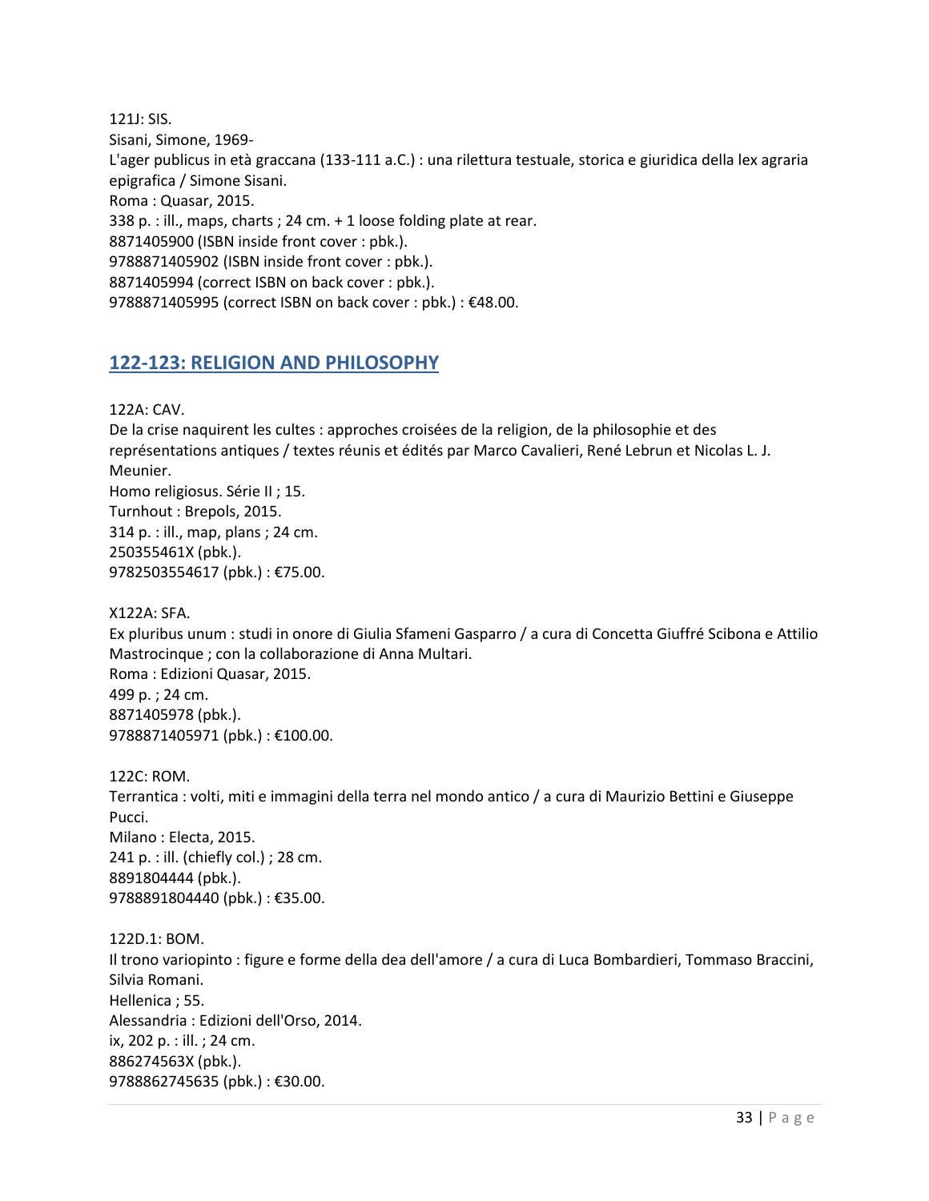121J: SIS.
Sisani, Simone, 1969-
L'ager publicus in età graccana (133-111 a.C.) : una rilettura testuale, storica e giuridica della lex agraria epigrafica / Simone Sisani.
Roma : Quasar, 2015.
338 p. : ill., maps, charts ; 24 cm. + 1 loose folding plate at rear.
8871405900 (ISBN inside front cover : pbk.).
9788871405902 (ISBN inside front cover : pbk.).
8871405994 (correct ISBN on back cover : pbk.).
9788871405995 (correct ISBN on back cover : pbk.) : €48.00.

## 122-123: RELIGION AND PHILOSOPHY

122A: CAV.
De la crise naquirent les cultes : approches croisées de la religion, de la philosophie et des représentations antiques / textes réunis et édités par Marco Cavalieri, René Lebrun et Nicolas L. J. Meunier.
Homo religiosus. Série II ; 15.
Turnhout : Brepols, 2015.
314 p. : ill., map, plans ; 24 cm.
250355461X (pbk.).
9782503554617 (pbk.) : €75.00.

X122A: SFA.
Ex pluribus unum : studi in onore di Giulia Sfameni Gasparro / a cura di Concetta Giuffré Scibona e Attilio Mastrocinque ; con la collaborazione di Anna Multari.
Roma : Edizioni Quasar, 2015.
499 p. ; 24 cm.
8871405978 (pbk.).
9788871405971 (pbk.) : €100.00.

122C: ROM.
Terrantica : volti, miti e immagini della terra nel mondo antico / a cura di Maurizio Bettini e Giuseppe Pucci.
Milano : Electa, 2015.
241 p. : ill. (chiefly col.) ; 28 cm.
8891804444 (pbk.).
9788891804440 (pbk.) : €35.00.

122D.1: BOM.
Il trono variopinto : figure e forme della dea dell'amore / a cura di Luca Bombardieri, Tommaso Braccini, Silvia Romani.
Hellenica ; 55.
Alessandria : Edizioni dell'Orso, 2014.
ix, 202 p. : ill. ; 24 cm.
886274563X (pbk.).
9788862745635 (pbk.) : €30.00.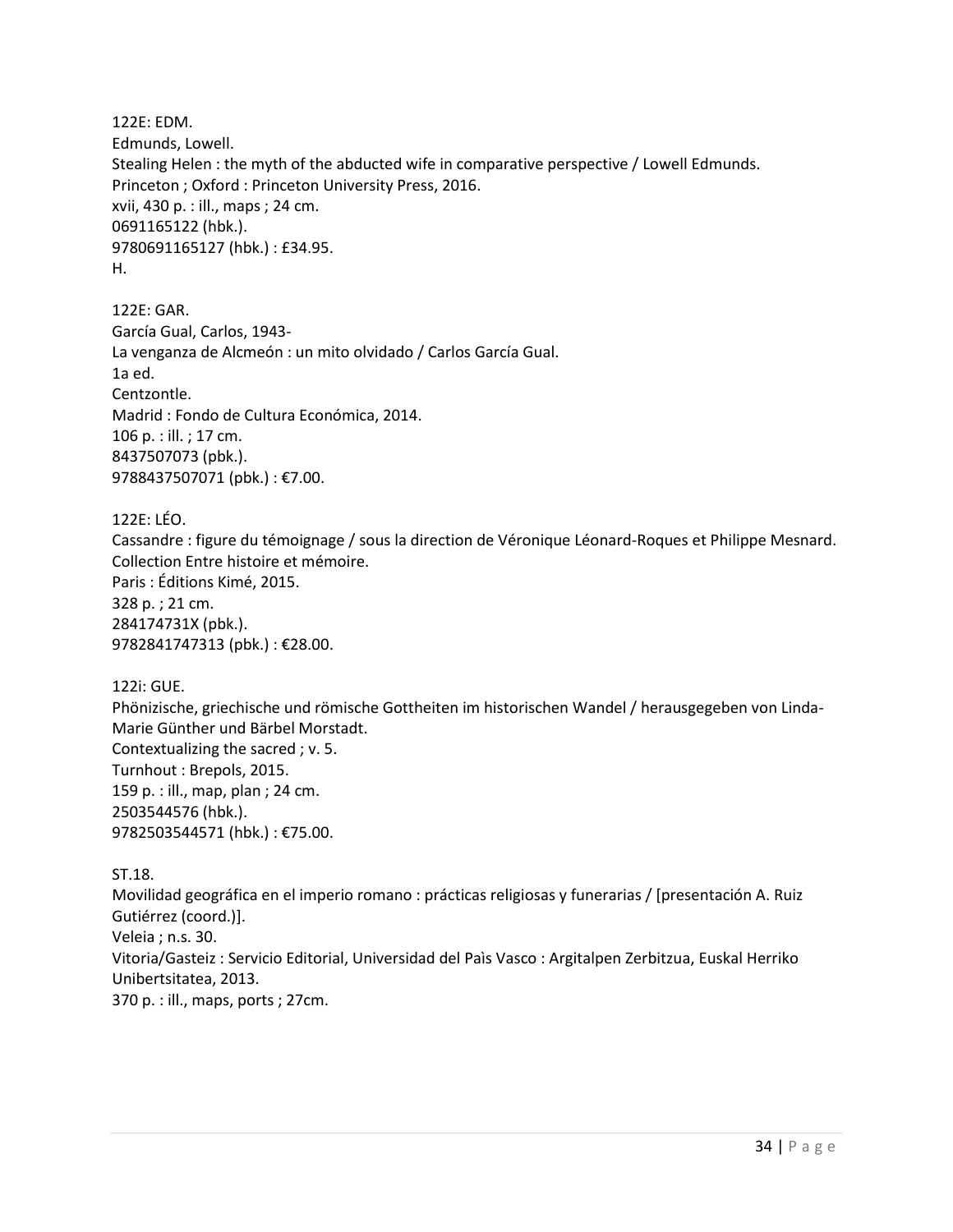122E: EDM.
Edmunds, Lowell.
Stealing Helen : the myth of the abducted wife in comparative perspective / Lowell Edmunds.
Princeton ; Oxford : Princeton University Press, 2016.
xvii, 430 p. : ill., maps ; 24 cm.
0691165122 (hbk.).
9780691165127 (hbk.) : £34.95.
H.

122E: GAR.
García Gual, Carlos, 1943-
La venganza de Alcmeón : un mito olvidado / Carlos García Gual.
1a ed.
Centzontle.
Madrid : Fondo de Cultura Económica, 2014.
106 p. : ill. ; 17 cm.
8437507073 (pbk.).
9788437507071 (pbk.) : €7.00.

122E: LÉO.
Cassandre : figure du témoignage / sous la direction de Véronique Léonard-Roques et Philippe Mesnard.
Collection Entre histoire et mémoire.
Paris : Éditions Kimé, 2015.
328 p. ; 21 cm.
284174731X (pbk.).
9782841747313 (pbk.) : €28.00.

122i: GUE.
Phönizische, griechische und römische Gottheiten im historischen Wandel / herausgegeben von Linda-Marie Günther und Bärbel Morstadt.
Contextualizing the sacred ; v. 5.
Turnhout : Brepols, 2015.
159 p. : ill., map, plan ; 24 cm.
2503544576 (hbk.).
9782503544571 (hbk.) : €75.00.

ST.18.
Movilidad geográfica en el imperio romano : prácticas religiosas y funerarias / [presentación A. Ruiz Gutiérrez (coord.)].
Veleia ; n.s. 30.
Vitoria/Gasteiz : Servicio Editorial, Universidad del Pàis Vasco : Argitalpen Zerbitzua, Euskal Herriko Unibertsitatea, 2013.
370 p. : ill., maps, ports ; 27cm.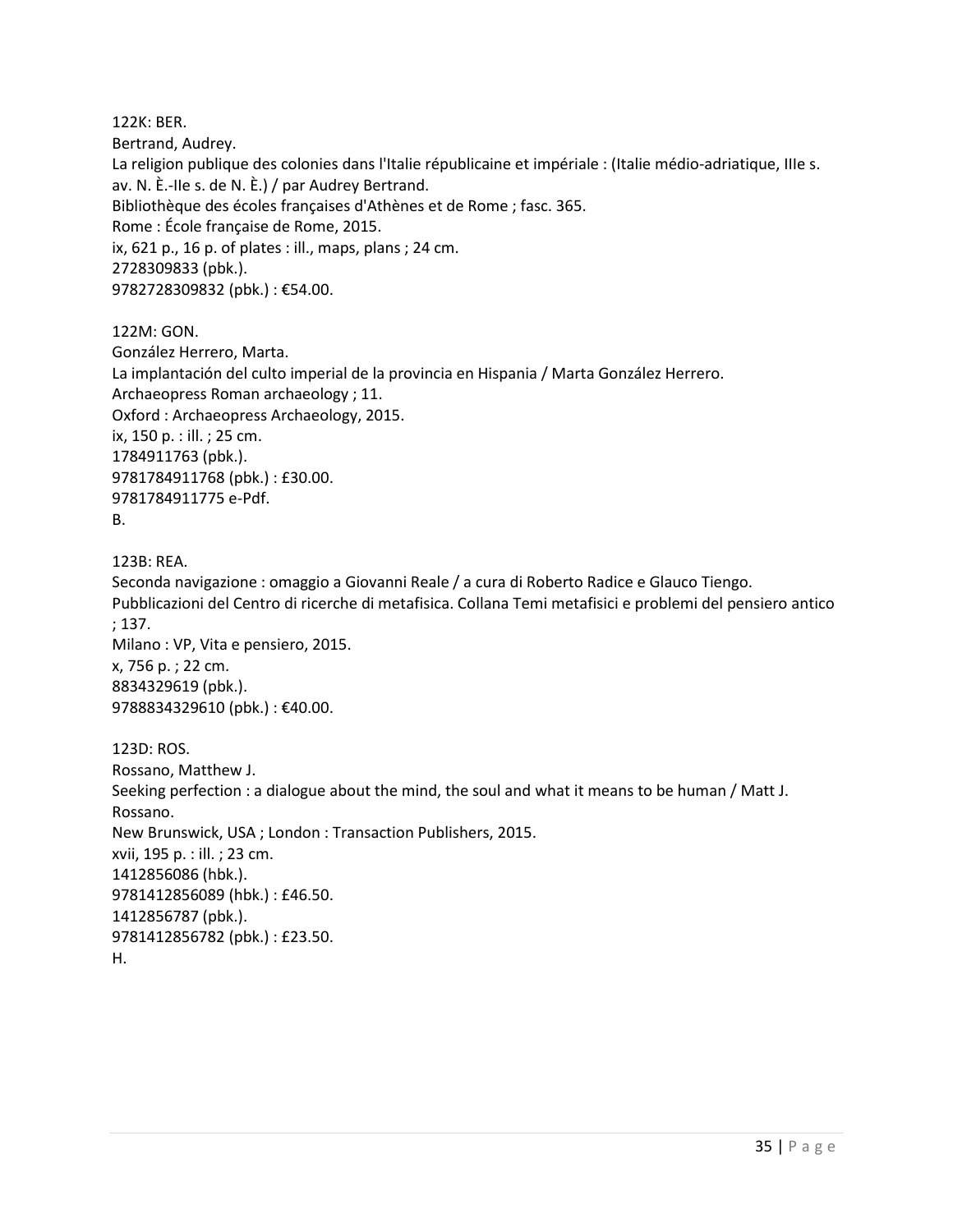122K: BER.
Bertrand, Audrey.
La religion publique des colonies dans l'Italie républicaine et impériale : (Italie médio-adriatique, IIIe s. av. N. È.-IIe s. de N. È.) / par Audrey Bertrand.
Bibliothèque des écoles françaises d'Athènes et de Rome ; fasc. 365.
Rome : École française de Rome, 2015.
ix, 621 p., 16 p. of plates : ill., maps, plans ; 24 cm.
2728309833 (pbk.).
9782728309832 (pbk.) : €54.00.

122M: GON.
González Herrero, Marta.
La implantación del culto imperial de la provincia en Hispania / Marta González Herrero.
Archaeopress Roman archaeology ; 11.
Oxford : Archaeopress Archaeology, 2015.
ix, 150 p. : ill. ; 25 cm.
1784911763 (pbk.).
9781784911768 (pbk.) : £30.00.
9781784911775 e-Pdf.
B.

123B: REA.
Seconda navigazione : omaggio a Giovanni Reale / a cura di Roberto Radice e Glauco Tiengo.
Pubblicazioni del Centro di ricerche di metafisica. Collana Temi metafisici e problemi del pensiero antico ; 137.
Milano : VP, Vita e pensiero, 2015.
x, 756 p. ; 22 cm.
8834329619 (pbk.).
9788834329610 (pbk.) : €40.00.

123D: ROS.
Rossano, Matthew J.
Seeking perfection : a dialogue about the mind, the soul and what it means to be human / Matt J. Rossano.
New Brunswick, USA ; London : Transaction Publishers, 2015.
xvii, 195 p. : ill. ; 23 cm.
1412856086 (hbk.).
9781412856089 (hbk.) : £46.50.
1412856787 (pbk.).
9781412856782 (pbk.) : £23.50.
H.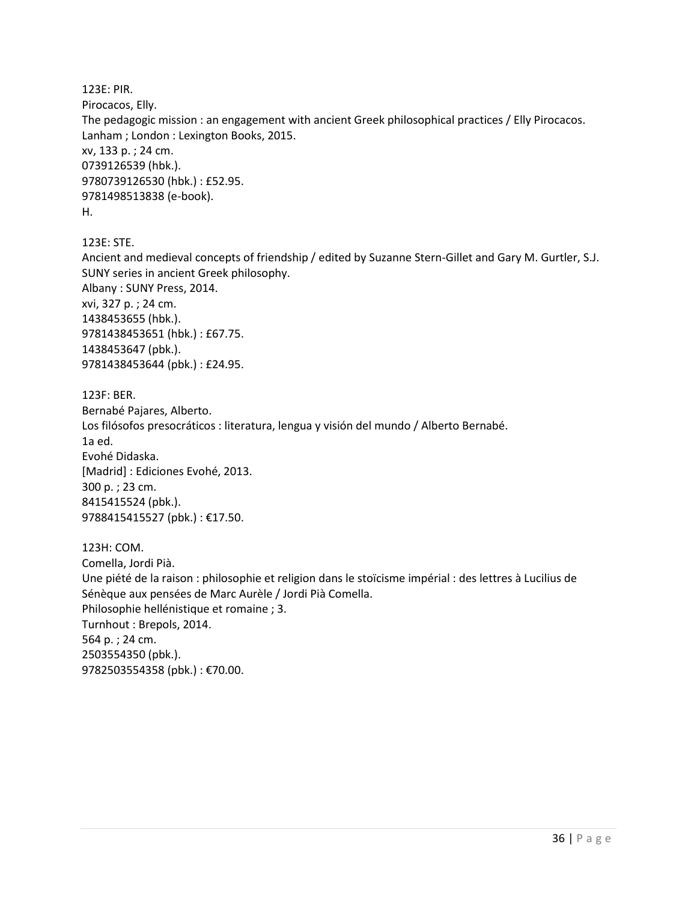123E: PIR.
Pirocacos, Elly.
The pedagogic mission : an engagement with ancient Greek philosophical practices / Elly Pirocacos.
Lanham ; London : Lexington Books, 2015.
xv, 133 p. ; 24 cm.
0739126539 (hbk.).
9780739126530 (hbk.) : £52.95.
9781498513838 (e-book).
H.

123E: STE.
Ancient and medieval concepts of friendship / edited by Suzanne Stern-Gillet and Gary M. Gurtler, S.J.
SUNY series in ancient Greek philosophy.
Albany : SUNY Press, 2014.
xvi, 327 p. ; 24 cm.
1438453655 (hbk.).
9781438453651 (hbk.) : £67.75.
1438453647 (pbk.).
9781438453644 (pbk.) : £24.95.

123F: BER.
Bernabé Pajares, Alberto.
Los filósofos presocráticos : literatura, lengua y visión del mundo / Alberto Bernabé.
1a ed.
Evohé Didaska.
[Madrid] : Ediciones Evohé, 2013.
300 p. ; 23 cm.
8415415524 (pbk.).
9788415415527 (pbk.) : €17.50.

123H: COM.
Comella, Jordi Pià.
Une piété de la raison : philosophie et religion dans le stoïcisme impérial : des lettres à Lucilius de Sénèque aux pensées de Marc Aurèle / Jordi Pià Comella.
Philosophie hellénistique et romaine ; 3.
Turnhout : Brepols, 2014.
564 p. ; 24 cm.
2503554350 (pbk.).
9782503554358 (pbk.) : €70.00.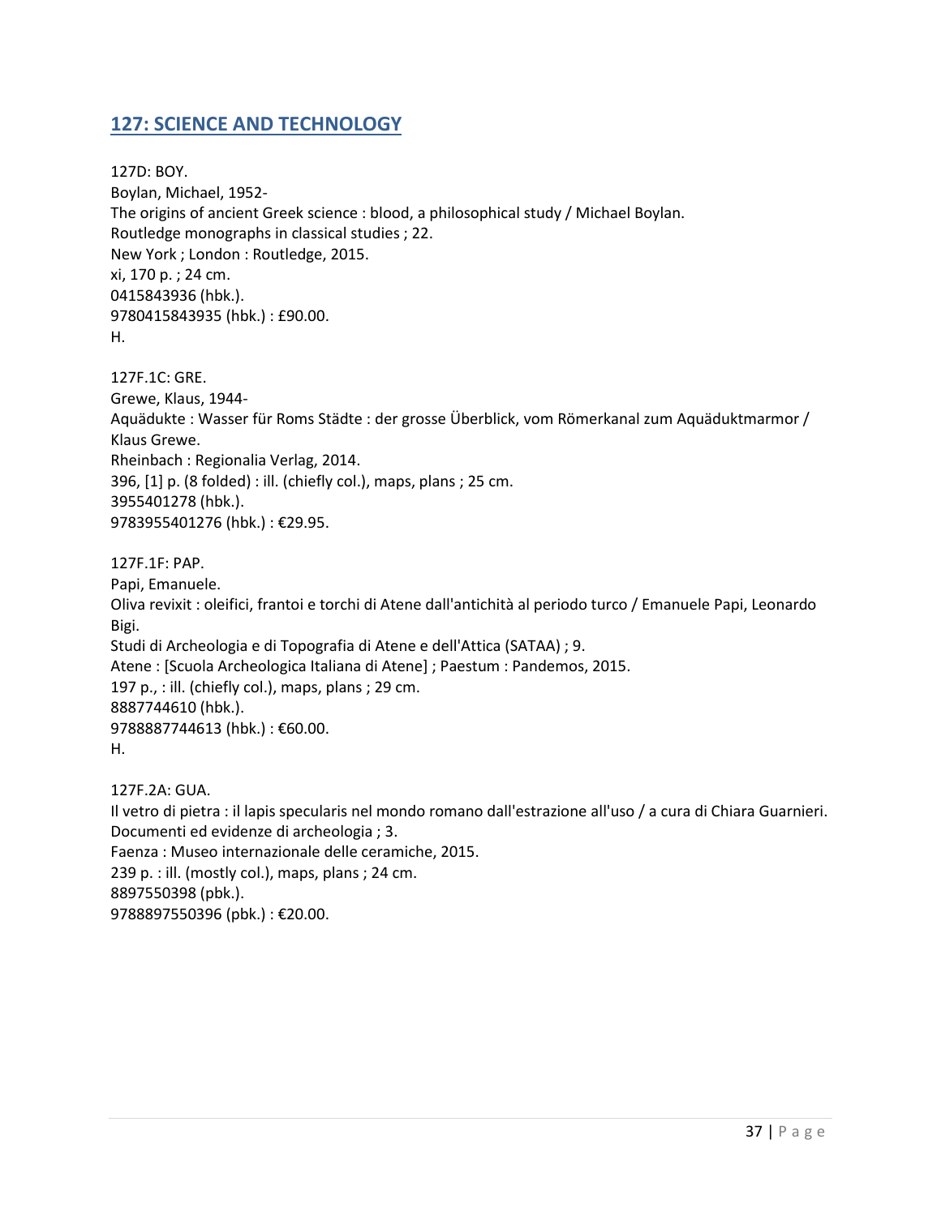## 127: SCIENCE AND TECHNOLOGY

127D: BOY.
Boylan, Michael, 1952-
The origins of ancient Greek science : blood, a philosophical study / Michael Boylan.
Routledge monographs in classical studies ; 22.
New York ; London : Routledge, 2015.
xi, 170 p. ; 24 cm.
0415843936 (hbk.).
9780415843935 (hbk.) : £90.00.
H.

127F.1C: GRE.
Grewe, Klaus, 1944-
Aquädukte : Wasser für Roms Städte : der grosse Überblick, vom Römerkanal zum Aquäduktmarmor / Klaus Grewe.
Rheinbach : Regionalia Verlag, 2014.
396, [1] p. (8 folded) : ill. (chiefly col.), maps, plans ; 25 cm.
3955401278 (hbk.).
9783955401276 (hbk.) : €29.95.

127F.1F: PAP.
Papi, Emanuele.
Oliva revixit : oleifici, frantoi e torchi di Atene dall'antichità al periodo turco / Emanuele Papi, Leonardo Bigi.
Studi di Archeologia e di Topografia di Atene e dell'Attica (SATAA) ; 9.
Atene : [Scuola Archeologica Italiana di Atene] ; Paestum : Pandemos, 2015.
197 p., : ill. (chiefly col.), maps, plans ; 29 cm.
8887744610 (hbk.).
9788887744613 (hbk.) : €60.00.
H.

127F.2A: GUA.
Il vetro di pietra : il lapis specularis nel mondo romano dall'estrazione all'uso / a cura di Chiara Guarnieri.
Documenti ed evidenze di archeologia ; 3.
Faenza : Museo internazionale delle ceramiche, 2015.
239 p. : ill. (mostly col.), maps, plans ; 24 cm.
8897550398 (pbk.).
9788897550396 (pbk.) : €20.00.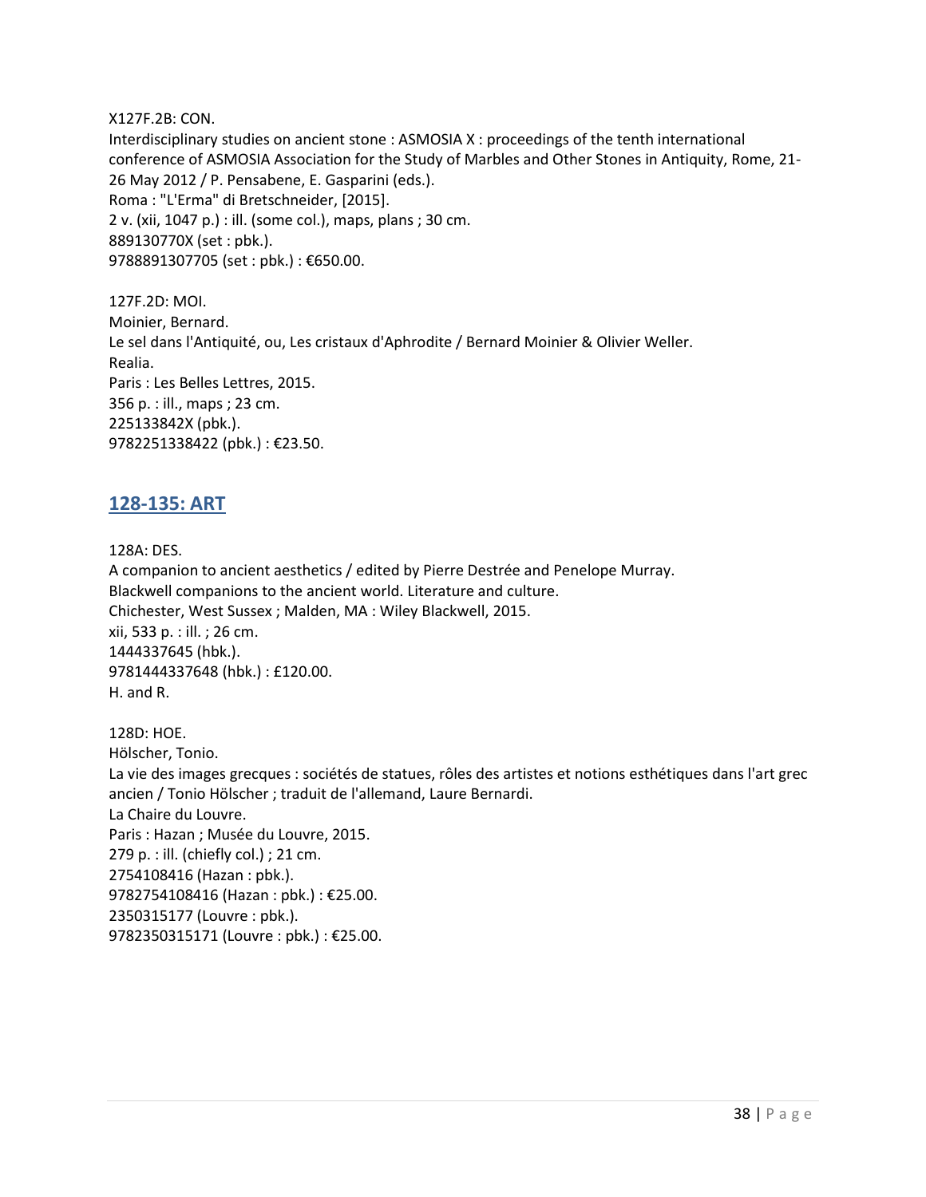X127F.2B: CON.
Interdisciplinary studies on ancient stone : ASMOSIA X : proceedings of the tenth international conference of ASMOSIA Association for the Study of Marbles and Other Stones in Antiquity, Rome, 21-26 May 2012 / P. Pensabene, E. Gasparini (eds.).
Roma : "L'Erma" di Bretschneider, [2015].
2 v. (xii, 1047 p.) : ill. (some col.), maps, plans ; 30 cm.
889130770X (set : pbk.).
9788891307705 (set : pbk.) : €650.00.

127F.2D: MOI.
Moinier, Bernard.
Le sel dans l'Antiquité, ou, Les cristaux d'Aphrodite / Bernard Moinier & Olivier Weller.
Realia.
Paris : Les Belles Lettres, 2015.
356 p. : ill., maps ; 23 cm.
225133842X (pbk.).
9782251338422 (pbk.) : €23.50.

## 128-135: ART

128A: DES.
A companion to ancient aesthetics / edited by Pierre Destrée and Penelope Murray.
Blackwell companions to the ancient world. Literature and culture.
Chichester, West Sussex ; Malden, MA : Wiley Blackwell, 2015.
xii, 533 p. : ill. ; 26 cm.
1444337645 (hbk.).
9781444337648 (hbk.) : £120.00.
H. and R.

128D: HOE.
Hölscher, Tonio.
La vie des images grecques : sociétés de statues, rôles des artistes et notions esthétiques dans l'art grec ancien / Tonio Hölscher ; traduit de l'allemand, Laure Bernardi.
La Chaire du Louvre.
Paris : Hazan ; Musée du Louvre, 2015.
279 p. : ill. (chiefly col.) ; 21 cm.
2754108416 (Hazan : pbk.).
9782754108416 (Hazan : pbk.) : €25.00.
2350315177 (Louvre : pbk.).
9782350315171 (Louvre : pbk.) : €25.00.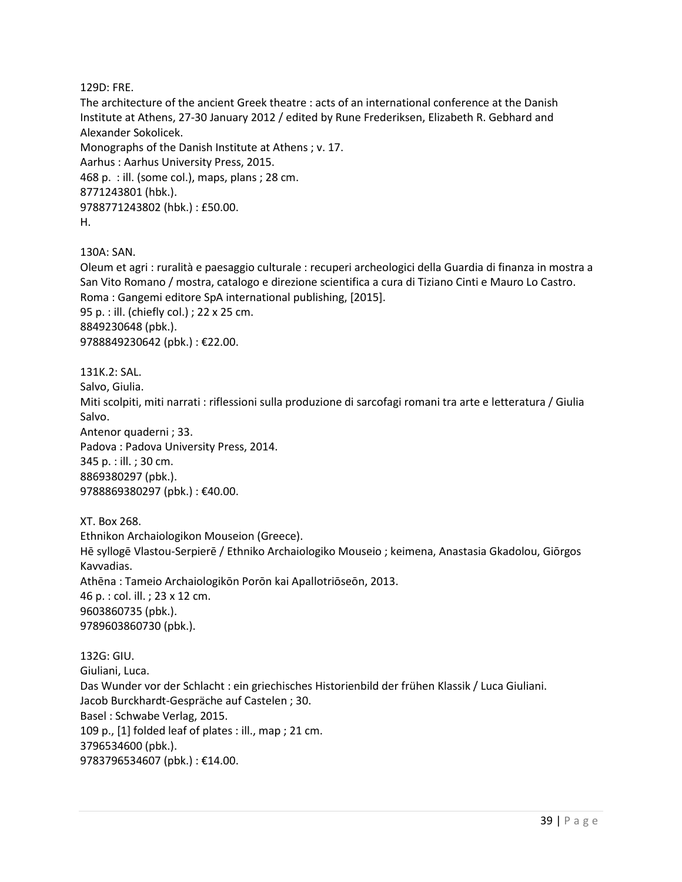129D: FRE.
The architecture of the ancient Greek theatre : acts of an international conference at the Danish Institute at Athens, 27-30 January 2012 / edited by Rune Frederiksen, Elizabeth R. Gebhard and Alexander Sokolicek.
Monographs of the Danish Institute at Athens ; v. 17.
Aarhus : Aarhus University Press, 2015.
468 p. : ill. (some col.), maps, plans ; 28 cm.
8771243801 (hbk.).
9788771243802 (hbk.) : £50.00.
H.

130A: SAN.
Oleum et agri : ruralità e paesaggio culturale : recuperi archeologici della Guardia di finanza in mostra a San Vito Romano / mostra, catalogo e direzione scientifica a cura di Tiziano Cinti e Mauro Lo Castro.
Roma : Gangemi editore SpA international publishing, [2015].
95 p. : ill. (chiefly col.) ; 22 x 25 cm.
8849230648 (pbk.).
9788849230642 (pbk.) : €22.00.

131K.2: SAL.
Salvo, Giulia.
Miti scolpiti, miti narrati : riflessioni sulla produzione di sarcofagi romani tra arte e letteratura / Giulia Salvo.
Antenor quaderni ; 33.
Padova : Padova University Press, 2014.
345 p. : ill. ; 30 cm.
8869380297 (pbk.).
9788869380297 (pbk.) : €40.00.

XT. Box 268.
Ethnikon Archaiologikon Mouseion (Greece).
Hē syllogē Vlastou-Serpierē / Ethniko Archaiologiko Mouseio ; keimena, Anastasia Gkadolou, Giōrgos Kavvadias.
Athēna : Tameio Archaiologikōn Porōn kai Apallotriōseōn, 2013.
46 p. : col. ill. ; 23 x 12 cm.
9603860735 (pbk.).
9789603860730 (pbk.).

132G: GIU.
Giuliani, Luca.
Das Wunder vor der Schlacht : ein griechisches Historienbild der frühen Klassik / Luca Giuliani.
Jacob Burckhardt-Gespräche auf Castelen ; 30.
Basel : Schwabe Verlag, 2015.
109 p., [1] folded leaf of plates : ill., map ; 21 cm.
3796534600 (pbk.).
9783796534607 (pbk.) : €14.00.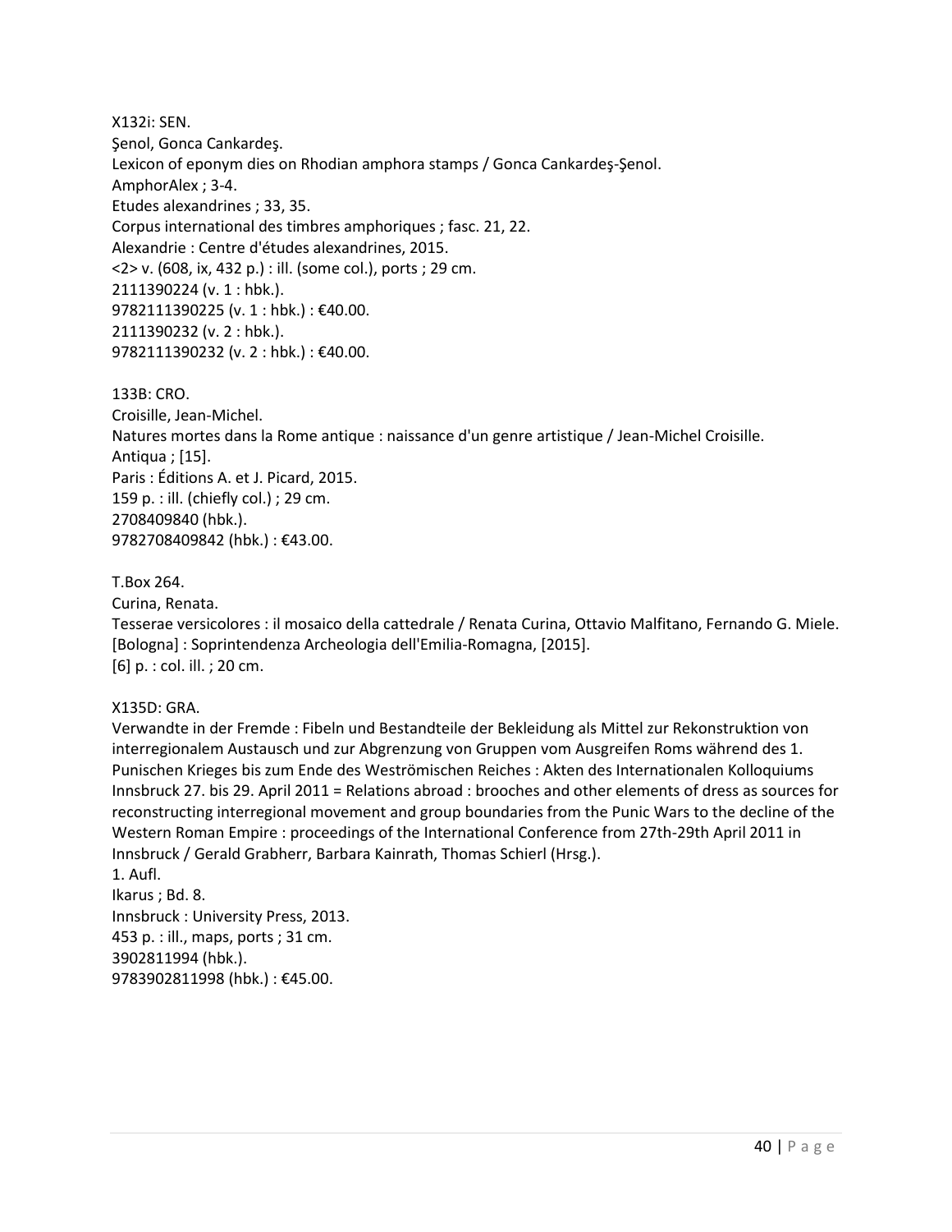X132i: SEN.
Şenol, Gonca Cankardeş.
Lexicon of eponym dies on Rhodian amphora stamps / Gonca Cankardeş-Şenol.
AmphorAlex ; 3-4.
Etudes alexandrines ; 33, 35.
Corpus international des timbres amphoriques ; fasc. 21, 22.
Alexandrie : Centre d'études alexandrines, 2015.
<2> v. (608, ix, 432 p.) : ill. (some col.), ports ; 29 cm.
2111390224 (v. 1 : hbk.).
9782111390225 (v. 1 : hbk.) : €40.00.
2111390232 (v. 2 : hbk.).
9782111390232 (v. 2 : hbk.) : €40.00.

133B: CRO.
Croisille, Jean-Michel.
Natures mortes dans la Rome antique : naissance d'un genre artistique / Jean-Michel Croisille.
Antiqua ; [15].
Paris : Éditions A. et J. Picard, 2015.
159 p. : ill. (chiefly col.) ; 29 cm.
2708409840 (hbk.).
9782708409842 (hbk.) : €43.00.

T.Box 264.
Curina, Renata.
Tesserae versicolores : il mosaico della cattedrale / Renata Curina, Ottavio Malfitano, Fernando G. Miele.
[Bologna] : Soprintendenza Archeologia dell'Emilia-Romagna, [2015].
[6] p. : col. ill. ; 20 cm.

X135D: GRA.
Verwandte in der Fremde : Fibeln und Bestandteile der Bekleidung als Mittel zur Rekonstruktion von interregionalem Austausch und zur Abgrenzung von Gruppen vom Ausgreifen Roms während des 1. Punischen Krieges bis zum Ende des Weströmischen Reiches : Akten des Internationalen Kolloquiums Innsbruck 27. bis 29. April 2011 = Relations abroad : brooches and other elements of dress as sources for reconstructing interregional movement and group boundaries from the Punic Wars to the decline of the Western Roman Empire : proceedings of the International Conference from 27th-29th April 2011 in Innsbruck / Gerald Grabherr, Barbara Kainrath, Thomas Schierl (Hrsg.).
1. Aufl.
Ikarus ; Bd. 8.
Innsbruck : University Press, 2013.
453 p. : ill., maps, ports ; 31 cm.
3902811994 (hbk.).
9783902811998 (hbk.) : €45.00.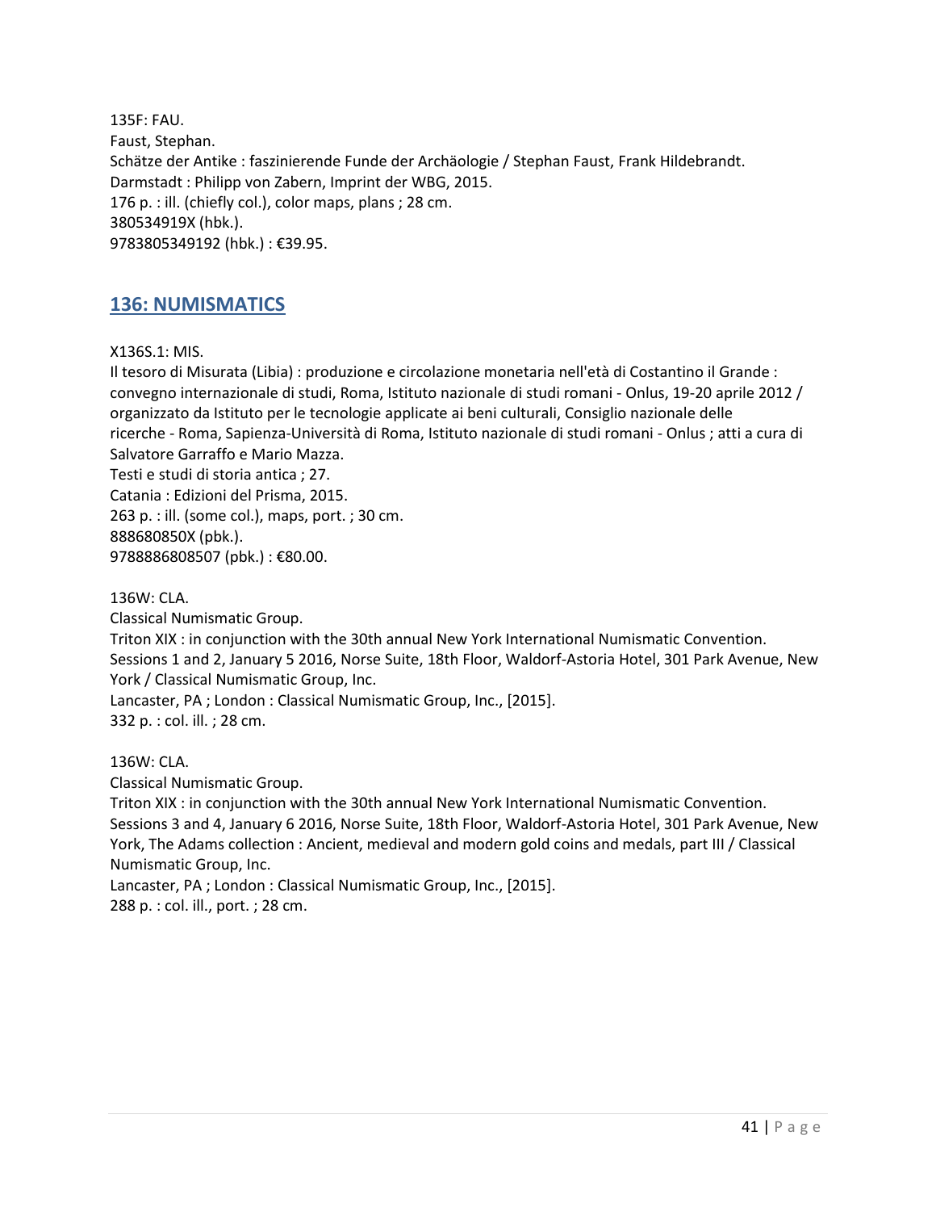135F: FAU.
Faust, Stephan.
Schätze der Antike : faszinierende Funde der Archäologie / Stephan Faust, Frank Hildebrandt.
Darmstadt : Philipp von Zabern, Imprint der WBG, 2015.
176 p. : ill. (chiefly col.), color maps, plans ; 28 cm.
380534919X (hbk.).
9783805349192 (hbk.) : €39.95.

## 136: NUMISMATICS

X136S.1: MIS.
Il tesoro di Misurata (Libia) : produzione e circolazione monetaria nell'età di Costantino il Grande : convegno internazionale di studi, Roma, Istituto nazionale di studi romani - Onlus, 19-20 aprile 2012 / organizzato da Istituto per le tecnologie applicate ai beni culturali, Consiglio nazionale delle ricerche - Roma, Sapienza-Università di Roma, Istituto nazionale di studi romani - Onlus ; atti a cura di Salvatore Garraffo e Mario Mazza.
Testi e studi di storia antica ; 27.
Catania : Edizioni del Prisma, 2015.
263 p. : ill. (some col.), maps, port. ; 30 cm.
888680850X (pbk.).
9788886808507 (pbk.) : €80.00.

136W: CLA.
Classical Numismatic Group.
Triton XIX : in conjunction with the 30th annual New York International Numismatic Convention. Sessions 1 and 2, January 5 2016, Norse Suite, 18th Floor, Waldorf-Astoria Hotel, 301 Park Avenue, New York / Classical Numismatic Group, Inc.
Lancaster, PA ; London : Classical Numismatic Group, Inc., [2015].
332 p. : col. ill. ; 28 cm.

136W: CLA.
Classical Numismatic Group.
Triton XIX : in conjunction with the 30th annual New York International Numismatic Convention. Sessions 3 and 4, January 6 2016, Norse Suite, 18th Floor, Waldorf-Astoria Hotel, 301 Park Avenue, New York, The Adams collection : Ancient, medieval and modern gold coins and medals, part III / Classical Numismatic Group, Inc.
Lancaster, PA ; London : Classical Numismatic Group, Inc., [2015].
288 p. : col. ill., port. ; 28 cm.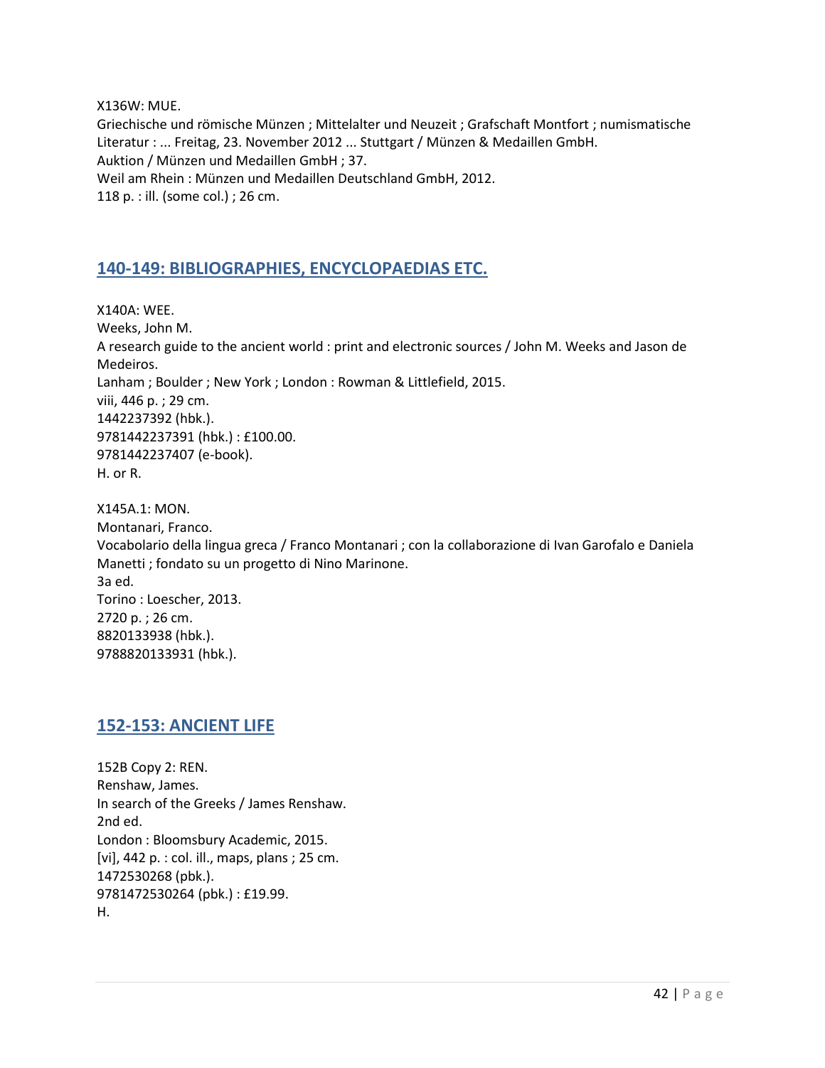X136W: MUE.
Griechische und römische Münzen ; Mittelalter und Neuzeit ; Grafschaft Montfort ; numismatische Literatur : ... Freitag, 23. November 2012 ... Stuttgart / Münzen & Medaillen GmbH.
Auktion / Münzen und Medaillen GmbH ; 37.
Weil am Rhein : Münzen und Medaillen Deutschland GmbH, 2012.
118 p. : ill. (some col.) ; 26 cm.

## 140-149: BIBLIOGRAPHIES, ENCYCLOPAEDIAS ETC.

X140A: WEE.
Weeks, John M.
A research guide to the ancient world : print and electronic sources / John M. Weeks and Jason de Medeiros.
Lanham ; Boulder ; New York ; London : Rowman & Littlefield, 2015.
viii, 446 p. ; 29 cm.
1442237392 (hbk.).
9781442237391 (hbk.) : £100.00.
9781442237407 (e-book).
H. or R.

X145A.1: MON.
Montanari, Franco.
Vocabolario della lingua greca / Franco Montanari ; con la collaborazione di Ivan Garofalo e Daniela Manetti ; fondato su un progetto di Nino Marinone.
3a ed.
Torino : Loescher, 2013.
2720 p. ; 26 cm.
8820133938 (hbk.).
9788820133931 (hbk.).

## 152-153: ANCIENT LIFE

152B Copy 2: REN.
Renshaw, James.
In search of the Greeks / James Renshaw.
2nd ed.
London : Bloomsbury Academic, 2015.
[vi], 442 p. : col. ill., maps, plans ; 25 cm.
1472530268 (pbk.).
9781472530264 (pbk.) : £19.99.
H.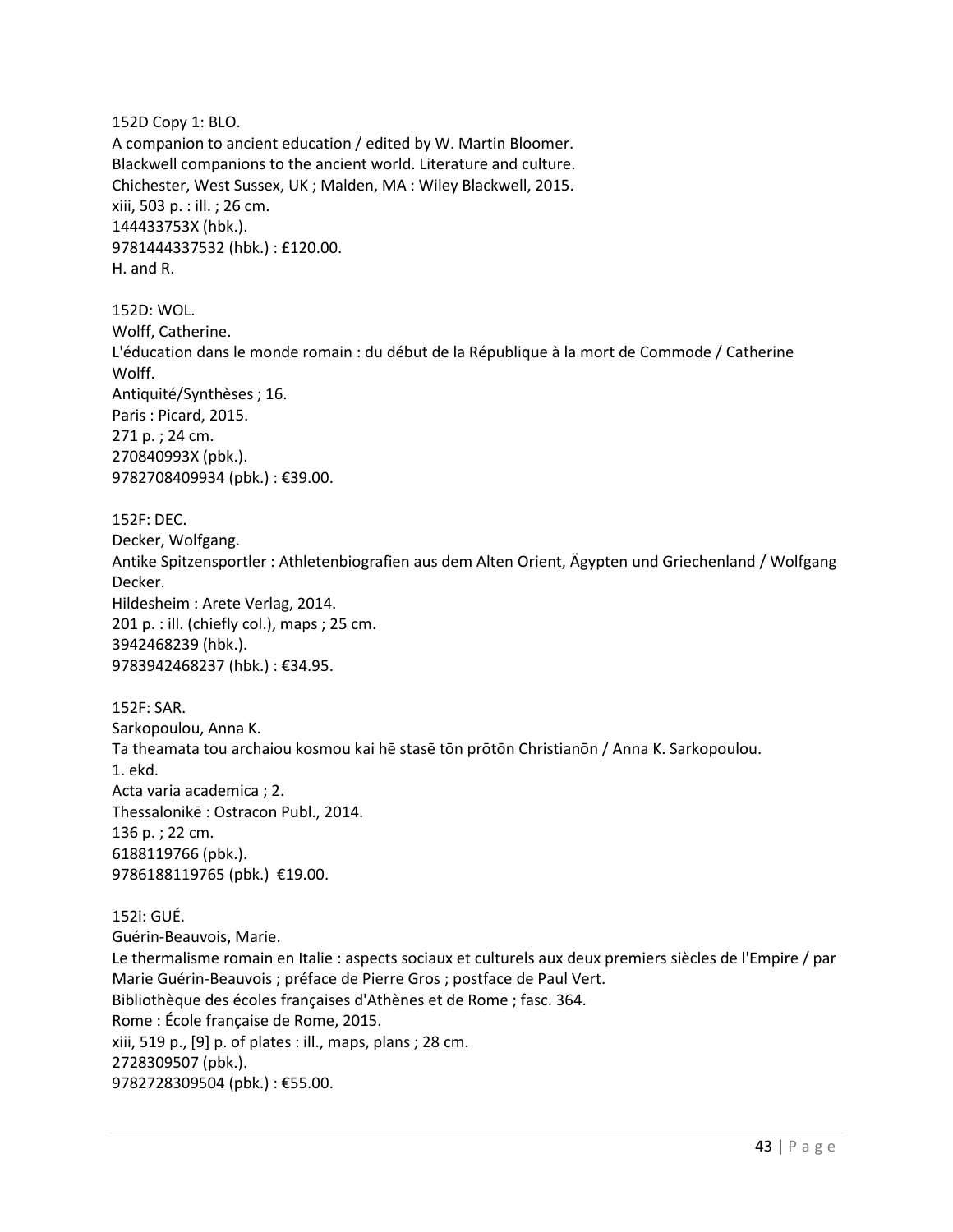152D Copy 1: BLO.
A companion to ancient education / edited by W. Martin Bloomer.
Blackwell companions to the ancient world. Literature and culture.
Chichester, West Sussex, UK ; Malden, MA : Wiley Blackwell, 2015.
xiii, 503 p. : ill. ; 26 cm.
144433753X (hbk.).
9781444337532 (hbk.) : £120.00.
H. and R.

152D: WOL.
Wolff, Catherine.
L'éducation dans le monde romain : du début de la République à la mort de Commode / Catherine Wolff.
Antiquité/Synthèses ; 16.
Paris : Picard, 2015.
271 p. ; 24 cm.
270840993X (pbk.).
9782708409934 (pbk.) : €39.00.

152F: DEC.
Decker, Wolfgang.
Antike Spitzensportler : Athletenbiografien aus dem Alten Orient, Ägypten und Griechenland / Wolfgang Decker.
Hildesheim : Arete Verlag, 2014.
201 p. : ill. (chiefly col.), maps ; 25 cm.
3942468239 (hbk.).
9783942468237 (hbk.) : €34.95.

152F: SAR.
Sarkopoulou, Anna K.
Ta theamata tou archaiou kosmou kai hē stasē tōn prōtōn Christianōn / Anna K. Sarkopoulou.
1. ekd.
Acta varia academica ; 2.
Thessalonikē : Ostracon Publ., 2014.
136 p. ; 22 cm.
6188119766 (pbk.).
9786188119765 (pbk.) €19.00.

152i: GUÉ.
Guérin-Beauvois, Marie.
Le thermalisme romain en Italie : aspects sociaux et culturels aux deux premiers siècles de l'Empire / par Marie Guérin-Beauvois ; préface de Pierre Gros ; postface de Paul Vert.
Bibliothèque des écoles françaises d'Athènes et de Rome ; fasc. 364.
Rome : École française de Rome, 2015.
xiii, 519 p., [9] p. of plates : ill., maps, plans ; 28 cm.
2728309507 (pbk.).
9782728309504 (pbk.) : €55.00.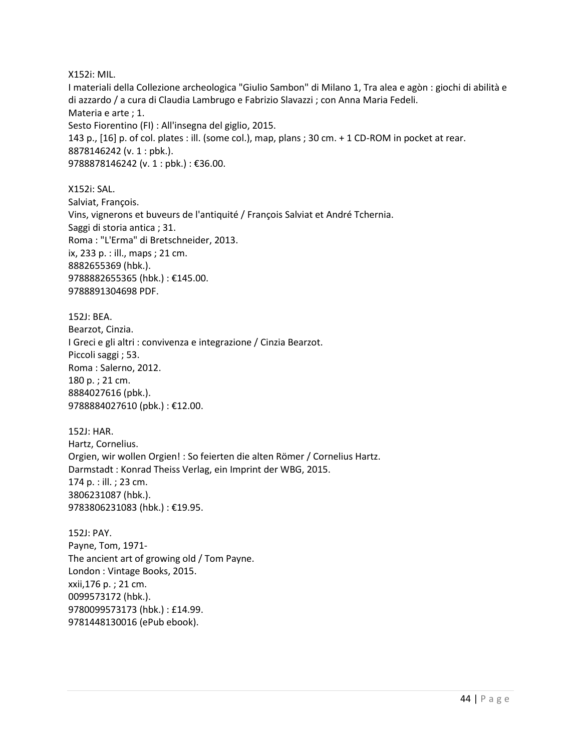X152i: MIL.
I materiali della Collezione archeologica "Giulio Sambon" di Milano 1, Tra alea e agòn : giochi di abilità e di azzardo / a cura di Claudia Lambrugo e Fabrizio Slavazzi ; con Anna Maria Fedeli.
Materia e arte ; 1.
Sesto Fiorentino (FI) : All'insegna del giglio, 2015.
143 p., [16] p. of col. plates : ill. (some col.), map, plans ; 30 cm. + 1 CD-ROM in pocket at rear.
8878146242 (v. 1 : pbk.).
9788878146242 (v. 1 : pbk.) : €36.00.

X152i: SAL.
Salviat, François.
Vins, vignerons et buveurs de l'antiquité / François Salviat et André Tchernia.
Saggi di storia antica ; 31.
Roma : "L'Erma" di Bretschneider, 2013.
ix, 233 p. : ill., maps ; 21 cm.
8882655369 (hbk.).
9788882655365 (hbk.) : €145.00.
9788891304698 PDF.

152J: BEA.
Bearzot, Cinzia.
I Greci e gli altri : convivenza e integrazione / Cinzia Bearzot.
Piccoli saggi ; 53.
Roma : Salerno, 2012.
180 p. ; 21 cm.
8884027616 (pbk.).
9788884027610 (pbk.) : €12.00.

152J: HAR.
Hartz, Cornelius.
Orgien, wir wollen Orgien! : So feierten die alten Römer / Cornelius Hartz.
Darmstadt : Konrad Theiss Verlag, ein Imprint der WBG, 2015.
174 p. : ill. ; 23 cm.
3806231087 (hbk.).
9783806231083 (hbk.) : €19.95.

152J: PAY.
Payne, Tom, 1971-
The ancient art of growing old / Tom Payne.
London : Vintage Books, 2015.
xxii,176 p. ; 21 cm.
0099573172 (hbk.).
9780099573173 (hbk.) : £14.99.
9781448130016 (ePub ebook).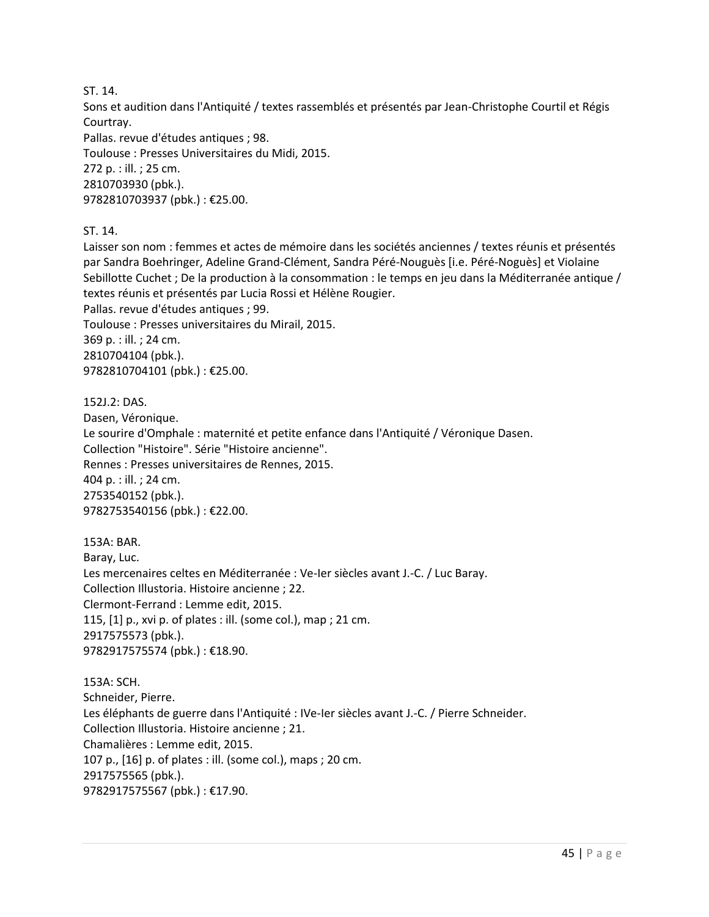ST. 14.
Sons et audition dans l'Antiquité / textes rassemblés et présentés par Jean-Christophe Courtil et Régis Courtray.
Pallas. revue d'études antiques ; 98.
Toulouse : Presses Universitaires du Midi, 2015.
272 p. : ill. ; 25 cm.
2810703930 (pbk.).
9782810703937 (pbk.) : €25.00.

ST. 14.
Laisser son nom : femmes et actes de mémoire dans les sociétés anciennes / textes réunis et présentés par Sandra Boehringer, Adeline Grand-Clément, Sandra Péré-Nouguès [i.e. Péré-Noguès] et Violaine Sebillotte Cuchet ; De la production à la consommation : le temps en jeu dans la Méditerranée antique / textes réunis et présentés par Lucia Rossi et Hélène Rougier.
Pallas. revue d'études antiques ; 99.
Toulouse : Presses universitaires du Mirail, 2015.
369 p. : ill. ; 24 cm.
2810704104 (pbk.).
9782810704101 (pbk.) : €25.00.

152J.2: DAS.
Dasen, Véronique.
Le sourire d'Omphale : maternité et petite enfance dans l'Antiquité / Véronique Dasen.
Collection "Histoire". Série "Histoire ancienne".
Rennes : Presses universitaires de Rennes, 2015.
404 p. : ill. ; 24 cm.
2753540152 (pbk.).
9782753540156 (pbk.) : €22.00.

153A: BAR.
Baray, Luc.
Les mercenaires celtes en Méditerranée : Ve-Ier siècles avant J.-C. / Luc Baray.
Collection Illustoria. Histoire ancienne ; 22.
Clermont-Ferrand : Lemme edit, 2015.
115, [1] p., xvi p. of plates : ill. (some col.), map ; 21 cm.
2917575573 (pbk.).
9782917575574 (pbk.) : €18.90.

153A: SCH.
Schneider, Pierre.
Les éléphants de guerre dans l'Antiquité : IVe-Ier siècles avant J.-C. / Pierre Schneider.
Collection Illustoria. Histoire ancienne ; 21.
Chamalières : Lemme edit, 2015.
107 p., [16] p. of plates : ill. (some col.), maps ; 20 cm.
2917575565 (pbk.).
9782917575567 (pbk.) : €17.90.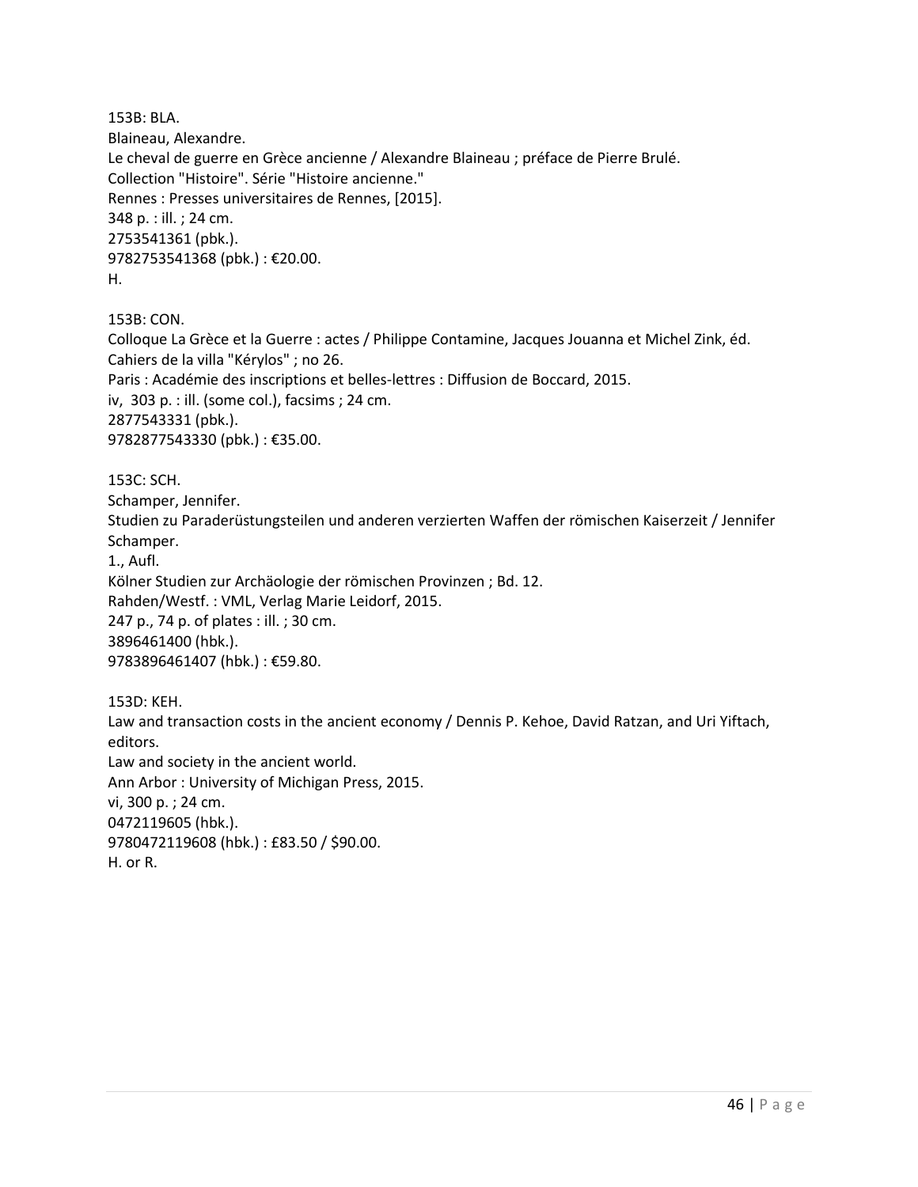153B: BLA.
Blaineau, Alexandre.
Le cheval de guerre en Grèce ancienne / Alexandre Blaineau ; préface de Pierre Brulé.
Collection "Histoire". Série "Histoire ancienne."
Rennes : Presses universitaires de Rennes, [2015].
348 p. : ill. ; 24 cm.
2753541361 (pbk.).
9782753541368 (pbk.) : €20.00.
H.

153B: CON.
Colloque La Grèce et la Guerre : actes / Philippe Contamine, Jacques Jouanna et Michel Zink, éd.
Cahiers de la villa "Kérylos" ; no 26.
Paris : Académie des inscriptions et belles-lettres : Diffusion de Boccard, 2015.
iv, 303 p. : ill. (some col.), facsims ; 24 cm.
2877543331 (pbk.).
9782877543330 (pbk.) : €35.00.

153C: SCH.
Schamper, Jennifer.
Studien zu Paraderüstungsteilen und anderen verzierten Waffen der römischen Kaiserzeit / Jennifer Schamper.
1., Aufl.
Kölner Studien zur Archäologie der römischen Provinzen ; Bd. 12.
Rahden/Westf. : VML, Verlag Marie Leidorf, 2015.
247 p., 74 p. of plates : ill. ; 30 cm.
3896461400 (hbk.).
9783896461407 (hbk.) : €59.80.

153D: KEH.
Law and transaction costs in the ancient economy / Dennis P. Kehoe, David Ratzan, and Uri Yiftach, editors.
Law and society in the ancient world.
Ann Arbor : University of Michigan Press, 2015.
vi, 300 p. ; 24 cm.
0472119605 (hbk.).
9780472119608 (hbk.) : £83.50 / $90.00.
H. or R.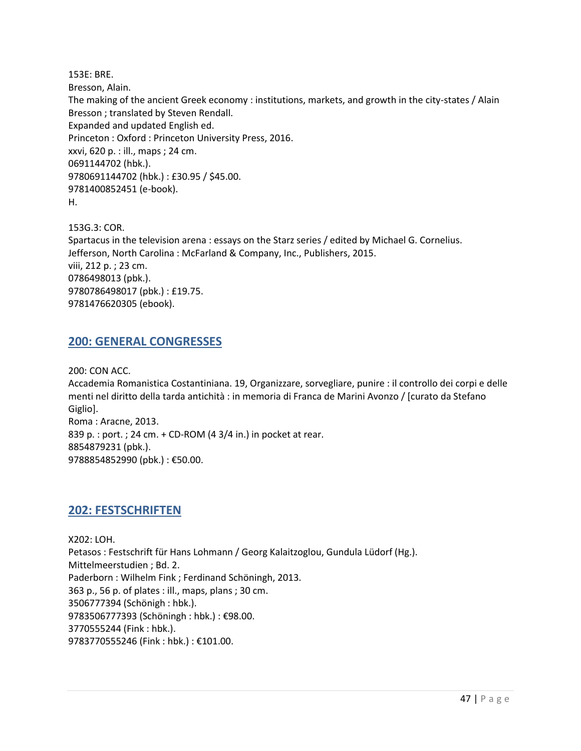153E: BRE.
Bresson, Alain.
The making of the ancient Greek economy : institutions, markets, and growth in the city-states / Alain Bresson ; translated by Steven Rendall.
Expanded and updated English ed.
Princeton : Oxford : Princeton University Press, 2016.
xxvi, 620 p. : ill., maps ; 24 cm.
0691144702 (hbk.).
9780691144702 (hbk.) : £30.95 / $45.00.
9781400852451 (e-book).
H.

153G.3: COR.
Spartacus in the television arena : essays on the Starz series / edited by Michael G. Cornelius.
Jefferson, North Carolina : McFarland & Company, Inc., Publishers, 2015.
viii, 212 p. ; 23 cm.
0786498013 (pbk.).
9780786498017 (pbk.) : £19.75.
9781476620305 (ebook).

## 200: GENERAL CONGRESSES

200: CON ACC.
Accademia Romanistica Costantiniana. 19, Organizzare, sorvegliare, punire : il controllo dei corpi e delle menti nel diritto della tarda antichità : in memoria di Franca de Marini Avonzo / [curato da Stefano Giglio].
Roma : Aracne, 2013.
839 p. : port. ; 24 cm. + CD-ROM (4 3/4 in.) in pocket at rear.
8854879231 (pbk.).
9788854852990 (pbk.) : €50.00.

## 202: FESTSCHRIFTEN

X202: LOH.
Petasos : Festschrift für Hans Lohmann / Georg Kalaitzoglou, Gundula Lüdorf (Hg.).
Mittelmeerstudien ; Bd. 2.
Paderborn : Wilhelm Fink ; Ferdinand Schöningh, 2013.
363 p., 56 p. of plates : ill., maps, plans ; 30 cm.
3506777394 (Schönigh : hbk.).
9783506777393 (Schöningh : hbk.) : €98.00.
3770555244 (Fink : hbk.).
9783770555246 (Fink : hbk.) : €101.00.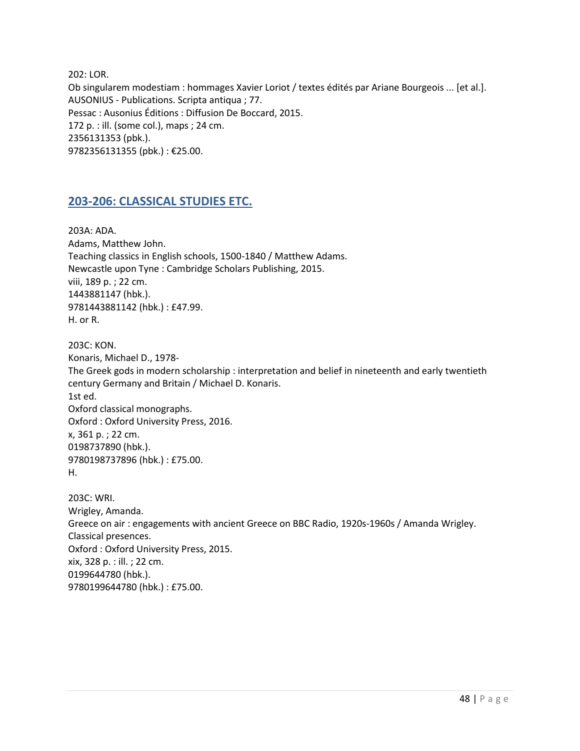202: LOR.
Ob singularem modestiam : hommages Xavier Loriot / textes édités par Ariane Bourgeois ... [et al.].
AUSONIUS - Publications. Scripta antiqua ; 77.
Pessac : Ausonius Éditions : Diffusion De Boccard, 2015.
172 p. : ill. (some col.), maps ; 24 cm.
2356131353 (pbk.).
9782356131355 (pbk.) : €25.00.

## 203-206: CLASSICAL STUDIES ETC.

203A: ADA.
Adams, Matthew John.
Teaching classics in English schools, 1500-1840 / Matthew Adams.
Newcastle upon Tyne : Cambridge Scholars Publishing, 2015.
viii, 189 p. ; 22 cm.
1443881147 (hbk.).
9781443881142 (hbk.) : £47.99.
H. or R.

203C: KON.
Konaris, Michael D., 1978-
The Greek gods in modern scholarship : interpretation and belief in nineteenth and early twentieth century Germany and Britain / Michael D. Konaris.
1st ed.
Oxford classical monographs.
Oxford : Oxford University Press, 2016.
x, 361 p. ; 22 cm.
0198737890 (hbk.).
9780198737896 (hbk.) : £75.00.
H.

203C: WRI.
Wrigley, Amanda.
Greece on air : engagements with ancient Greece on BBC Radio, 1920s-1960s / Amanda Wrigley.
Classical presences.
Oxford : Oxford University Press, 2015.
xix, 328 p. : ill. ; 22 cm.
0199644780 (hbk.).
9780199644780 (hbk.) : £75.00.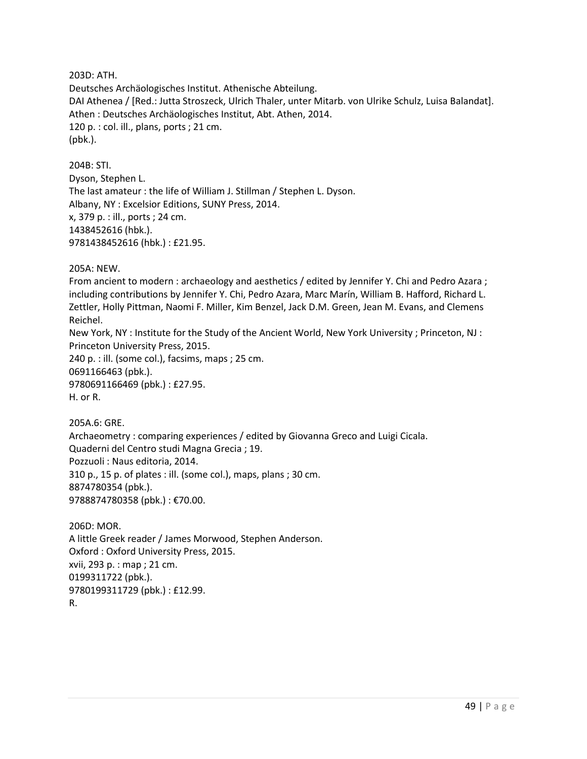203D: ATH.
Deutsches Archäologisches Institut. Athenische Abteilung.
DAI Athenea / [Red.: Jutta Stroszeck, Ulrich Thaler, unter Mitarb. von Ulrike Schulz, Luisa Balandat].
Athen : Deutsches Archäologisches Institut, Abt. Athen, 2014.
120 p. : col. ill., plans, ports ; 21 cm.
(pbk.).

204B: STI.
Dyson, Stephen L.
The last amateur : the life of William J. Stillman / Stephen L. Dyson.
Albany, NY : Excelsior Editions, SUNY Press, 2014.
x, 379 p. : ill., ports ; 24 cm.
1438452616 (hbk.).
9781438452616 (hbk.) : £21.95.

205A: NEW.
From ancient to modern : archaeology and aesthetics / edited by Jennifer Y. Chi and Pedro Azara ; including contributions by Jennifer Y. Chi, Pedro Azara, Marc Marín, William B. Hafford, Richard L. Zettler, Holly Pittman, Naomi F. Miller, Kim Benzel, Jack D.M. Green, Jean M. Evans, and Clemens Reichel.
New York, NY : Institute for the Study of the Ancient World, New York University ; Princeton, NJ : Princeton University Press, 2015.
240 p. : ill. (some col.), facsims, maps ; 25 cm.
0691166463 (pbk.).
9780691166469 (pbk.) : £27.95.
H. or R.

205A.6: GRE.
Archaeometry : comparing experiences / edited by Giovanna Greco and Luigi Cicala.
Quaderni del Centro studi Magna Grecia ; 19.
Pozzuoli : Naus editoria, 2014.
310 p., 15 p. of plates : ill. (some col.), maps, plans ; 30 cm.
8874780354 (pbk.).
9788874780358 (pbk.) : €70.00.

206D: MOR.
A little Greek reader / James Morwood, Stephen Anderson.
Oxford : Oxford University Press, 2015.
xvii, 293 p. : map ; 21 cm.
0199311722 (pbk.).
9780199311729 (pbk.) : £12.99.
R.